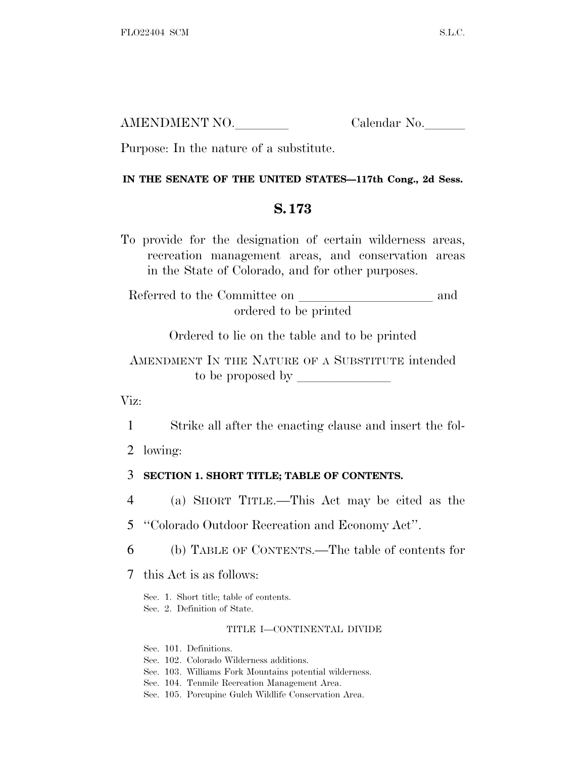AMENDMENT NO.________ Calendar No.______

Purpose: In the nature of a substitute.

**IN THE SENATE OF THE UNITED STATES—117th Cong., 2d Sess.**

## S. 173

To provide for the designation of certain wilderness areas, recreation management areas, and conservation areas in the State of Colorado, and for other purposes.

Referred to the Committee on ____________________ and ordered to be printed

Ordered to lie on the table and to be printed

AMENDMENT IN THE NATURE OF A SUBSTITUTE intended to be proposed by ______________

Viz:

1 Strike all after the enacting clause and insert the fol-
2 lowing:

3 **SECTION 1. SHORT TITLE; TABLE OF CONTENTS.**

4 (a) SHORT TITLE.—This Act may be cited as the
5 ''Colorado Outdoor Recreation and Economy Act''.

6 (b) TABLE OF CONTENTS.—The table of contents for
7 this Act is as follows:

Sec. 1. Short title; table of contents.
Sec. 2. Definition of State.

TITLE I—CONTINENTAL DIVIDE

Sec. 101. Definitions.
Sec. 102. Colorado Wilderness additions.
Sec. 103. Williams Fork Mountains potential wilderness.
Sec. 104. Tenmile Recreation Management Area.
Sec. 105. Porcupine Gulch Wildlife Conservation Area.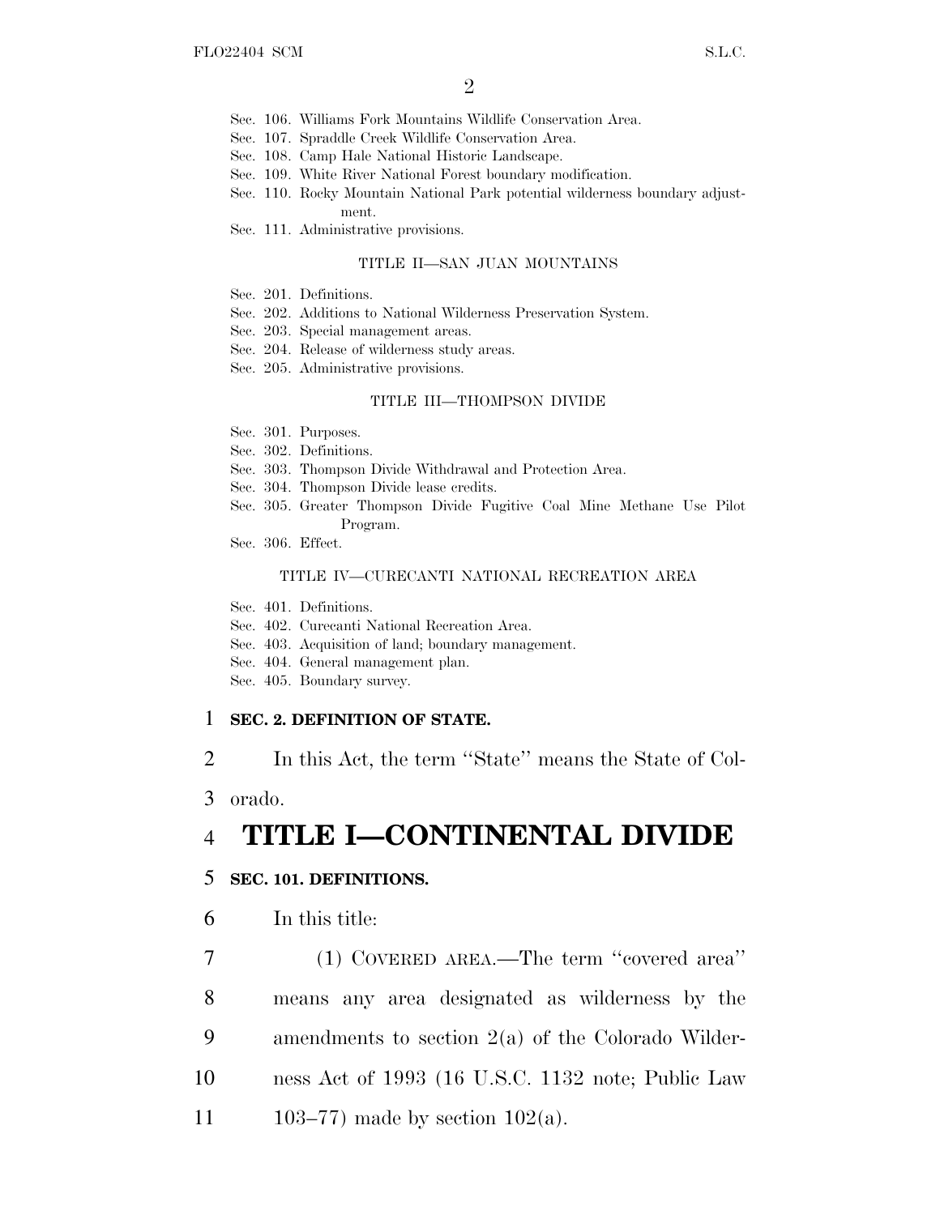Sec. 106. Williams Fork Mountains Wildlife Conservation Area.
Sec. 107. Spraddle Creek Wildlife Conservation Area.
Sec. 108. Camp Hale National Historic Landscape.
Sec. 109. White River National Forest boundary modification.
Sec. 110. Rocky Mountain National Park potential wilderness boundary adjustment.
Sec. 111. Administrative provisions.

TITLE II—SAN JUAN MOUNTAINS

Sec. 201. Definitions.
Sec. 202. Additions to National Wilderness Preservation System.
Sec. 203. Special management areas.
Sec. 204. Release of wilderness study areas.
Sec. 205. Administrative provisions.

TITLE III—THOMPSON DIVIDE

Sec. 301. Purposes.
Sec. 302. Definitions.
Sec. 303. Thompson Divide Withdrawal and Protection Area.
Sec. 304. Thompson Divide lease credits.
Sec. 305. Greater Thompson Divide Fugitive Coal Mine Methane Use Pilot Program.
Sec. 306. Effect.

TITLE IV—CURECANTI NATIONAL RECREATION AREA

Sec. 401. Definitions.
Sec. 402. Curecanti National Recreation Area.
Sec. 403. Acquisition of land; boundary management.
Sec. 404. General management plan.
Sec. 405. Boundary survey.

**SEC. 2. DEFINITION OF STATE.**

In this Act, the term ''State'' means the State of Colorado.

# TITLE I—CONTINENTAL DIVIDE

**SEC. 101. DEFINITIONS.**

In this title:

(1) COVERED AREA.—The term ''covered area'' means any area designated as wilderness by the amendments to section 2(a) of the Colorado Wilderness Act of 1993 (16 U.S.C. 1132 note; Public Law 103–77) made by section 102(a).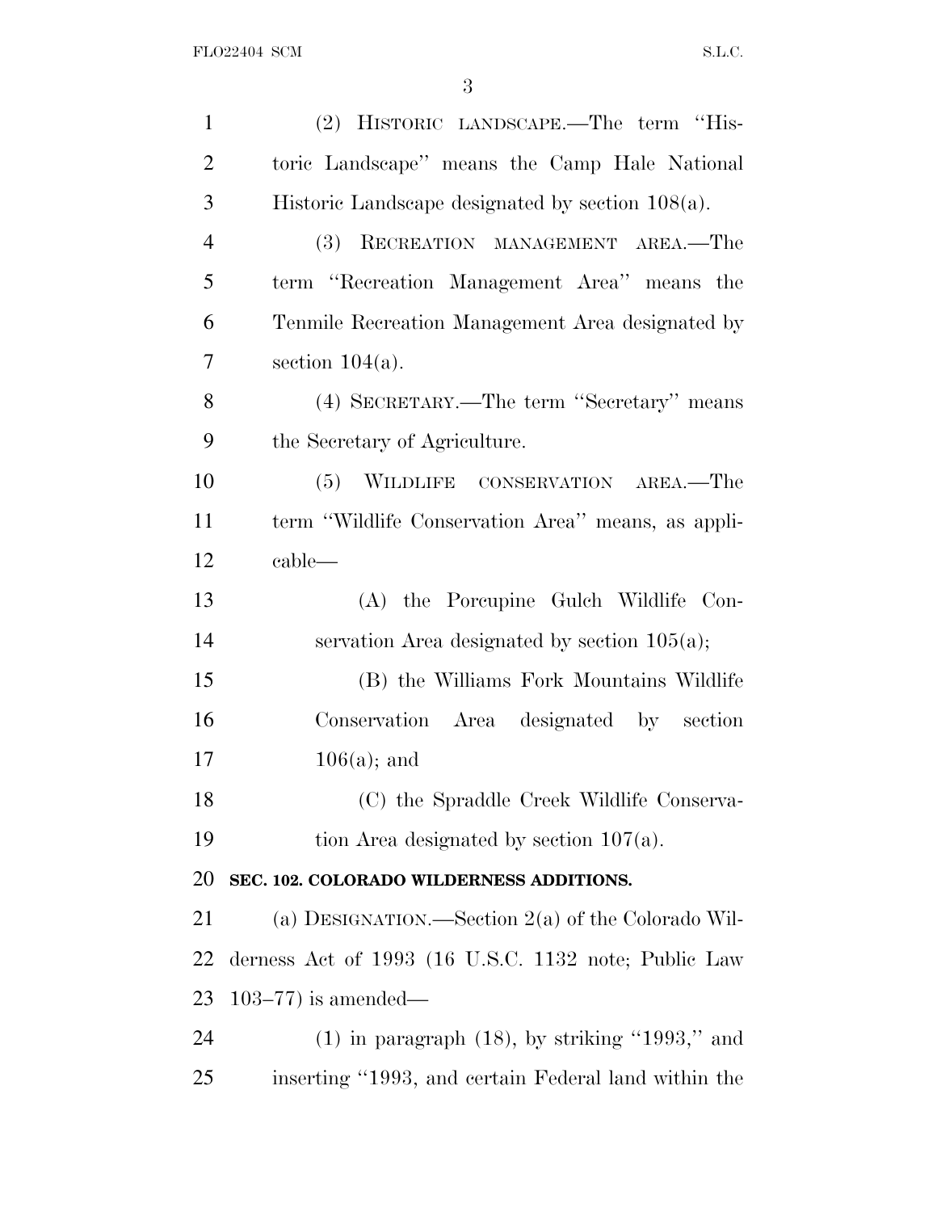(2) HISTORIC LANDSCAPE.—The term ''Historic Landscape'' means the Camp Hale National Historic Landscape designated by section 108(a).

(3) RECREATION MANAGEMENT AREA.—The term ''Recreation Management Area'' means the Tenmile Recreation Management Area designated by section 104(a).

(4) SECRETARY.—The term ''Secretary'' means the Secretary of Agriculture.

(5) WILDLIFE CONSERVATION AREA.—The term ''Wildlife Conservation Area'' means, as applicable—

(A) the Porcupine Gulch Wildlife Conservation Area designated by section 105(a);

(B) the Williams Fork Mountains Wildlife Conservation Area designated by section 106(a); and

(C) the Spraddle Creek Wildlife Conservation Area designated by section 107(a).

**SEC. 102. COLORADO WILDERNESS ADDITIONS.**

(a) DESIGNATION.—Section 2(a) of the Colorado Wilderness Act of 1993 (16 U.S.C. 1132 note; Public Law 103–77) is amended—

(1) in paragraph (18), by striking ''1993,'' and inserting ''1993, and certain Federal land within the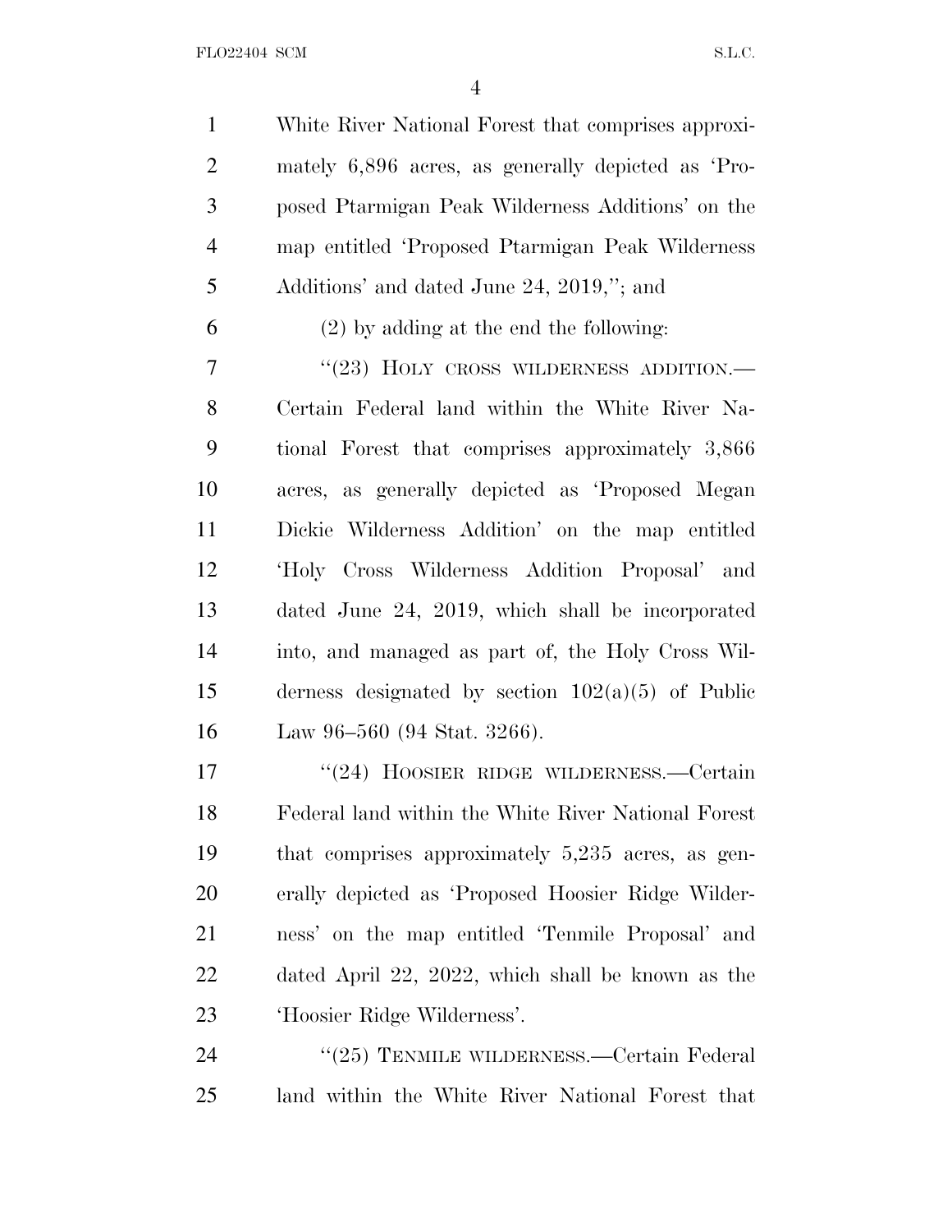White River National Forest that comprises approximately 6,896 acres, as generally depicted as 'Proposed Ptarmigan Peak Wilderness Additions' on the map entitled 'Proposed Ptarmigan Peak Wilderness Additions' and dated June 24, 2019,"; and

(2) by adding at the end the following:

"(23) HOLY CROSS WILDERNESS ADDITION.—Certain Federal land within the White River National Forest that comprises approximately 3,866 acres, as generally depicted as 'Proposed Megan Dickie Wilderness Addition' on the map entitled 'Holy Cross Wilderness Addition Proposal' and dated June 24, 2019, which shall be incorporated into, and managed as part of, the Holy Cross Wilderness designated by section 102(a)(5) of Public Law 96–560 (94 Stat. 3266).

"(24) HOOSIER RIDGE WILDERNESS.—Certain Federal land within the White River National Forest that comprises approximately 5,235 acres, as generally depicted as 'Proposed Hoosier Ridge Wilderness' on the map entitled 'Tenmile Proposal' and dated April 22, 2022, which shall be known as the 'Hoosier Ridge Wilderness'.

"(25) TENMILE WILDERNESS.—Certain Federal land within the White River National Forest that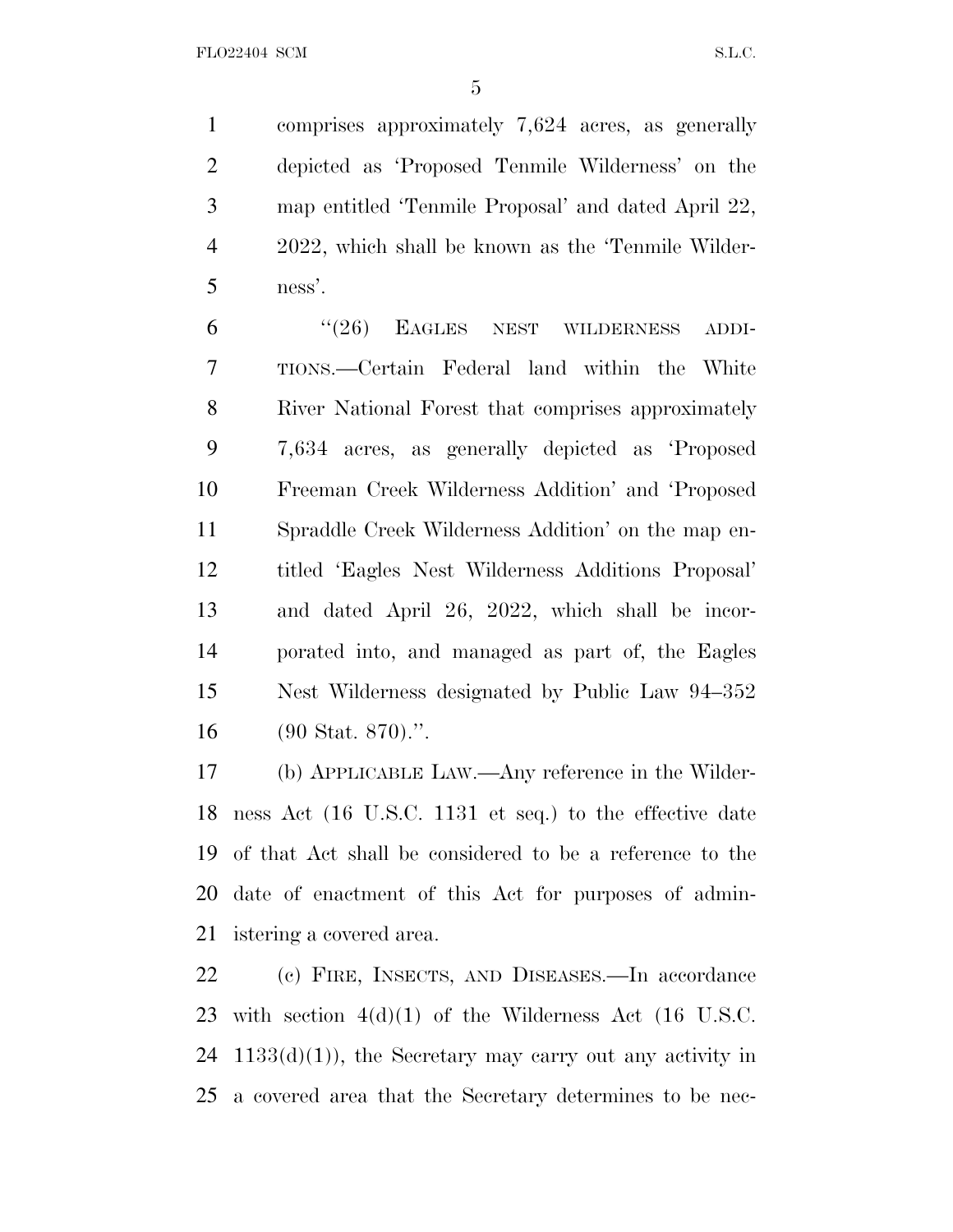comprises approximately 7,624 acres, as generally depicted as 'Proposed Tenmile Wilderness' on the map entitled 'Tenmile Proposal' and dated April 22, 2022, which shall be known as the 'Tenmile Wilderness'.

"(26) EAGLES NEST WILDERNESS ADDITIONS.—Certain Federal land within the White River National Forest that comprises approximately 7,634 acres, as generally depicted as 'Proposed Freeman Creek Wilderness Addition' and 'Proposed Spraddle Creek Wilderness Addition' on the map entitled 'Eagles Nest Wilderness Additions Proposal' and dated April 26, 2022, which shall be incorporated into, and managed as part of, the Eagles Nest Wilderness designated by Public Law 94–352 (90 Stat. 870).".

(b) APPLICABLE LAW.—Any reference in the Wilderness Act (16 U.S.C. 1131 et seq.) to the effective date of that Act shall be considered to be a reference to the date of enactment of this Act for purposes of administering a covered area.

(c) FIRE, INSECTS, AND DISEASES.—In accordance with section 4(d)(1) of the Wilderness Act (16 U.S.C. 1133(d)(1)), the Secretary may carry out any activity in a covered area that the Secretary determines to be nec-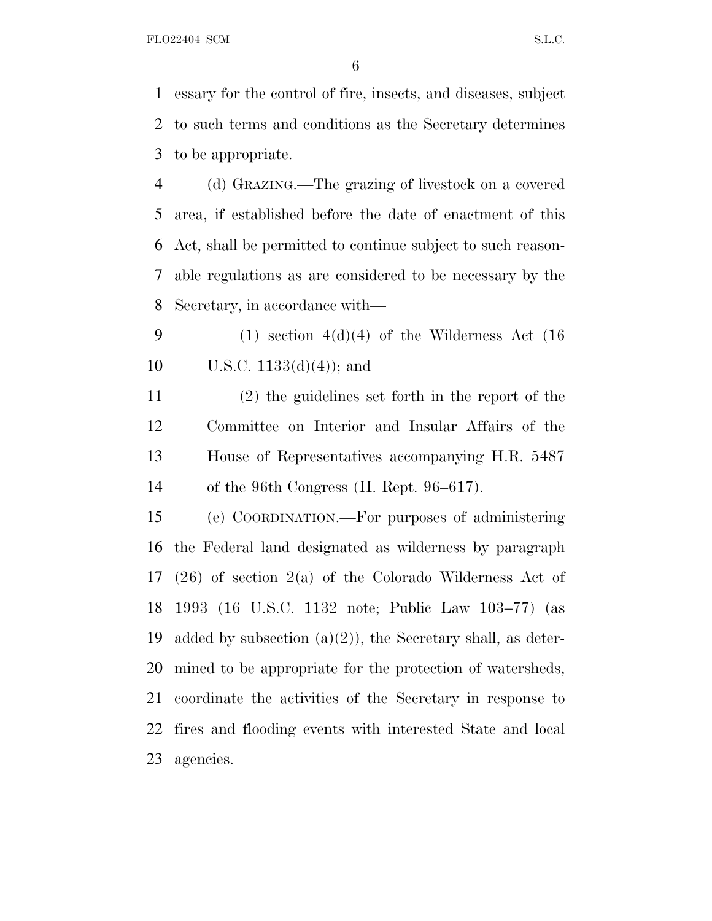essary for the control of fire, insects, and diseases, subject to such terms and conditions as the Secretary determines to be appropriate.

(d) GRAZING.—The grazing of livestock on a covered area, if established before the date of enactment of this Act, shall be permitted to continue subject to such reasonable regulations as are considered to be necessary by the Secretary, in accordance with—

(1) section 4(d)(4) of the Wilderness Act (16 U.S.C. 1133(d)(4)); and

(2) the guidelines set forth in the report of the Committee on Interior and Insular Affairs of the House of Representatives accompanying H.R. 5487 of the 96th Congress (H. Rept. 96–617).

(e) COORDINATION.—For purposes of administering the Federal land designated as wilderness by paragraph (26) of section 2(a) of the Colorado Wilderness Act of 1993 (16 U.S.C. 1132 note; Public Law 103–77) (as added by subsection (a)(2)), the Secretary shall, as determined to be appropriate for the protection of watersheds, coordinate the activities of the Secretary in response to fires and flooding events with interested State and local agencies.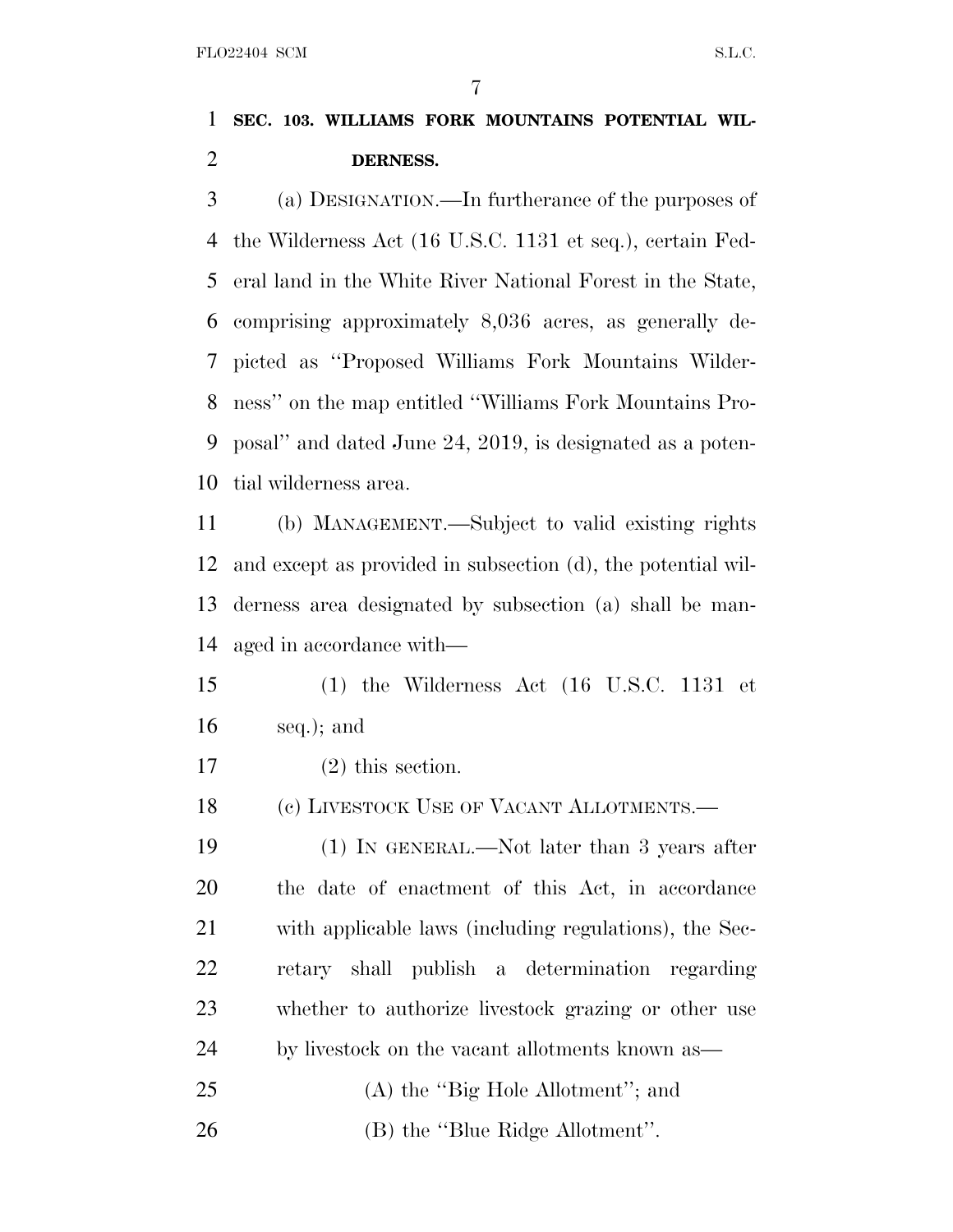**SEC. 103. WILLIAMS FORK MOUNTAINS POTENTIAL WILDERNESS.**

(a) DESIGNATION.—In furtherance of the purposes of the Wilderness Act (16 U.S.C. 1131 et seq.), certain Federal land in the White River National Forest in the State, comprising approximately 8,036 acres, as generally depicted as ''Proposed Williams Fork Mountains Wilderness'' on the map entitled ''Williams Fork Mountains Proposal'' and dated June 24, 2019, is designated as a potential wilderness area.

(b) MANAGEMENT.—Subject to valid existing rights and except as provided in subsection (d), the potential wilderness area designated by subsection (a) shall be managed in accordance with—

(1) the Wilderness Act (16 U.S.C. 1131 et seq.); and

(2) this section.

(c) LIVESTOCK USE OF VACANT ALLOTMENTS.—

(1) IN GENERAL.—Not later than 3 years after the date of enactment of this Act, in accordance with applicable laws (including regulations), the Secretary shall publish a determination regarding whether to authorize livestock grazing or other use by livestock on the vacant allotments known as—

(A) the ''Big Hole Allotment''; and

(B) the ''Blue Ridge Allotment''.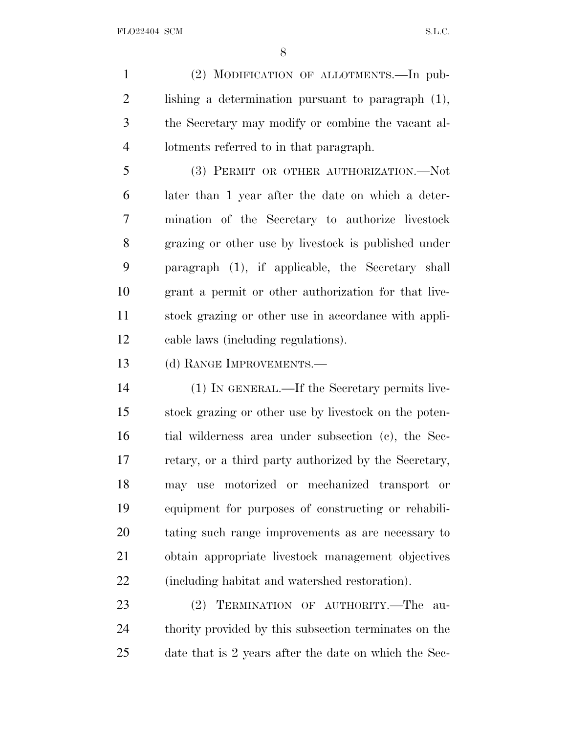(2) MODIFICATION OF ALLOTMENTS.—In publishing a determination pursuant to paragraph (1), the Secretary may modify or combine the vacant allotments referred to in that paragraph.

(3) PERMIT OR OTHER AUTHORIZATION.—Not later than 1 year after the date on which a determination of the Secretary to authorize livestock grazing or other use by livestock is published under paragraph (1), if applicable, the Secretary shall grant a permit or other authorization for that livestock grazing or other use in accordance with applicable laws (including regulations).

(d) RANGE IMPROVEMENTS.—

(1) IN GENERAL.—If the Secretary permits livestock grazing or other use by livestock on the potential wilderness area under subsection (c), the Secretary, or a third party authorized by the Secretary, may use motorized or mechanized transport or equipment for purposes of constructing or rehabilitating such range improvements as are necessary to obtain appropriate livestock management objectives (including habitat and watershed restoration).

(2) TERMINATION OF AUTHORITY.—The authority provided by this subsection terminates on the date that is 2 years after the date on which the Sec-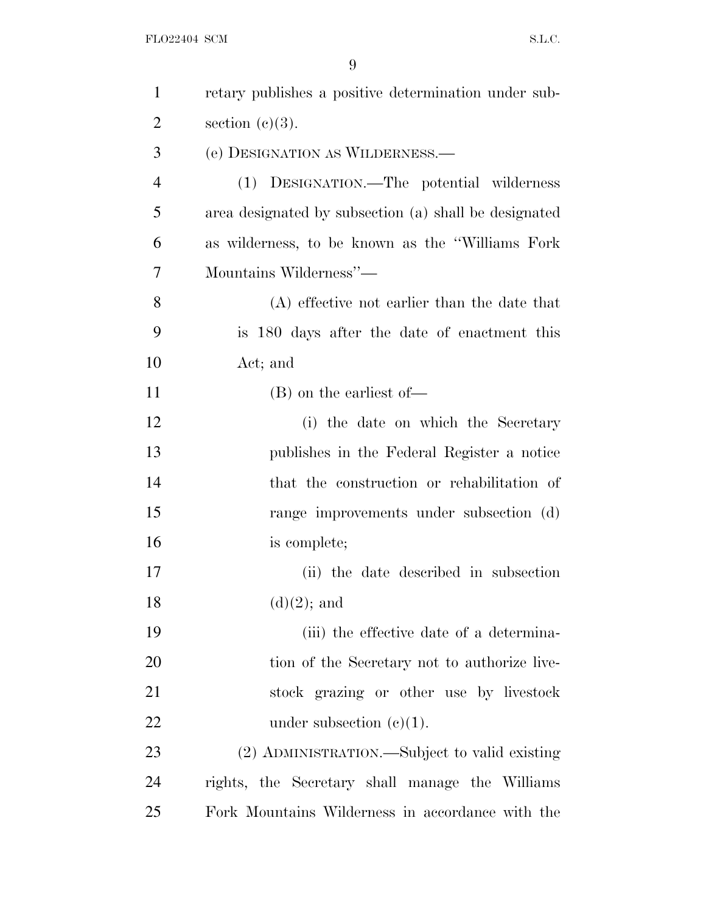retary publishes a positive determination under subsection (c)(3).

(e) DESIGNATION AS WILDERNESS.—

(1) DESIGNATION.—The potential wilderness area designated by subsection (a) shall be designated as wilderness, to be known as the "Williams Fork Mountains Wilderness"—

(A) effective not earlier than the date that is 180 days after the date of enactment this Act; and

(B) on the earliest of—

(i) the date on which the Secretary publishes in the Federal Register a notice that the construction or rehabilitation of range improvements under subsection (d) is complete;

(ii) the date described in subsection (d)(2); and

(iii) the effective date of a determination of the Secretary not to authorize livestock grazing or other use by livestock under subsection (c)(1).

(2) ADMINISTRATION.—Subject to valid existing rights, the Secretary shall manage the Williams Fork Mountains Wilderness in accordance with the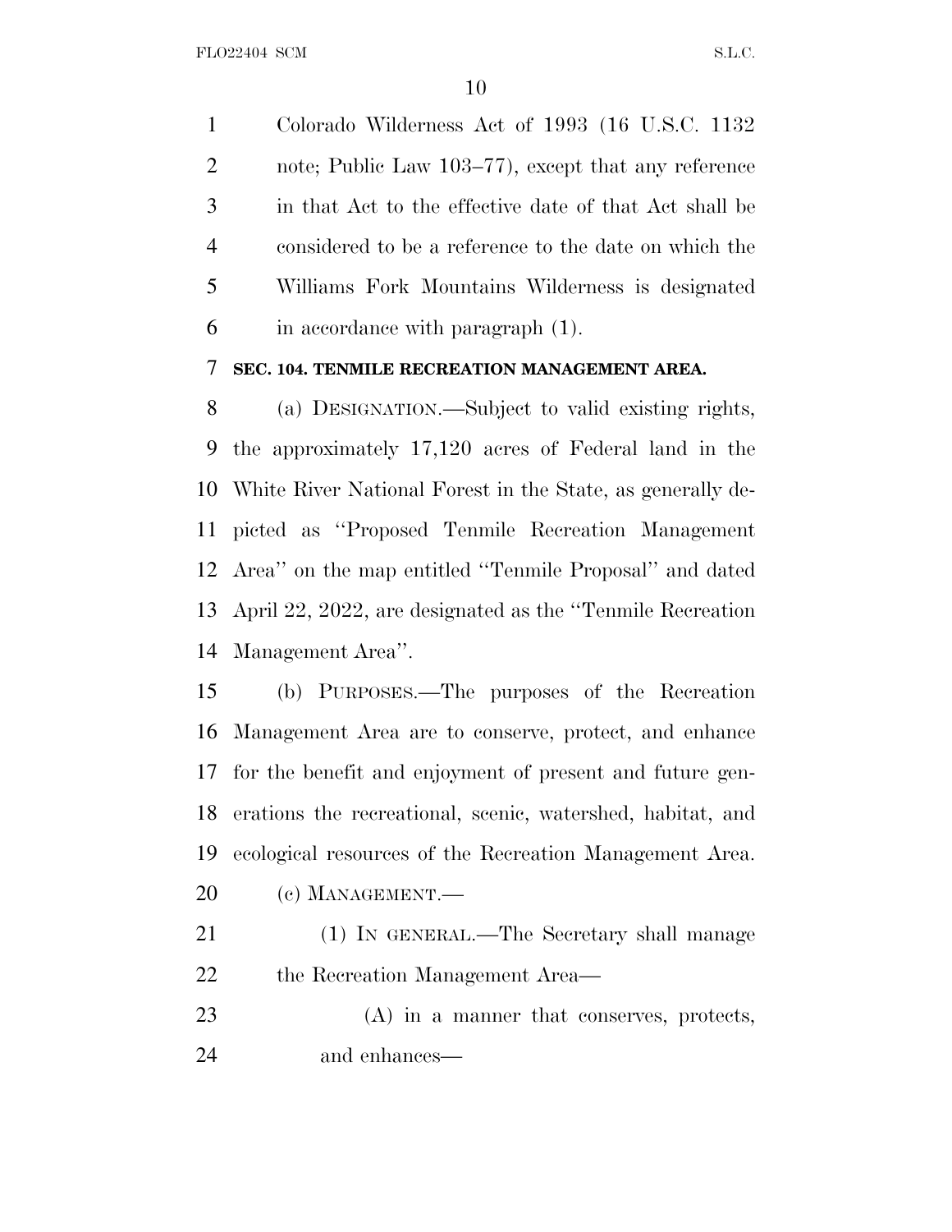Colorado Wilderness Act of 1993 (16 U.S.C. 1132 note; Public Law 103–77), except that any reference in that Act to the effective date of that Act shall be considered to be a reference to the date on which the Williams Fork Mountains Wilderness is designated in accordance with paragraph (1).

### SEC. 104. TENMILE RECREATION MANAGEMENT AREA.

(a) DESIGNATION.—Subject to valid existing rights, the approximately 17,120 acres of Federal land in the White River National Forest in the State, as generally depicted as ''Proposed Tenmile Recreation Management Area'' on the map entitled ''Tenmile Proposal'' and dated April 22, 2022, are designated as the ''Tenmile Recreation Management Area''.

(b) PURPOSES.—The purposes of the Recreation Management Area are to conserve, protect, and enhance for the benefit and enjoyment of present and future generations the recreational, scenic, watershed, habitat, and ecological resources of the Recreation Management Area.

(c) MANAGEMENT.—

(1) IN GENERAL.—The Secretary shall manage the Recreation Management Area—

(A) in a manner that conserves, protects, and enhances—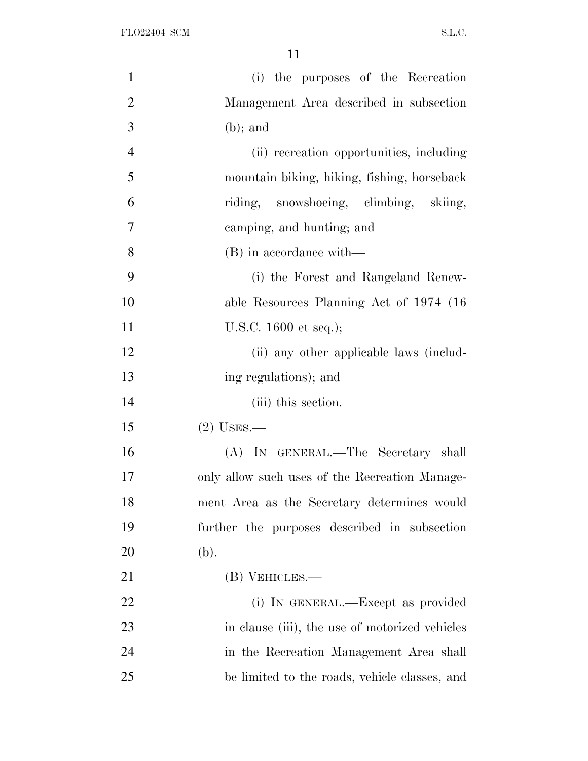(i) the purposes of the Recreation Management Area described in subsection (b); and

(ii) recreation opportunities, including mountain biking, hiking, fishing, horseback riding, snowshoeing, climbing, skiing, camping, and hunting; and

(B) in accordance with—

(i) the Forest and Rangeland Renewable Resources Planning Act of 1974 (16 U.S.C. 1600 et seq.);

(ii) any other applicable laws (including regulations); and

(iii) this section.

(2) USES.—

(A) IN GENERAL.—The Secretary shall only allow such uses of the Recreation Management Area as the Secretary determines would further the purposes described in subsection (b).

(B) VEHICLES.—

(i) IN GENERAL.—Except as provided in clause (iii), the use of motorized vehicles in the Recreation Management Area shall be limited to the roads, vehicle classes, and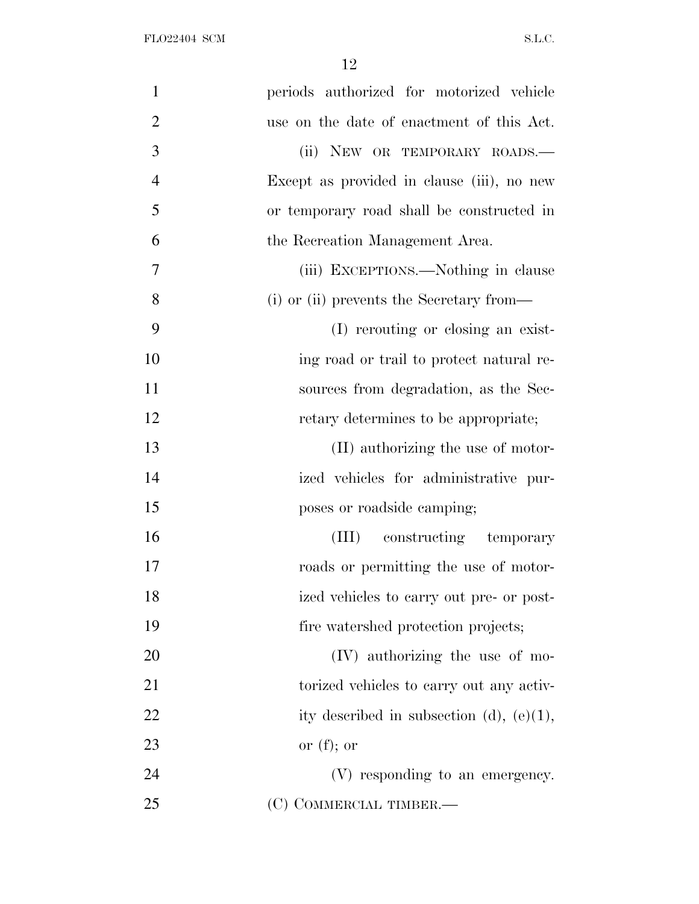periods authorized for motorized vehicle use on the date of enactment of this Act.

(ii) NEW OR TEMPORARY ROADS.—Except as provided in clause (iii), no new or temporary road shall be constructed in the Recreation Management Area.

(iii) EXCEPTIONS.—Nothing in clause (i) or (ii) prevents the Secretary from—

(I) rerouting or closing an existing road or trail to protect natural resources from degradation, as the Secretary determines to be appropriate;

(II) authorizing the use of motorized vehicles for administrative purposes or roadside camping;

(III) constructing temporary roads or permitting the use of motorized vehicles to carry out pre- or post-fire watershed protection projects;

(IV) authorizing the use of motorized vehicles to carry out any activity described in subsection (d), (e)(1), or (f); or

(V) responding to an emergency.

(C) COMMERCIAL TIMBER.—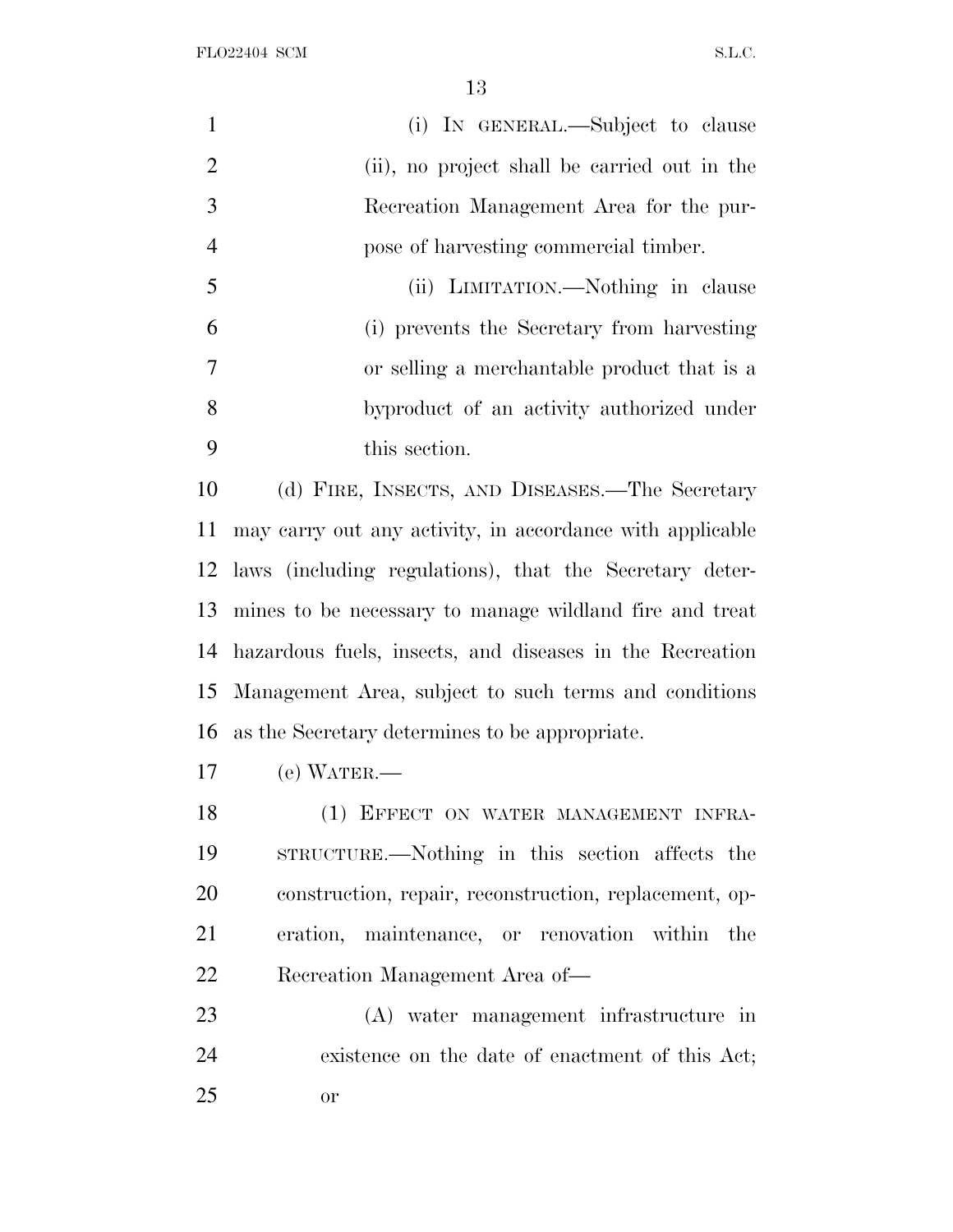(i) IN GENERAL.—Subject to clause (ii), no project shall be carried out in the Recreation Management Area for the purpose of harvesting commercial timber.

(ii) LIMITATION.—Nothing in clause (i) prevents the Secretary from harvesting or selling a merchantable product that is a byproduct of an activity authorized under this section.

(d) FIRE, INSECTS, AND DISEASES.—The Secretary may carry out any activity, in accordance with applicable laws (including regulations), that the Secretary determines to be necessary to manage wildland fire and treat hazardous fuels, insects, and diseases in the Recreation Management Area, subject to such terms and conditions as the Secretary determines to be appropriate.

(e) WATER.—

(1) EFFECT ON WATER MANAGEMENT INFRASTRUCTURE.—Nothing in this section affects the construction, repair, reconstruction, replacement, operation, maintenance, or renovation within the Recreation Management Area of—

(A) water management infrastructure in existence on the date of enactment of this Act; or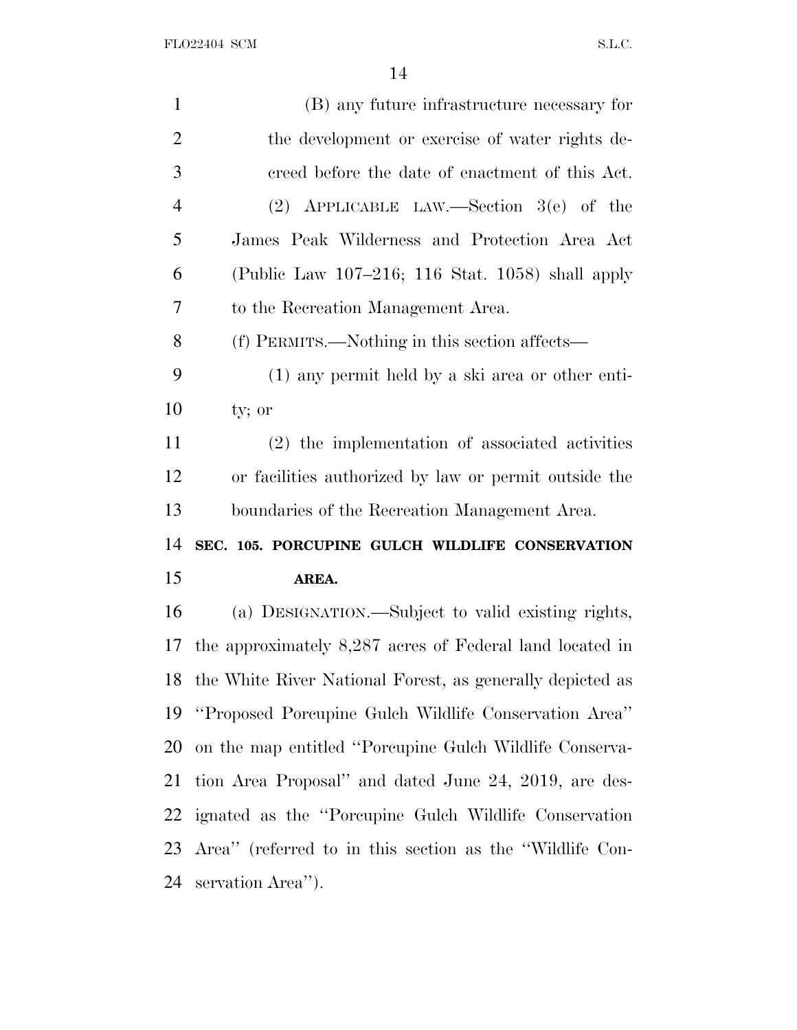(B) any future infrastructure necessary for the development or exercise of water rights decreed before the date of enactment of this Act.

(2) APPLICABLE LAW.—Section 3(e) of the James Peak Wilderness and Protection Area Act (Public Law 107–216; 116 Stat. 1058) shall apply to the Recreation Management Area.

(f) PERMITS.—Nothing in this section affects—

(1) any permit held by a ski area or other entity; or

(2) the implementation of associated activities or facilities authorized by law or permit outside the boundaries of the Recreation Management Area.

**SEC. 105. PORCUPINE GULCH WILDLIFE CONSERVATION AREA.**

(a) DESIGNATION.—Subject to valid existing rights, the approximately 8,287 acres of Federal land located in the White River National Forest, as generally depicted as "Proposed Porcupine Gulch Wildlife Conservation Area" on the map entitled "Porcupine Gulch Wildlife Conservation Area Proposal" and dated June 24, 2019, are designated as the "Porcupine Gulch Wildlife Conservation Area" (referred to in this section as the "Wildlife Conservation Area").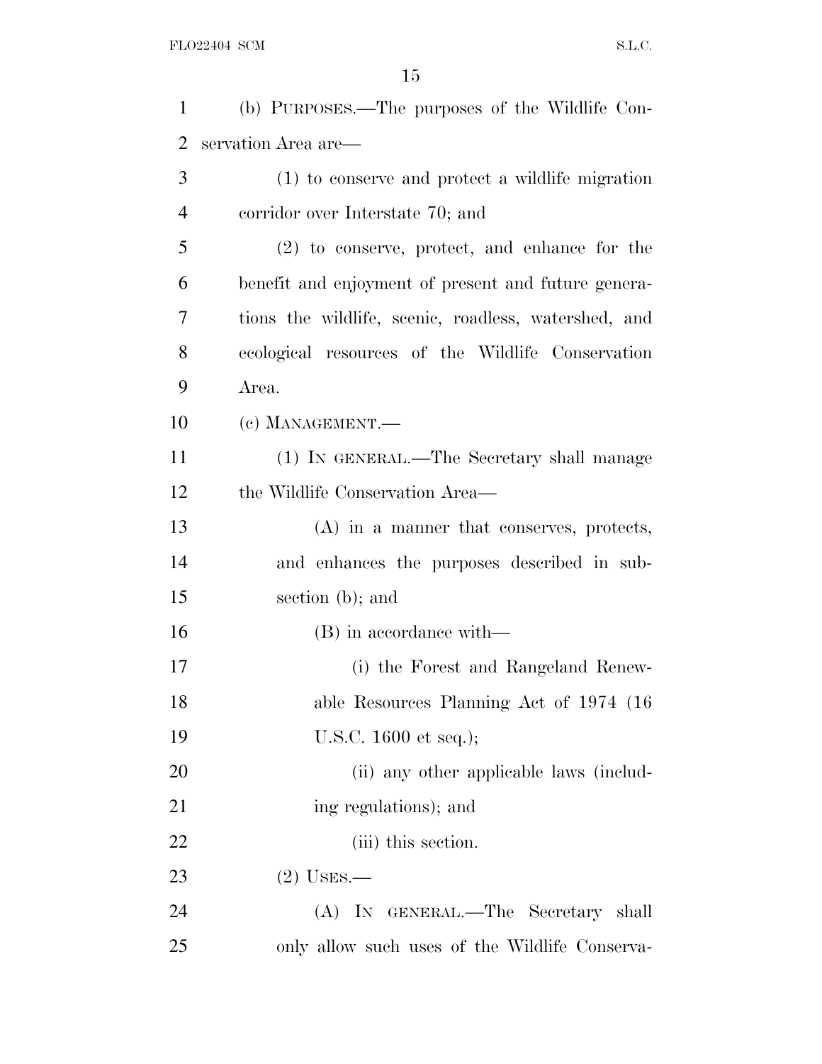(b) PURPOSES.—The purposes of the Wildlife Conservation Area are—

(1) to conserve and protect a wildlife migration corridor over Interstate 70; and

(2) to conserve, protect, and enhance for the benefit and enjoyment of present and future generations the wildlife, scenic, roadless, watershed, and ecological resources of the Wildlife Conservation Area.

(c) MANAGEMENT.—

(1) IN GENERAL.—The Secretary shall manage the Wildlife Conservation Area—

(A) in a manner that conserves, protects, and enhances the purposes described in subsection (b); and

(B) in accordance with—

(i) the Forest and Rangeland Renewable Resources Planning Act of 1974 (16 U.S.C. 1600 et seq.);

(ii) any other applicable laws (including regulations); and

(iii) this section.

(2) USES.—

(A) IN GENERAL.—The Secretary shall only allow such uses of the Wildlife Conserva-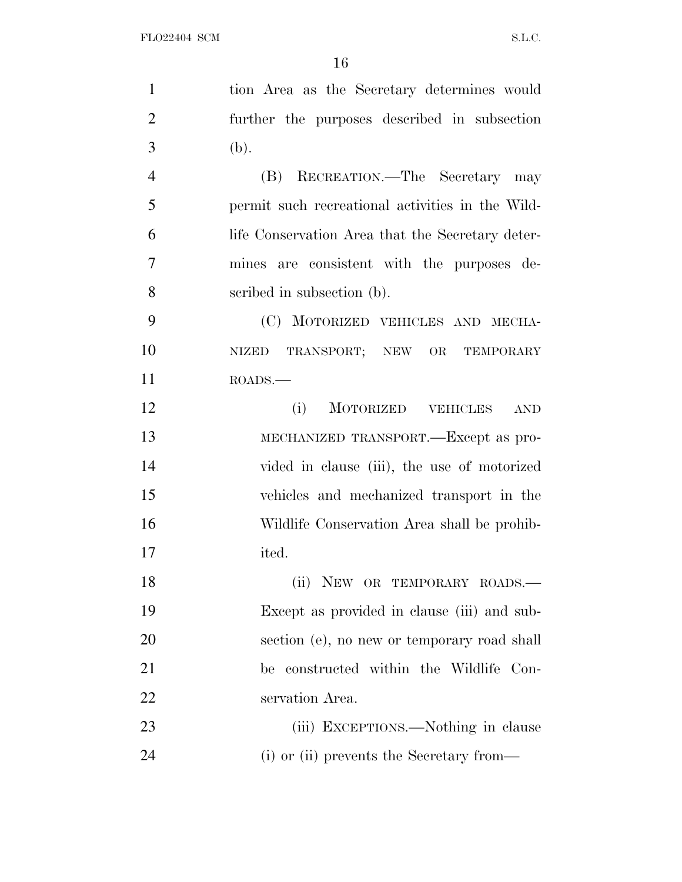tion Area as the Secretary determines would further the purposes described in subsection (b).

(B) RECREATION.—The Secretary may permit such recreational activities in the Wildlife Conservation Area that the Secretary determines are consistent with the purposes described in subsection (b).

(C) MOTORIZED VEHICLES AND MECHANIZED TRANSPORT; NEW OR TEMPORARY ROADS.—

(i) MOTORIZED VEHICLES AND MECHANIZED TRANSPORT.—Except as provided in clause (iii), the use of motorized vehicles and mechanized transport in the Wildlife Conservation Area shall be prohibited.

(ii) NEW OR TEMPORARY ROADS.—Except as provided in clause (iii) and subsection (e), no new or temporary road shall be constructed within the Wildlife Conservation Area.

(iii) EXCEPTIONS.—Nothing in clause (i) or (ii) prevents the Secretary from—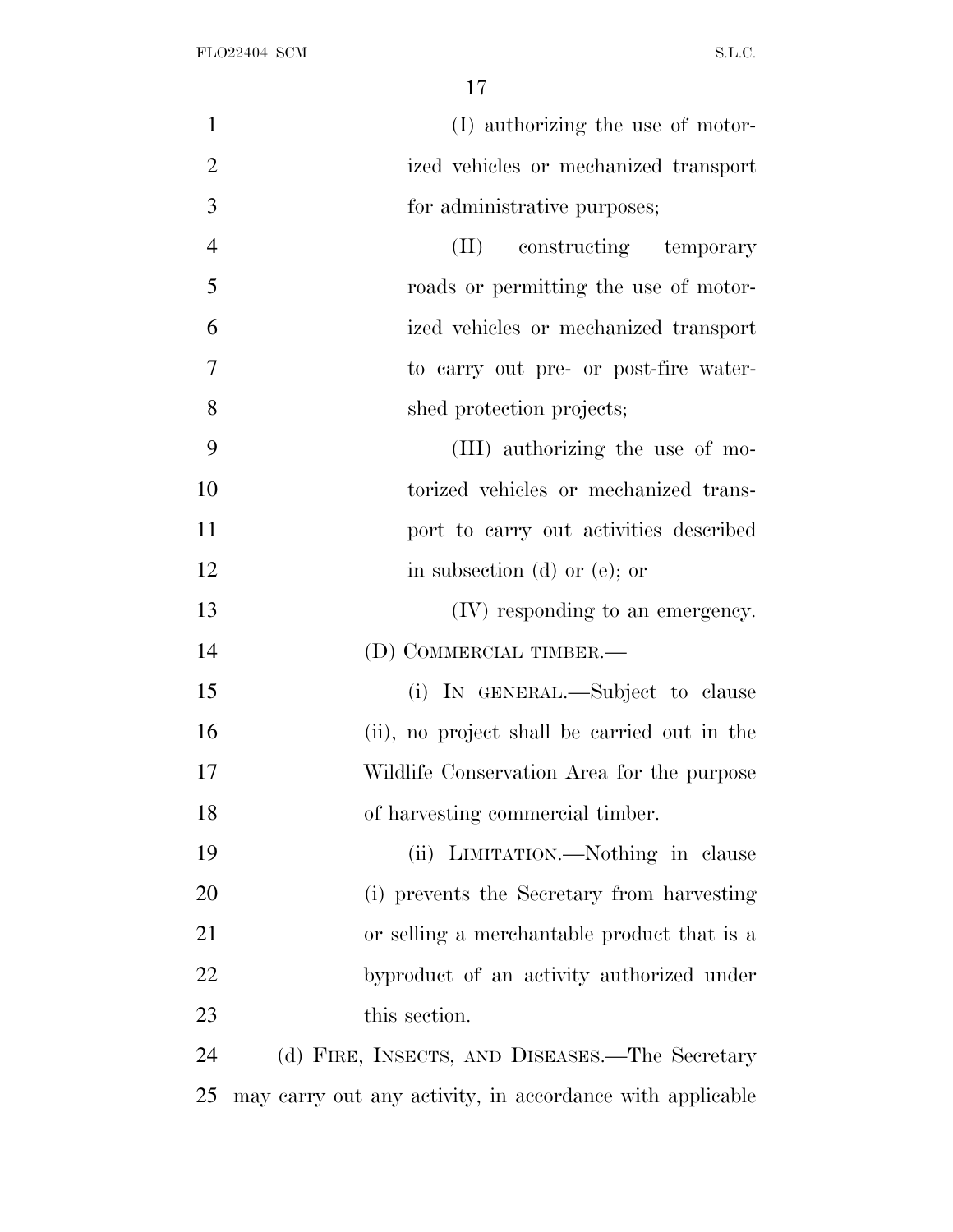(I) authorizing the use of motorized vehicles or mechanized transport for administrative purposes;

(II) constructing temporary roads or permitting the use of motorized vehicles or mechanized transport to carry out pre- or post-fire watershed protection projects;

(III) authorizing the use of motorized vehicles or mechanized transport to carry out activities described in subsection (d) or (e); or

(IV) responding to an emergency.

(D) COMMERCIAL TIMBER.—

(i) IN GENERAL.—Subject to clause (ii), no project shall be carried out in the Wildlife Conservation Area for the purpose of harvesting commercial timber.

(ii) LIMITATION.—Nothing in clause (i) prevents the Secretary from harvesting or selling a merchantable product that is a byproduct of an activity authorized under this section.

(d) FIRE, INSECTS, AND DISEASES.—The Secretary may carry out any activity, in accordance with applicable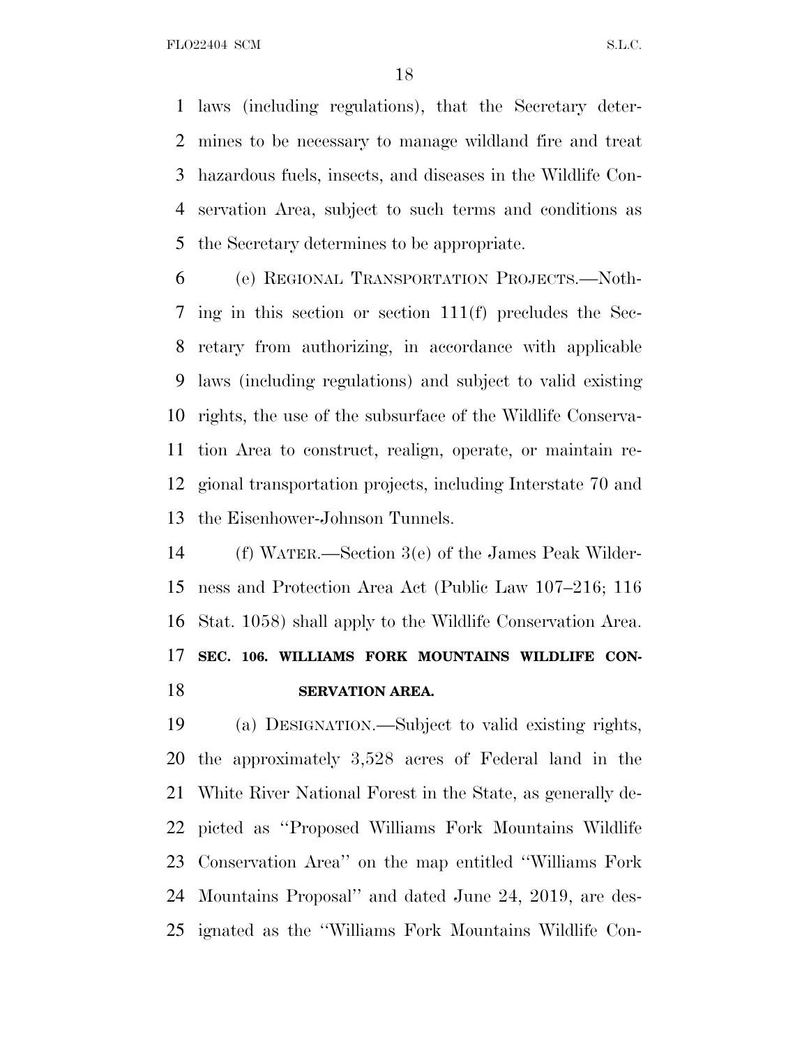laws (including regulations), that the Secretary determines to be necessary to manage wildland fire and treat hazardous fuels, insects, and diseases in the Wildlife Conservation Area, subject to such terms and conditions as the Secretary determines to be appropriate.

(e) REGIONAL TRANSPORTATION PROJECTS.—Nothing in this section or section 111(f) precludes the Secretary from authorizing, in accordance with applicable laws (including regulations) and subject to valid existing rights, the use of the subsurface of the Wildlife Conservation Area to construct, realign, operate, or maintain regional transportation projects, including Interstate 70 and the Eisenhower-Johnson Tunnels.

(f) WATER.—Section 3(e) of the James Peak Wilderness and Protection Area Act (Public Law 107–216; 116 Stat. 1058) shall apply to the Wildlife Conservation Area.

**SEC. 106. WILLIAMS FORK MOUNTAINS WILDLIFE CONSERVATION AREA.**

(a) DESIGNATION.—Subject to valid existing rights, the approximately 3,528 acres of Federal land in the White River National Forest in the State, as generally depicted as ''Proposed Williams Fork Mountains Wildlife Conservation Area'' on the map entitled ''Williams Fork Mountains Proposal'' and dated June 24, 2019, are designated as the ''Williams Fork Mountains Wildlife Con-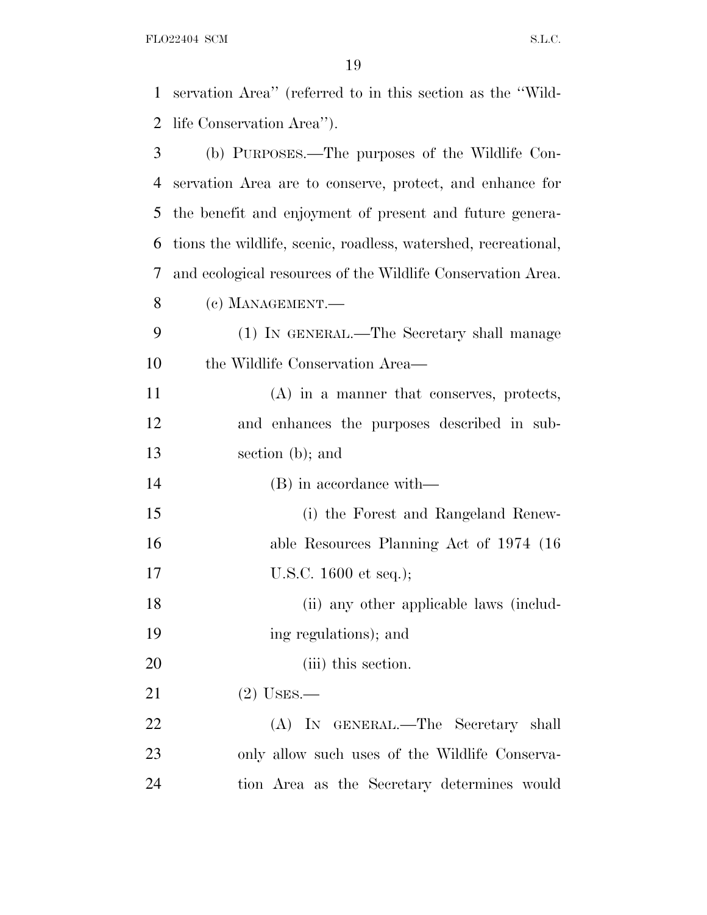servation Area" (referred to in this section as the "Wildlife Conservation Area").

(b) PURPOSES.—The purposes of the Wildlife Conservation Area are to conserve, protect, and enhance for the benefit and enjoyment of present and future generations the wildlife, scenic, roadless, watershed, recreational, and ecological resources of the Wildlife Conservation Area.

(c) MANAGEMENT.—

(1) IN GENERAL.—The Secretary shall manage the Wildlife Conservation Area—

(A) in a manner that conserves, protects, and enhances the purposes described in subsection (b); and

(B) in accordance with—

(i) the Forest and Rangeland Renewable Resources Planning Act of 1974 (16 U.S.C. 1600 et seq.);

(ii) any other applicable laws (including regulations); and

(iii) this section.

(2) USES.—

(A) IN GENERAL.—The Secretary shall only allow such uses of the Wildlife Conservation Area as the Secretary determines would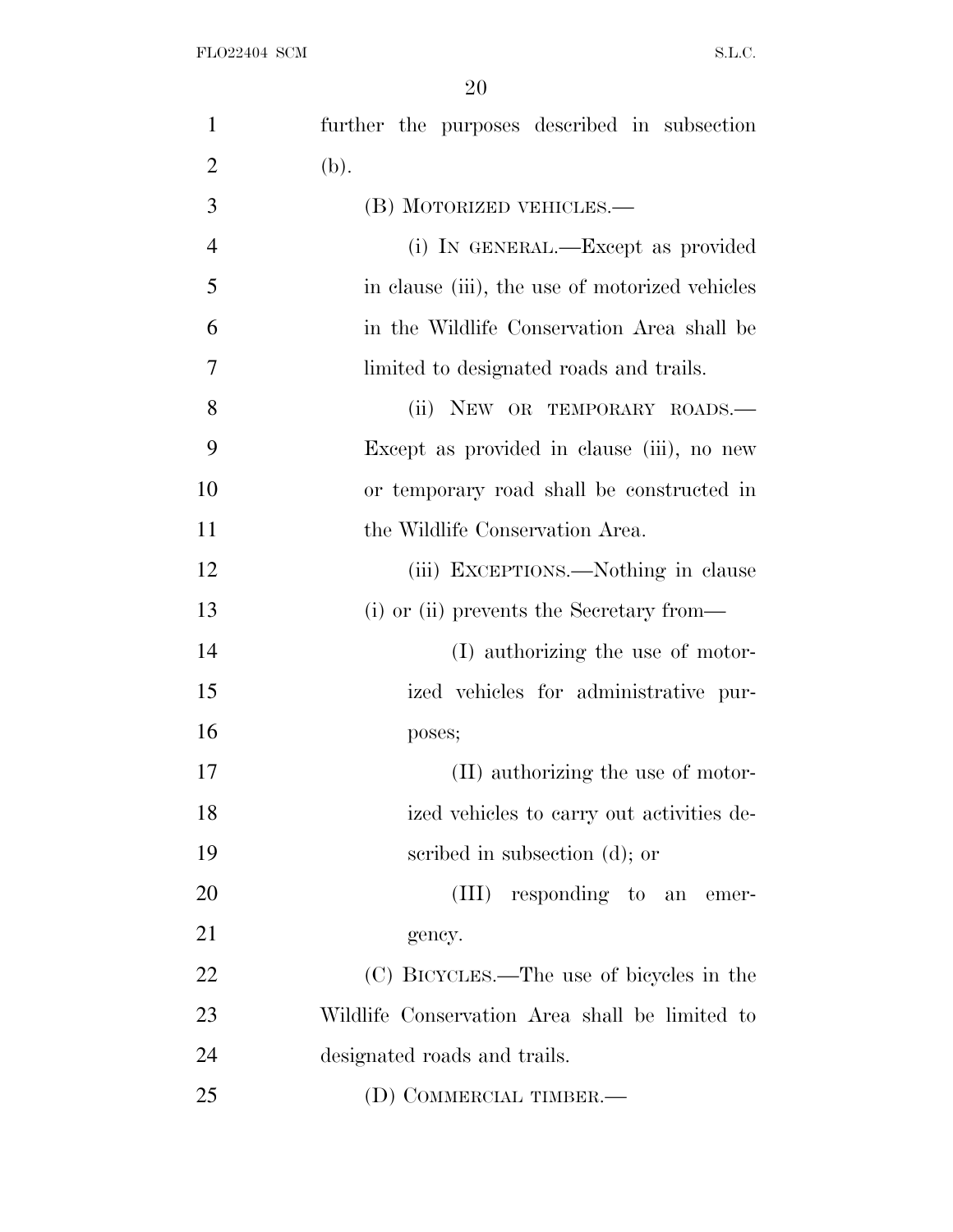further the purposes described in subsection (b).

(B) MOTORIZED VEHICLES.—

(i) IN GENERAL.—Except as provided in clause (iii), the use of motorized vehicles in the Wildlife Conservation Area shall be limited to designated roads and trails.

(ii) NEW OR TEMPORARY ROADS.—Except as provided in clause (iii), no new or temporary road shall be constructed in the Wildlife Conservation Area.

(iii) EXCEPTIONS.—Nothing in clause (i) or (ii) prevents the Secretary from—

(I) authorizing the use of motorized vehicles for administrative purposes;

(II) authorizing the use of motorized vehicles to carry out activities described in subsection (d); or

(III) responding to an emergency.

(C) BICYCLES.—The use of bicycles in the Wildlife Conservation Area shall be limited to designated roads and trails.

(D) COMMERCIAL TIMBER.—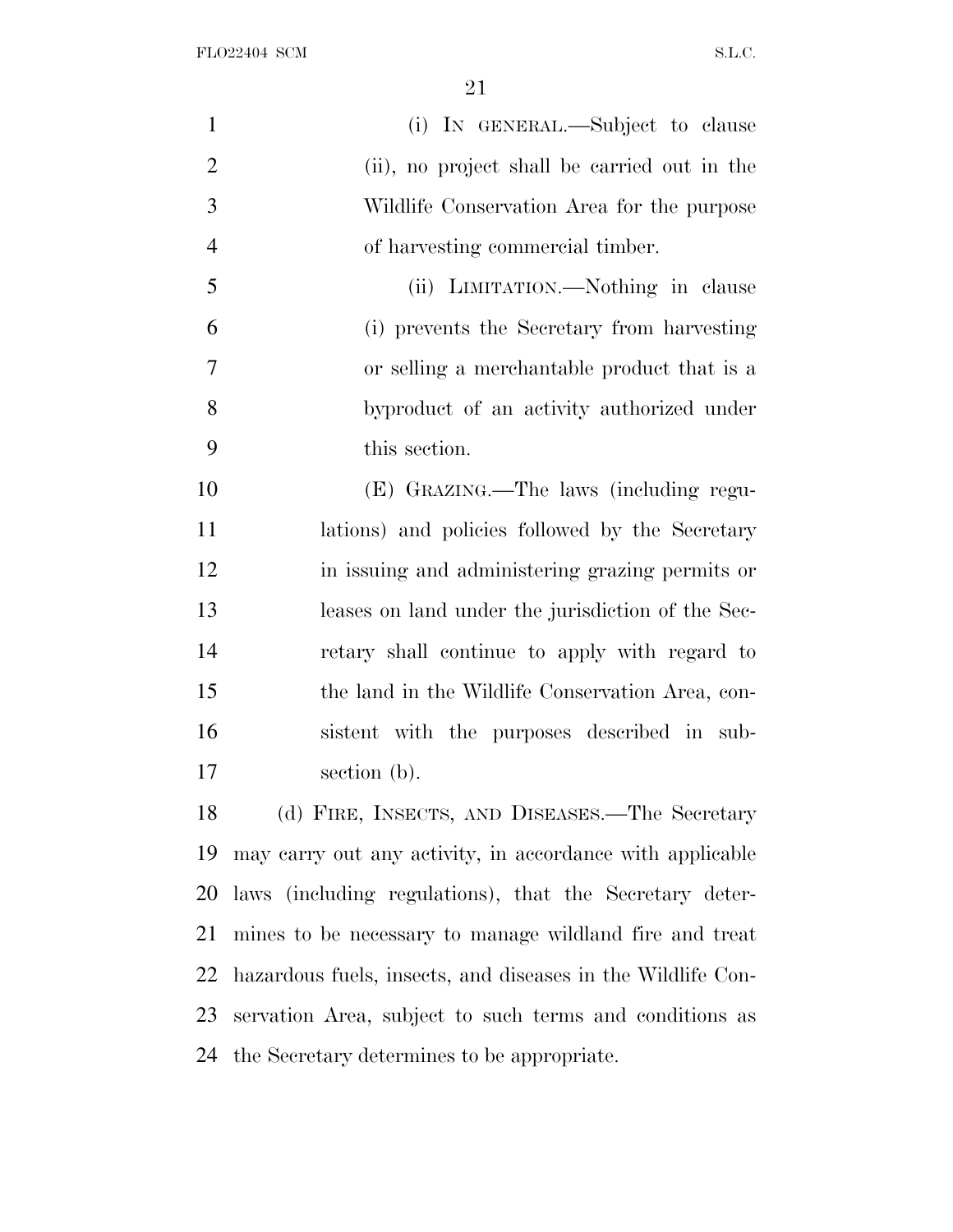(i) IN GENERAL.—Subject to clause (ii), no project shall be carried out in the Wildlife Conservation Area for the purpose of harvesting commercial timber.

(ii) LIMITATION.—Nothing in clause (i) prevents the Secretary from harvesting or selling a merchantable product that is a byproduct of an activity authorized under this section.

(E) GRAZING.—The laws (including regulations) and policies followed by the Secretary in issuing and administering grazing permits or leases on land under the jurisdiction of the Secretary shall continue to apply with regard to the land in the Wildlife Conservation Area, consistent with the purposes described in subsection (b).

(d) FIRE, INSECTS, AND DISEASES.—The Secretary may carry out any activity, in accordance with applicable laws (including regulations), that the Secretary determines to be necessary to manage wildland fire and treat hazardous fuels, insects, and diseases in the Wildlife Conservation Area, subject to such terms and conditions as the Secretary determines to be appropriate.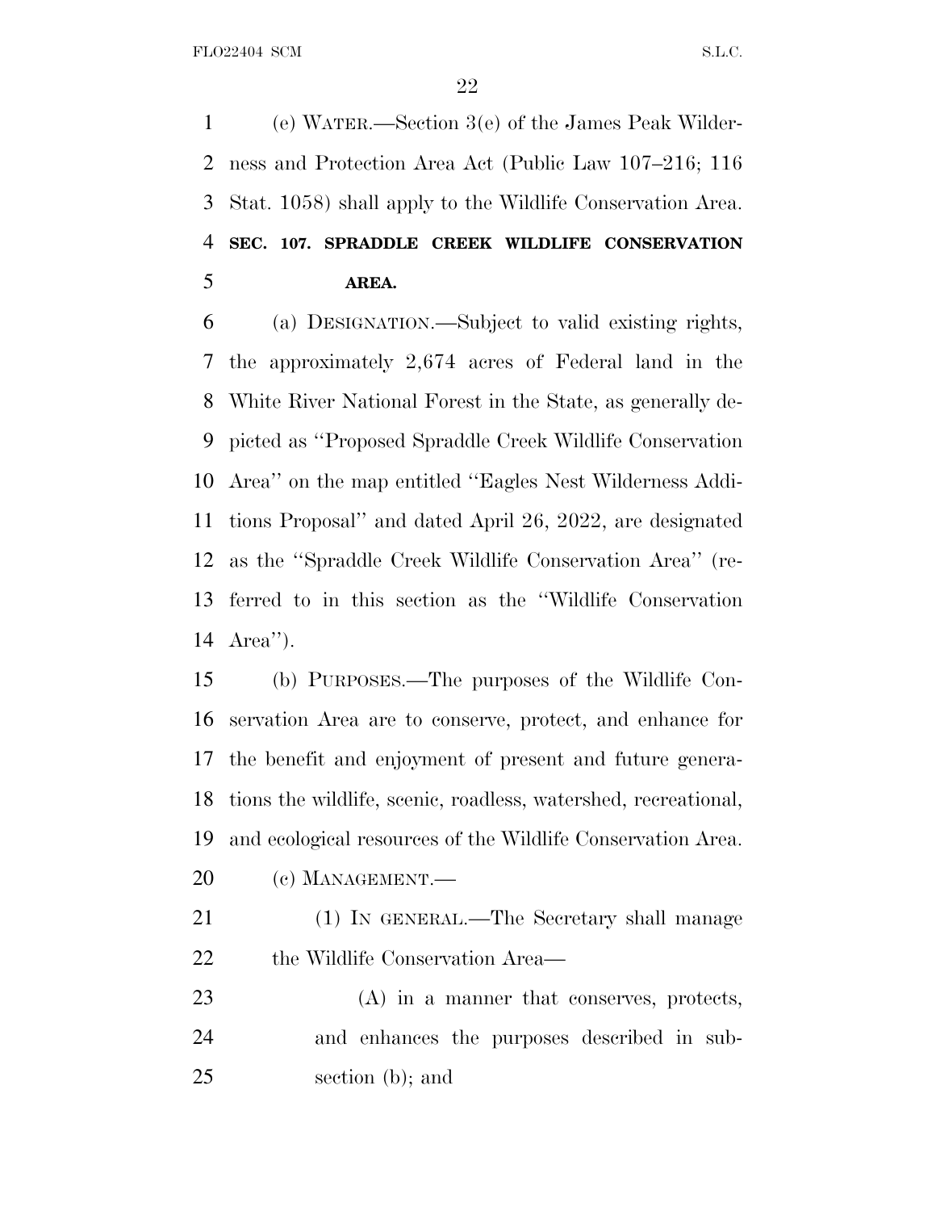(e) WATER.—Section 3(e) of the James Peak Wilderness and Protection Area Act (Public Law 107–216; 116 Stat. 1058) shall apply to the Wildlife Conservation Area.

**SEC. 107. SPRADDLE CREEK WILDLIFE CONSERVATION AREA.**

(a) DESIGNATION.—Subject to valid existing rights, the approximately 2,674 acres of Federal land in the White River National Forest in the State, as generally depicted as ''Proposed Spraddle Creek Wildlife Conservation Area'' on the map entitled ''Eagles Nest Wilderness Additions Proposal'' and dated April 26, 2022, are designated as the ''Spraddle Creek Wildlife Conservation Area'' (referred to in this section as the ''Wildlife Conservation Area'').

(b) PURPOSES.—The purposes of the Wildlife Conservation Area are to conserve, protect, and enhance for the benefit and enjoyment of present and future generations the wildlife, scenic, roadless, watershed, recreational, and ecological resources of the Wildlife Conservation Area.

(c) MANAGEMENT.—

(1) IN GENERAL.—The Secretary shall manage the Wildlife Conservation Area—

(A) in a manner that conserves, protects, and enhances the purposes described in subsection (b); and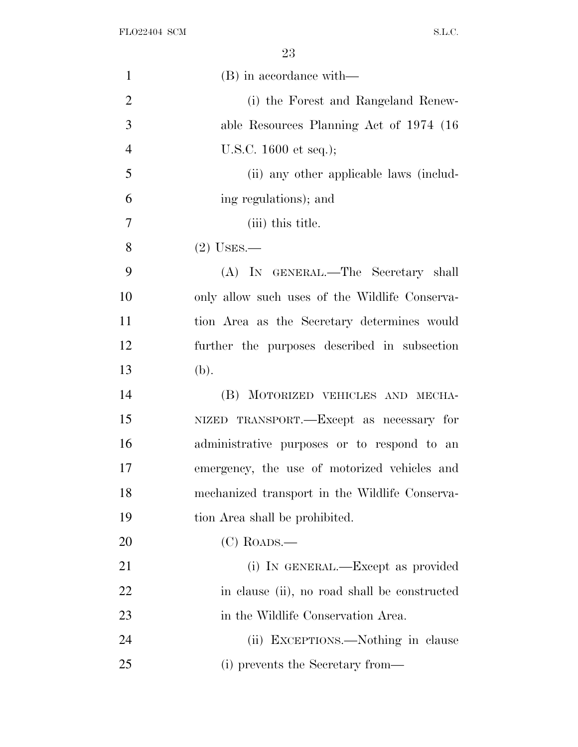(B) in accordance with—

(i) the Forest and Rangeland Renewable Resources Planning Act of 1974 (16 U.S.C. 1600 et seq.);

(ii) any other applicable laws (including regulations); and

(iii) this title.

(2) USES.—

(A) IN GENERAL.—The Secretary shall only allow such uses of the Wildlife Conservation Area as the Secretary determines would further the purposes described in subsection (b).

(B) MOTORIZED VEHICLES AND MECHANIZED TRANSPORT.—Except as necessary for administrative purposes or to respond to an emergency, the use of motorized vehicles and mechanized transport in the Wildlife Conservation Area shall be prohibited.

(C) ROADS.—

(i) IN GENERAL.—Except as provided in clause (ii), no road shall be constructed in the Wildlife Conservation Area.

(ii) EXCEPTIONS.—Nothing in clause (i) prevents the Secretary from—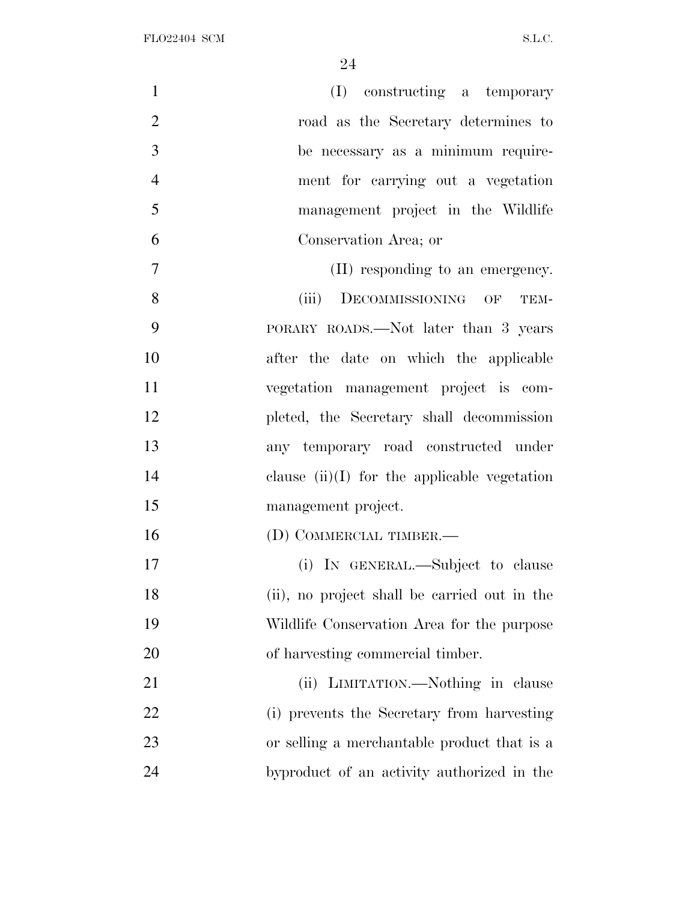(I) constructing a temporary road as the Secretary determines to be necessary as a minimum requirement for carrying out a vegetation management project in the Wildlife Conservation Area; or

(II) responding to an emergency.

(iii) DECOMMISSIONING OF TEMPORARY ROADS.—Not later than 3 years after the date on which the applicable vegetation management project is completed, the Secretary shall decommission any temporary road constructed under clause (ii)(I) for the applicable vegetation management project.

(D) COMMERCIAL TIMBER.—

(i) IN GENERAL.—Subject to clause (ii), no project shall be carried out in the Wildlife Conservation Area for the purpose of harvesting commercial timber.

(ii) LIMITATION.—Nothing in clause (i) prevents the Secretary from harvesting or selling a merchantable product that is a byproduct of an activity authorized in the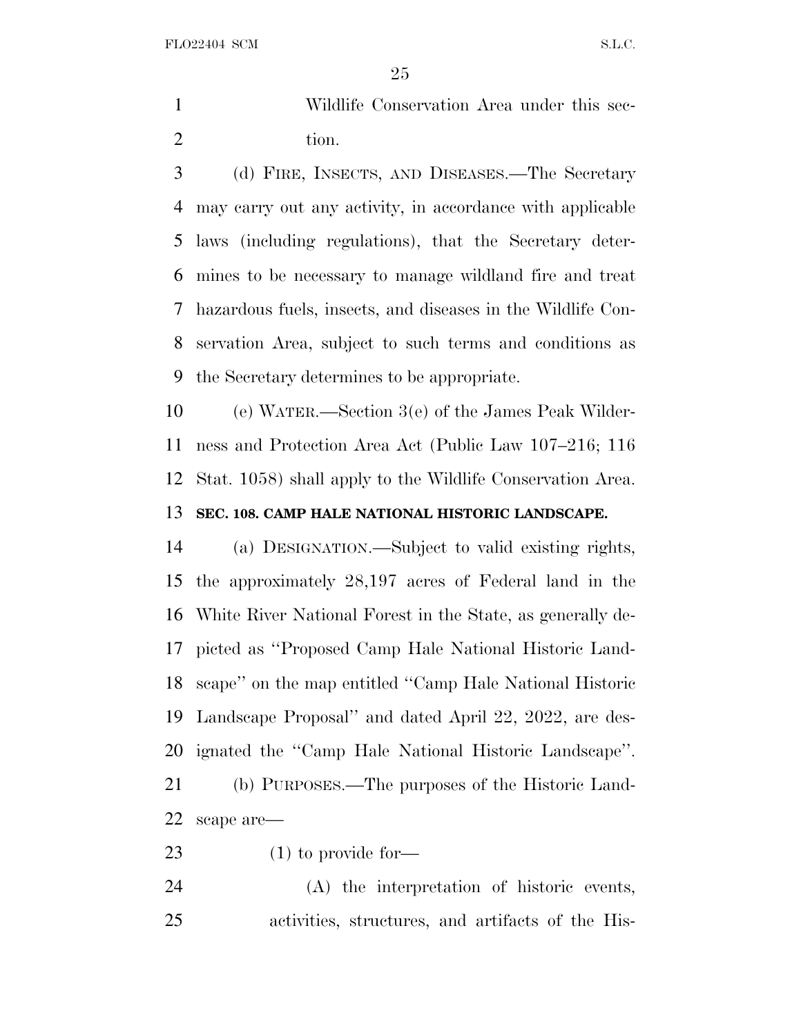Wildlife Conservation Area under this section.

(d) FIRE, INSECTS, AND DISEASES.—The Secretary may carry out any activity, in accordance with applicable laws (including regulations), that the Secretary determines to be necessary to manage wildland fire and treat hazardous fuels, insects, and diseases in the Wildlife Conservation Area, subject to such terms and conditions as the Secretary determines to be appropriate.

(e) WATER.—Section 3(e) of the James Peak Wilderness and Protection Area Act (Public Law 107–216; 116 Stat. 1058) shall apply to the Wildlife Conservation Area.

**SEC. 108. CAMP HALE NATIONAL HISTORIC LANDSCAPE.**

(a) DESIGNATION.—Subject to valid existing rights, the approximately 28,197 acres of Federal land in the White River National Forest in the State, as generally depicted as ''Proposed Camp Hale National Historic Landscape'' on the map entitled ''Camp Hale National Historic Landscape Proposal'' and dated April 22, 2022, are designated the ''Camp Hale National Historic Landscape''.

(b) PURPOSES.—The purposes of the Historic Landscape are—

(1) to provide for—

(A) the interpretation of historic events, activities, structures, and artifacts of the His-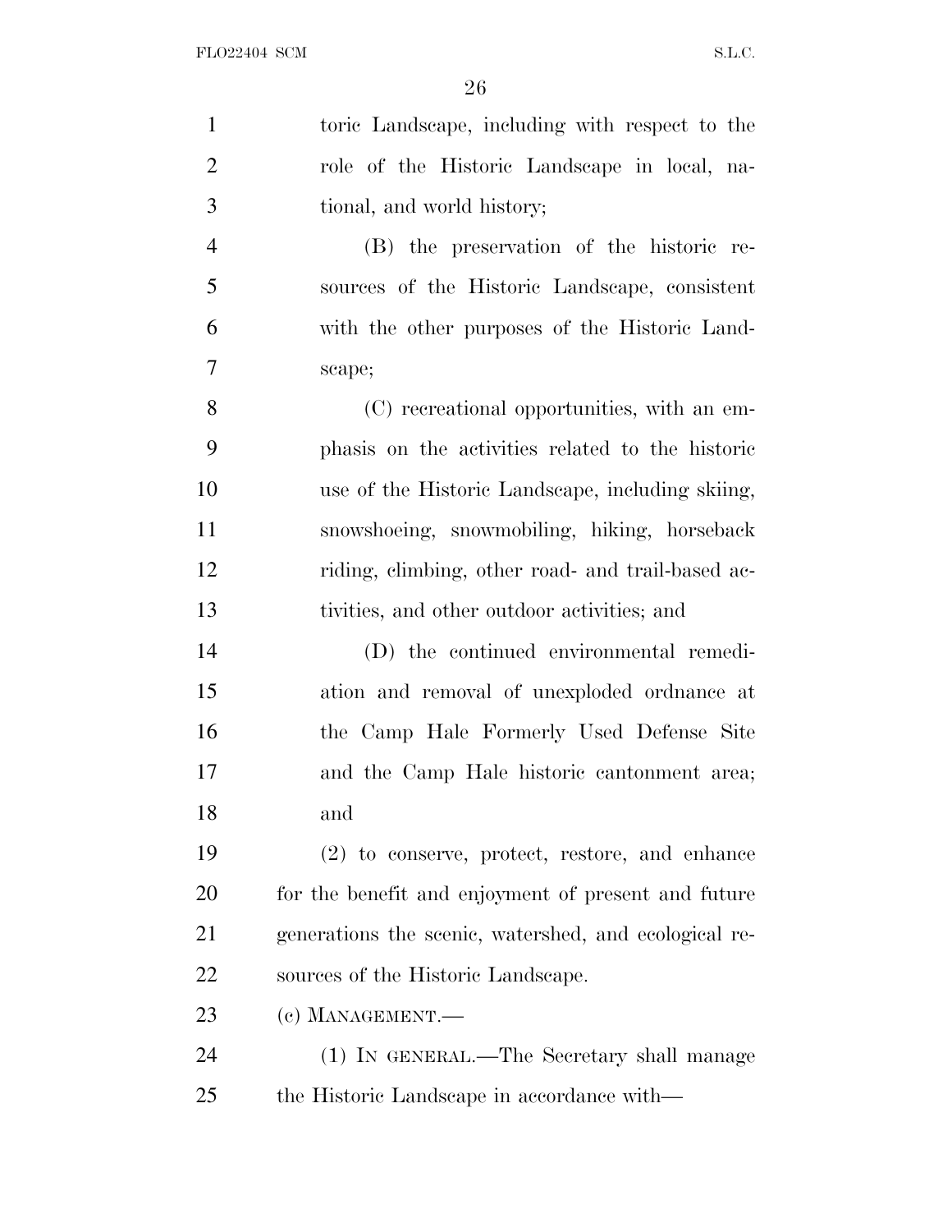toric Landscape, including with respect to the role of the Historic Landscape in local, national, and world history;

(B) the preservation of the historic resources of the Historic Landscape, consistent with the other purposes of the Historic Landscape;

(C) recreational opportunities, with an emphasis on the activities related to the historic use of the Historic Landscape, including skiing, snowshoeing, snowmobiling, hiking, horseback riding, climbing, other road- and trail-based activities, and other outdoor activities; and

(D) the continued environmental remediation and removal of unexploded ordnance at the Camp Hale Formerly Used Defense Site and the Camp Hale historic cantonment area; and

(2) to conserve, protect, restore, and enhance for the benefit and enjoyment of present and future generations the scenic, watershed, and ecological resources of the Historic Landscape.

(c) MANAGEMENT.—

(1) IN GENERAL.—The Secretary shall manage the Historic Landscape in accordance with—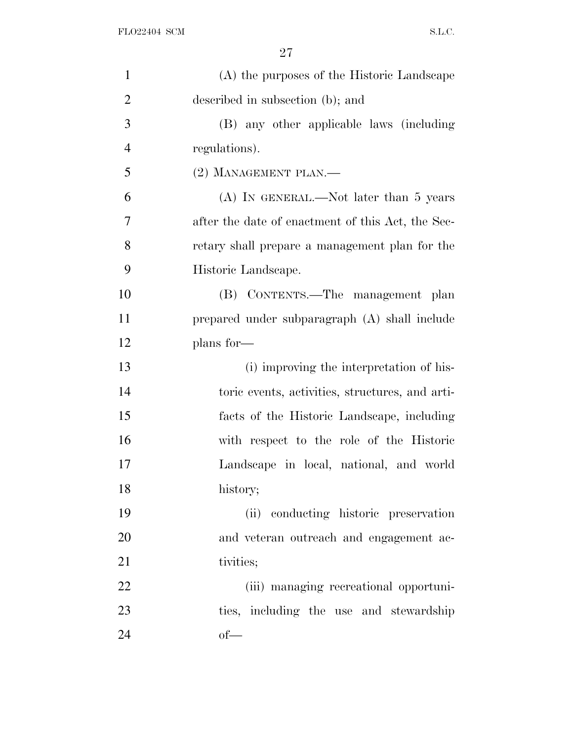(A) the purposes of the Historic Landscape described in subsection (b); and

(B) any other applicable laws (including regulations).

(2) MANAGEMENT PLAN.—

(A) IN GENERAL.—Not later than 5 years after the date of enactment of this Act, the Secretary shall prepare a management plan for the Historic Landscape.

(B) CONTENTS.—The management plan prepared under subparagraph (A) shall include plans for—

(i) improving the interpretation of historic events, activities, structures, and artifacts of the Historic Landscape, including with respect to the role of the Historic Landscape in local, national, and world history;

(ii) conducting historic preservation and veteran outreach and engagement activities;

(iii) managing recreational opportunities, including the use and stewardship of—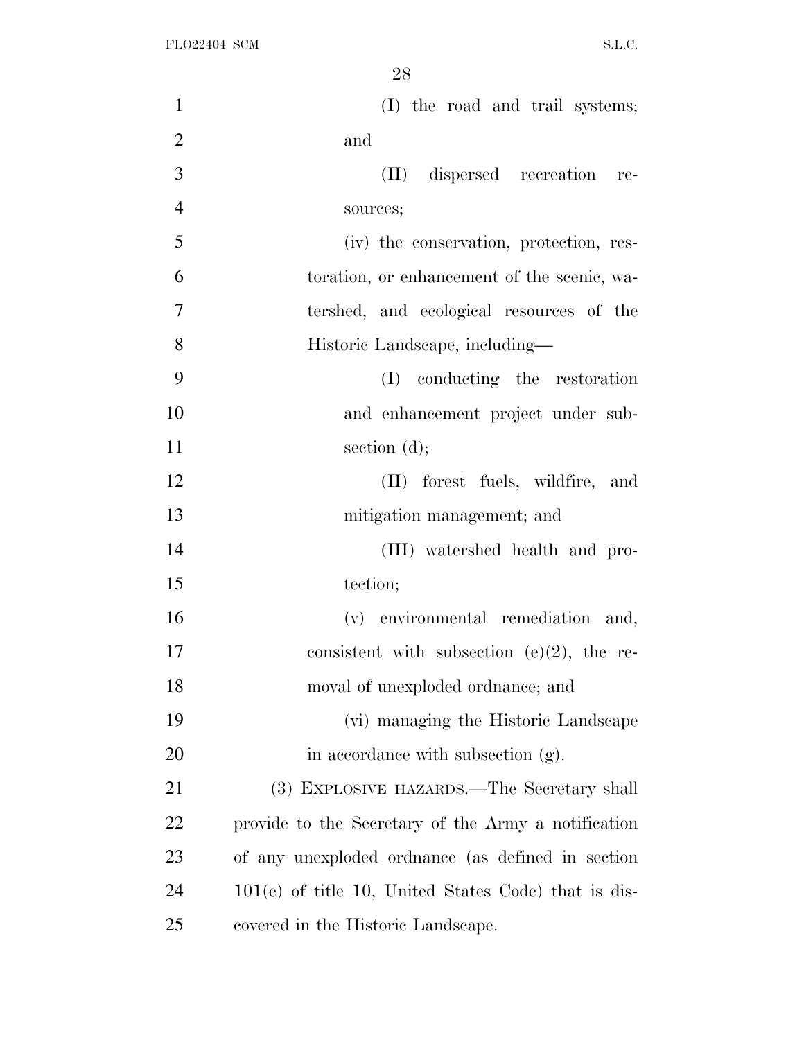(I) the road and trail systems; and

(II) dispersed recreation resources;

(iv) the conservation, protection, restoration, or enhancement of the scenic, watershed, and ecological resources of the Historic Landscape, including—

(I) conducting the restoration and enhancement project under subsection (d);

(II) forest fuels, wildfire, and mitigation management; and

(III) watershed health and protection;

(v) environmental remediation and, consistent with subsection (e)(2), the removal of unexploded ordnance; and

(vi) managing the Historic Landscape in accordance with subsection (g).

(3) EXPLOSIVE HAZARDS.—The Secretary shall provide to the Secretary of the Army a notification of any unexploded ordnance (as defined in section 101(e) of title 10, United States Code) that is discovered in the Historic Landscape.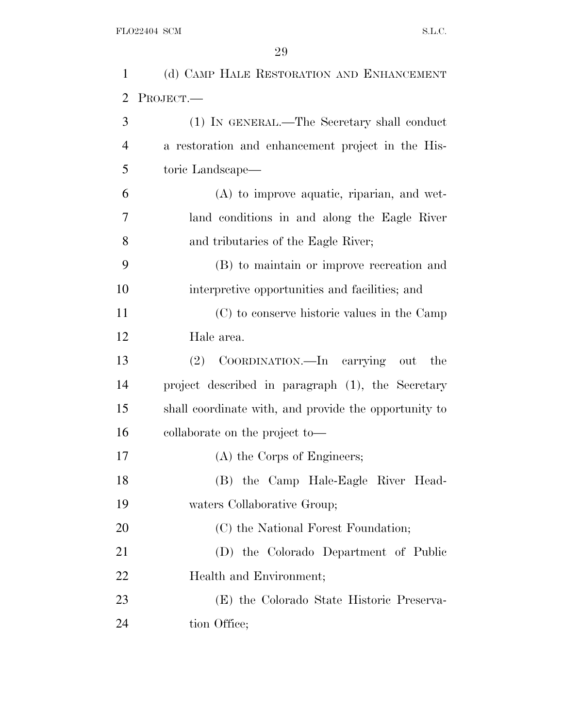(d) CAMP HALE RESTORATION AND ENHANCEMENT PROJECT.—

(1) IN GENERAL.—The Secretary shall conduct a restoration and enhancement project in the Historic Landscape—

(A) to improve aquatic, riparian, and wetland conditions in and along the Eagle River and tributaries of the Eagle River;

(B) to maintain or improve recreation and interpretive opportunities and facilities; and

(C) to conserve historic values in the Camp Hale area.

(2) COORDINATION.—In carrying out the project described in paragraph (1), the Secretary shall coordinate with, and provide the opportunity to collaborate on the project to—

(A) the Corps of Engineers;

(B) the Camp Hale-Eagle River Headwaters Collaborative Group;

(C) the National Forest Foundation;

(D) the Colorado Department of Public Health and Environment;

(E) the Colorado State Historic Preservation Office;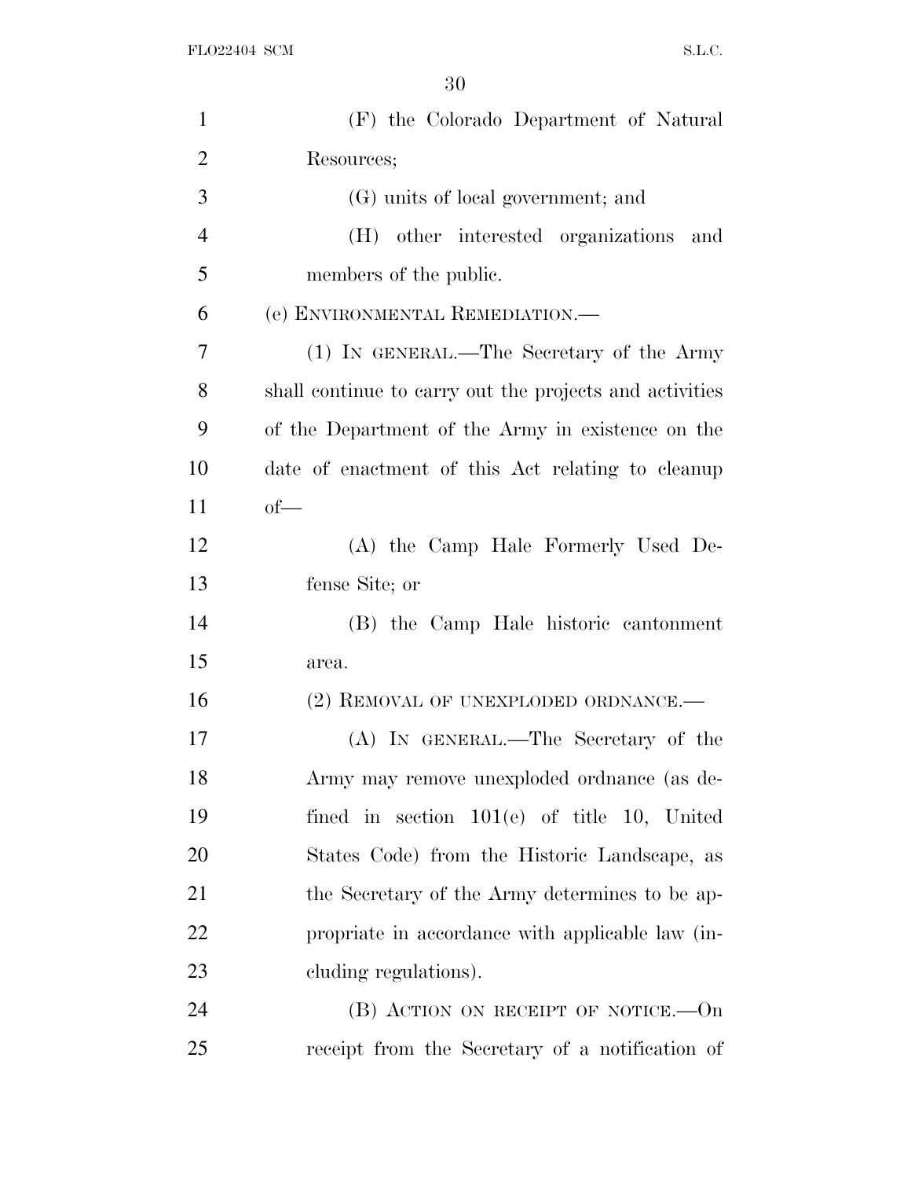(F) the Colorado Department of Natural Resources;

(G) units of local government; and

(H) other interested organizations and members of the public.

(e) ENVIRONMENTAL REMEDIATION.—

(1) IN GENERAL.—The Secretary of the Army shall continue to carry out the projects and activities of the Department of the Army in existence on the date of enactment of this Act relating to cleanup of—

(A) the Camp Hale Formerly Used Defense Site; or

(B) the Camp Hale historic cantonment area.

(2) REMOVAL OF UNEXPLODED ORDNANCE.—

(A) IN GENERAL.—The Secretary of the Army may remove unexploded ordnance (as defined in section 101(e) of title 10, United States Code) from the Historic Landscape, as the Secretary of the Army determines to be appropriate in accordance with applicable law (including regulations).

(B) ACTION ON RECEIPT OF NOTICE.—On receipt from the Secretary of a notification of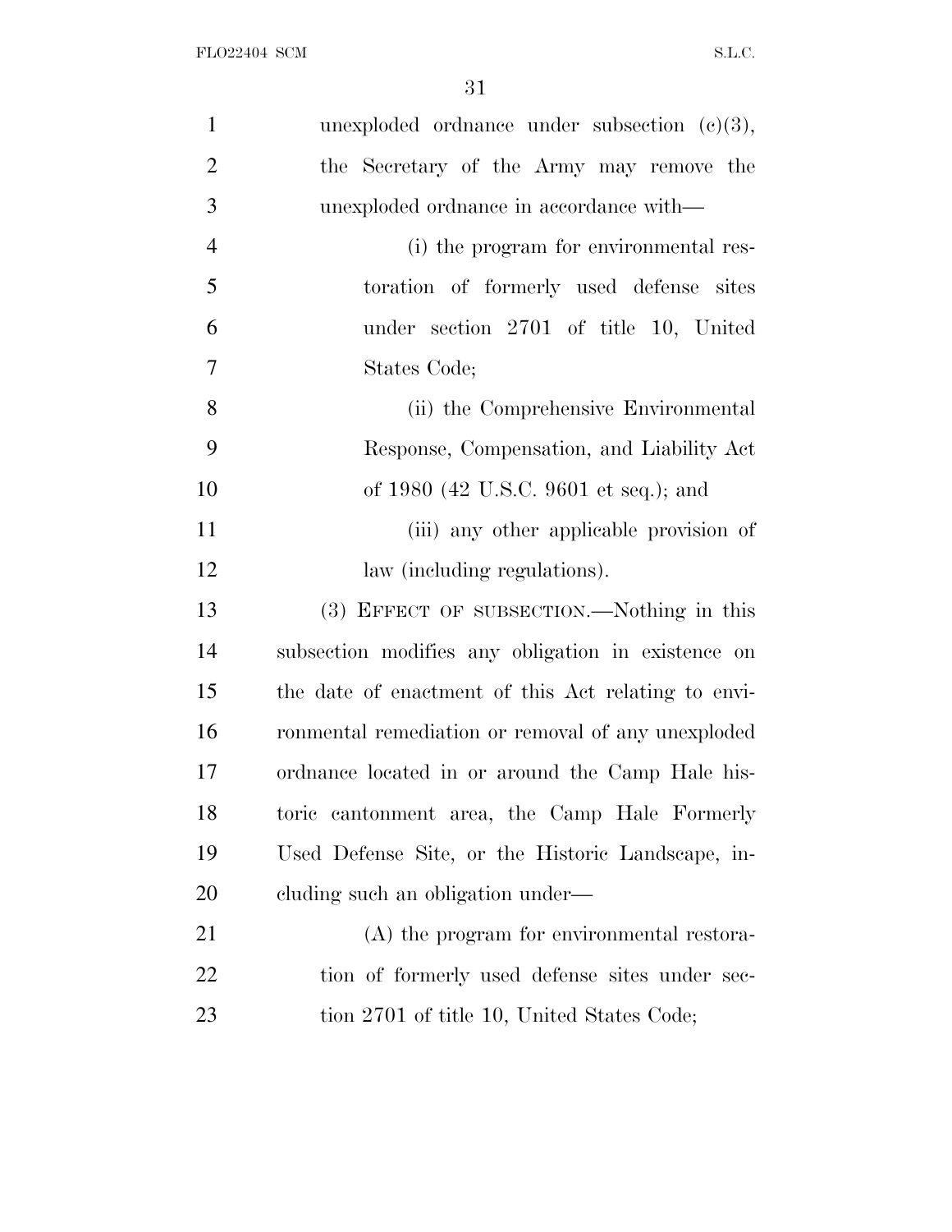unexploded ordnance under subsection (c)(3), the Secretary of the Army may remove the unexploded ordnance in accordance with—

(i) the program for environmental restoration of formerly used defense sites under section 2701 of title 10, United States Code;

(ii) the Comprehensive Environmental Response, Compensation, and Liability Act of 1980 (42 U.S.C. 9601 et seq.); and

(iii) any other applicable provision of law (including regulations).

(3) EFFECT OF SUBSECTION.—Nothing in this subsection modifies any obligation in existence on the date of enactment of this Act relating to environmental remediation or removal of any unexploded ordnance located in or around the Camp Hale historic cantonment area, the Camp Hale Formerly Used Defense Site, or the Historic Landscape, including such an obligation under—

(A) the program for environmental restoration of formerly used defense sites under section 2701 of title 10, United States Code;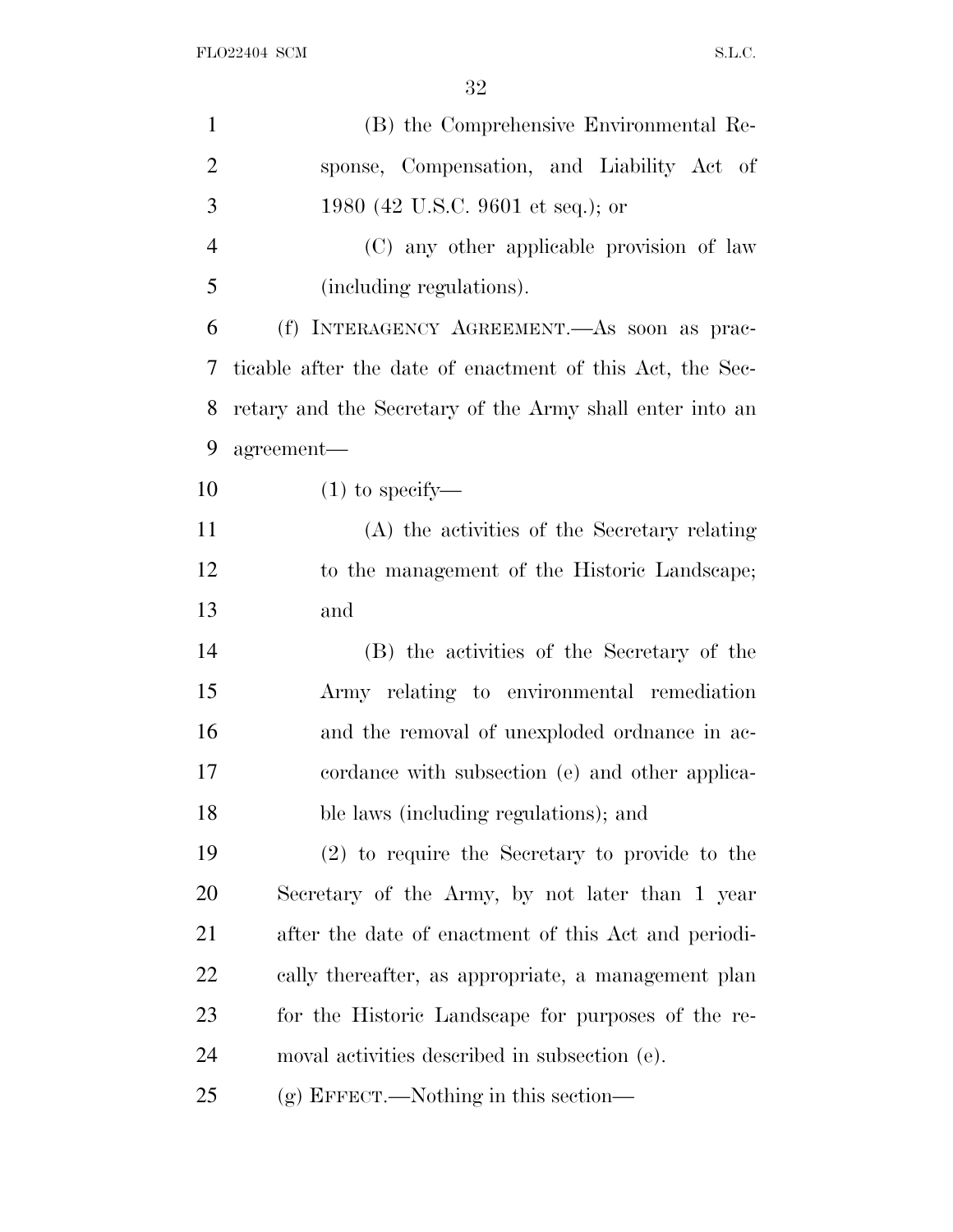(B) the Comprehensive Environmental Response, Compensation, and Liability Act of 1980 (42 U.S.C. 9601 et seq.); or

(C) any other applicable provision of law (including regulations).

(f) INTERAGENCY AGREEMENT.—As soon as practicable after the date of enactment of this Act, the Secretary and the Secretary of the Army shall enter into an agreement—

(1) to specify—

(A) the activities of the Secretary relating to the management of the Historic Landscape; and

(B) the activities of the Secretary of the Army relating to environmental remediation and the removal of unexploded ordnance in accordance with subsection (e) and other applicable laws (including regulations); and

(2) to require the Secretary to provide to the Secretary of the Army, by not later than 1 year after the date of enactment of this Act and periodically thereafter, as appropriate, a management plan for the Historic Landscape for purposes of the removal activities described in subsection (e).

(g) EFFECT.—Nothing in this section—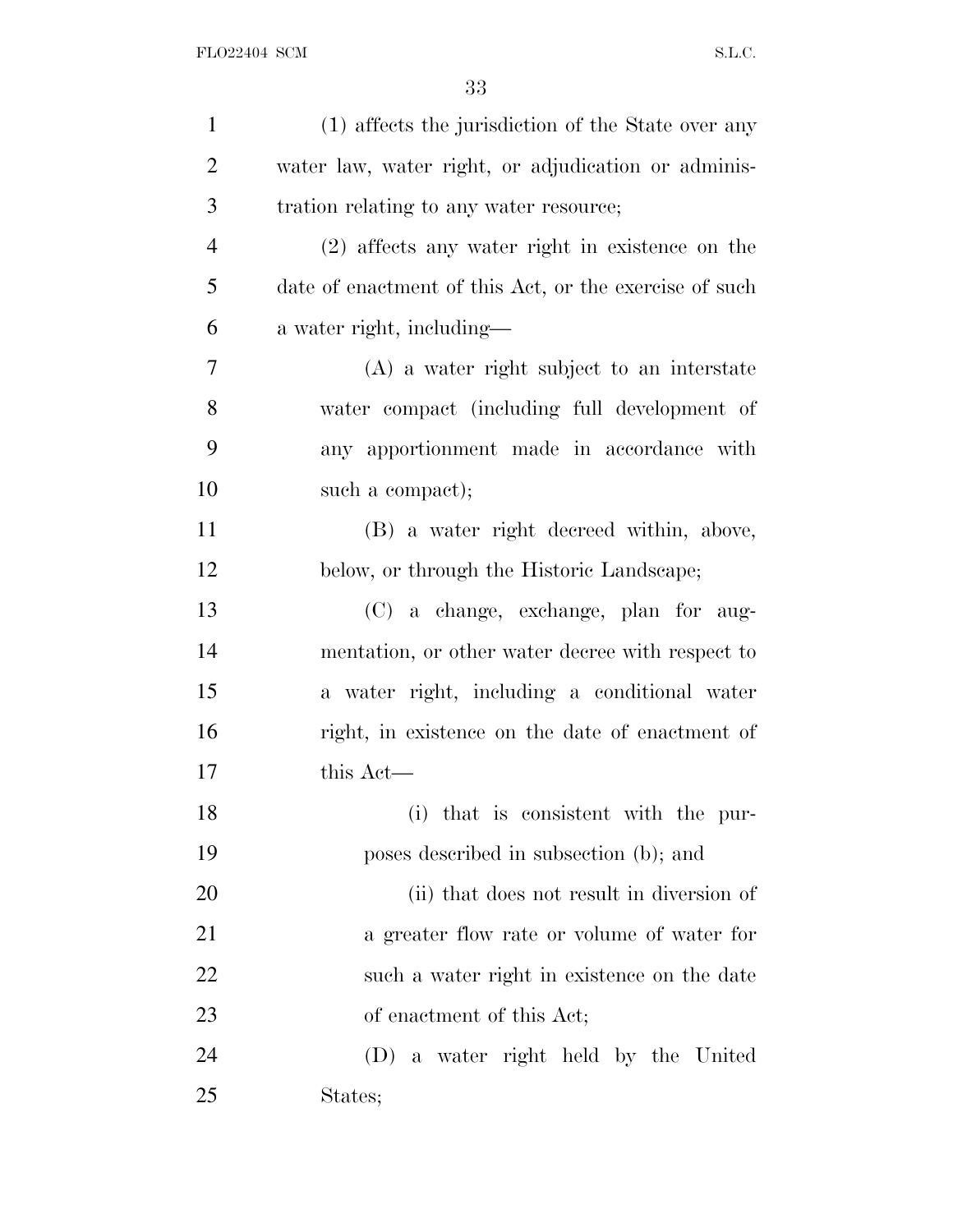(1) affects the jurisdiction of the State over any water law, water right, or adjudication or administration relating to any water resource;

(2) affects any water right in existence on the date of enactment of this Act, or the exercise of such a water right, including—

(A) a water right subject to an interstate water compact (including full development of any apportionment made in accordance with such a compact);

(B) a water right decreed within, above, below, or through the Historic Landscape;

(C) a change, exchange, plan for augmentation, or other water decree with respect to a water right, including a conditional water right, in existence on the date of enactment of this Act—

(i) that is consistent with the purposes described in subsection (b); and

(ii) that does not result in diversion of a greater flow rate or volume of water for such a water right in existence on the date of enactment of this Act;

(D) a water right held by the United States;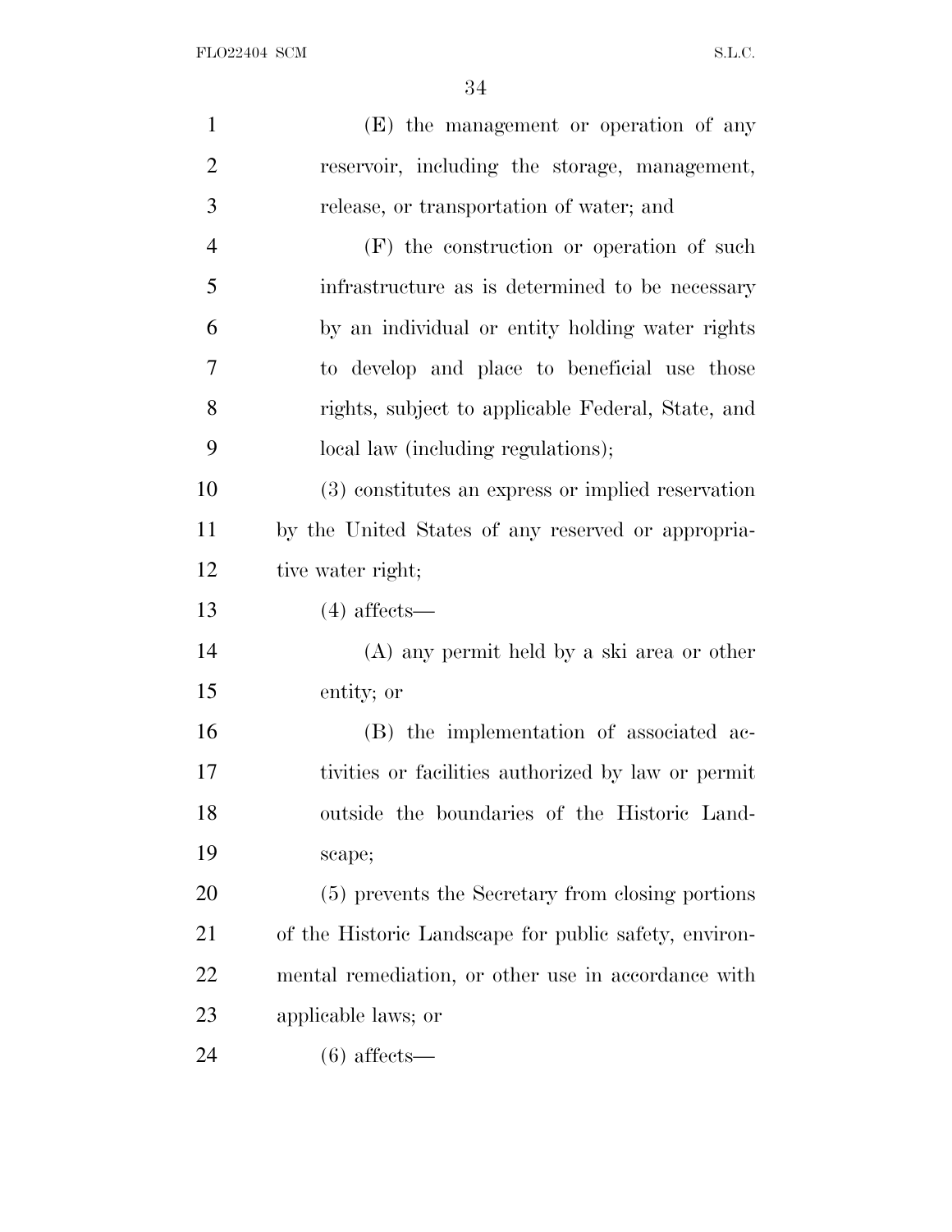(E) the management or operation of any reservoir, including the storage, management, release, or transportation of water; and

(F) the construction or operation of such infrastructure as is determined to be necessary by an individual or entity holding water rights to develop and place to beneficial use those rights, subject to applicable Federal, State, and local law (including regulations);

(3) constitutes an express or implied reservation by the United States of any reserved or appropriative water right;

(4) affects—

(A) any permit held by a ski area or other entity; or

(B) the implementation of associated activities or facilities authorized by law or permit outside the boundaries of the Historic Landscape;

(5) prevents the Secretary from closing portions of the Historic Landscape for public safety, environmental remediation, or other use in accordance with applicable laws; or

(6) affects—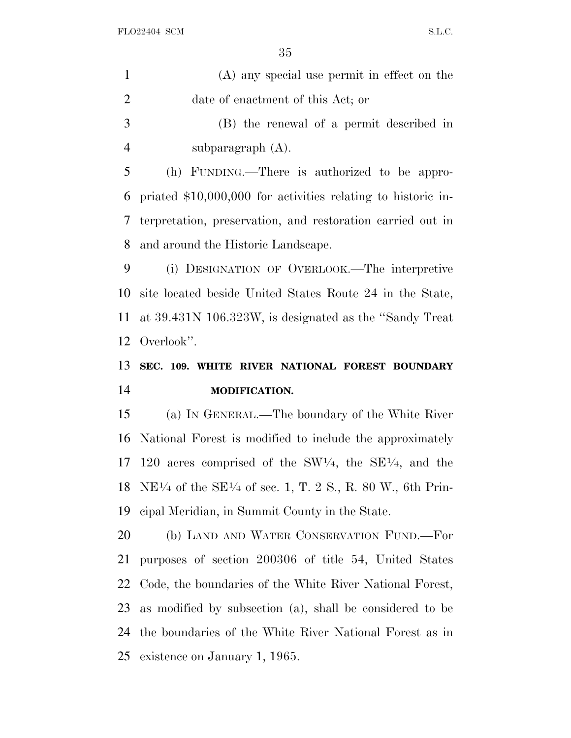(A) any special use permit in effect on the date of enactment of this Act; or

(B) the renewal of a permit described in subparagraph (A).

(h) FUNDING.—There is authorized to be appropriated $10,000,000 for activities relating to historic interpretation, preservation, and restoration carried out in and around the Historic Landscape.

(i) DESIGNATION OF OVERLOOK.—The interpretive site located beside United States Route 24 in the State, at 39.431N 106.323W, is designated as the ''Sandy Treat Overlook''.

**SEC. 109. WHITE RIVER NATIONAL FOREST BOUNDARY MODIFICATION.**

(a) IN GENERAL.—The boundary of the White River National Forest is modified to include the approximately 120 acres comprised of the SW¼, the SE¼, and the NE¼ of the SE¼ of sec. 1, T. 2 S., R. 80 W., 6th Principal Meridian, in Summit County in the State.

(b) LAND AND WATER CONSERVATION FUND.—For purposes of section 200306 of title 54, United States Code, the boundaries of the White River National Forest, as modified by subsection (a), shall be considered to be the boundaries of the White River National Forest as in existence on January 1, 1965.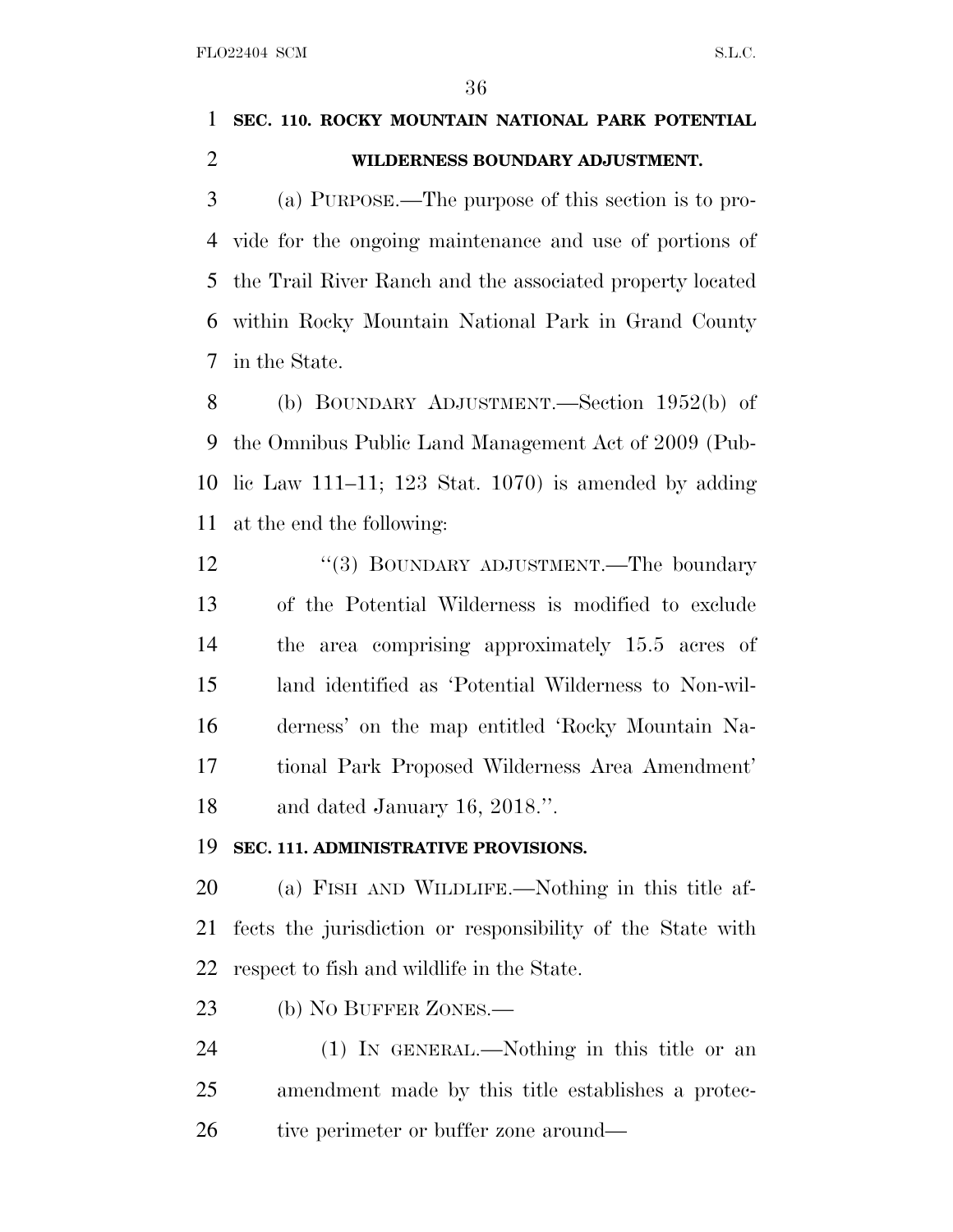**SEC. 110. ROCKY MOUNTAIN NATIONAL PARK POTENTIAL WILDERNESS BOUNDARY ADJUSTMENT.**

(a) PURPOSE.—The purpose of this section is to provide for the ongoing maintenance and use of portions of the Trail River Ranch and the associated property located within Rocky Mountain National Park in Grand County in the State.

(b) BOUNDARY ADJUSTMENT.—Section 1952(b) of the Omnibus Public Land Management Act of 2009 (Public Law 111–11; 123 Stat. 1070) is amended by adding at the end the following:

"(3) BOUNDARY ADJUSTMENT.—The boundary of the Potential Wilderness is modified to exclude the area comprising approximately 15.5 acres of land identified as 'Potential Wilderness to Non-wilderness' on the map entitled 'Rocky Mountain National Park Proposed Wilderness Area Amendment' and dated January 16, 2018.".

**SEC. 111. ADMINISTRATIVE PROVISIONS.**

(a) FISH AND WILDLIFE.—Nothing in this title affects the jurisdiction or responsibility of the State with respect to fish and wildlife in the State.

(b) NO BUFFER ZONES.—

(1) IN GENERAL.—Nothing in this title or an amendment made by this title establishes a protective perimeter or buffer zone around—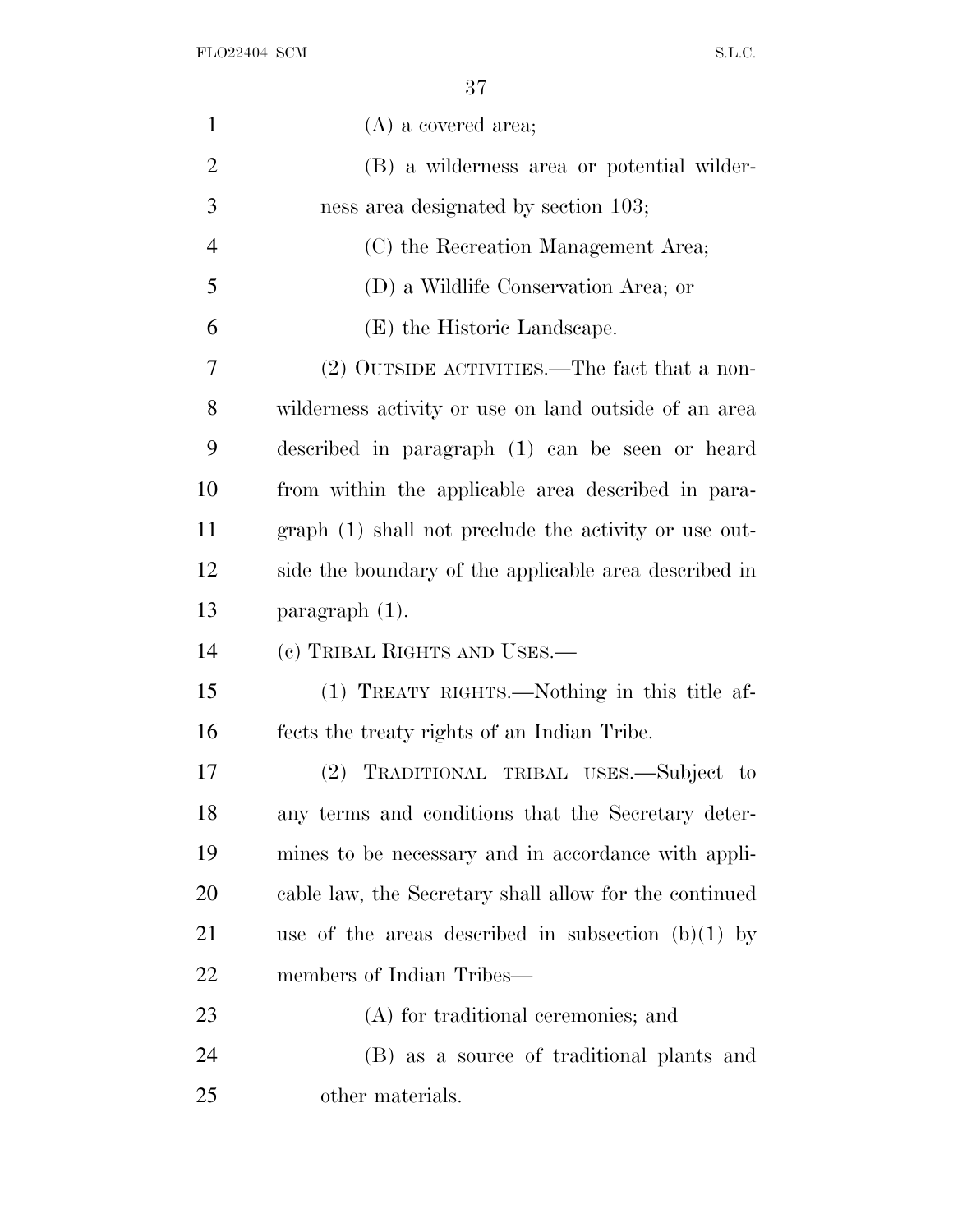(A) a covered area;

(B) a wilderness area or potential wilderness area designated by section 103;

(C) the Recreation Management Area;

(D) a Wildlife Conservation Area; or

(E) the Historic Landscape.

(2) OUTSIDE ACTIVITIES.—The fact that a nonwilderness activity or use on land outside of an area described in paragraph (1) can be seen or heard from within the applicable area described in paragraph (1) shall not preclude the activity or use outside the boundary of the applicable area described in paragraph (1).

(c) TRIBAL RIGHTS AND USES.—

(1) TREATY RIGHTS.—Nothing in this title affects the treaty rights of an Indian Tribe.

(2) TRADITIONAL TRIBAL USES.—Subject to any terms and conditions that the Secretary determines to be necessary and in accordance with applicable law, the Secretary shall allow for the continued use of the areas described in subsection (b)(1) by members of Indian Tribes—

(A) for traditional ceremonies; and

(B) as a source of traditional plants and other materials.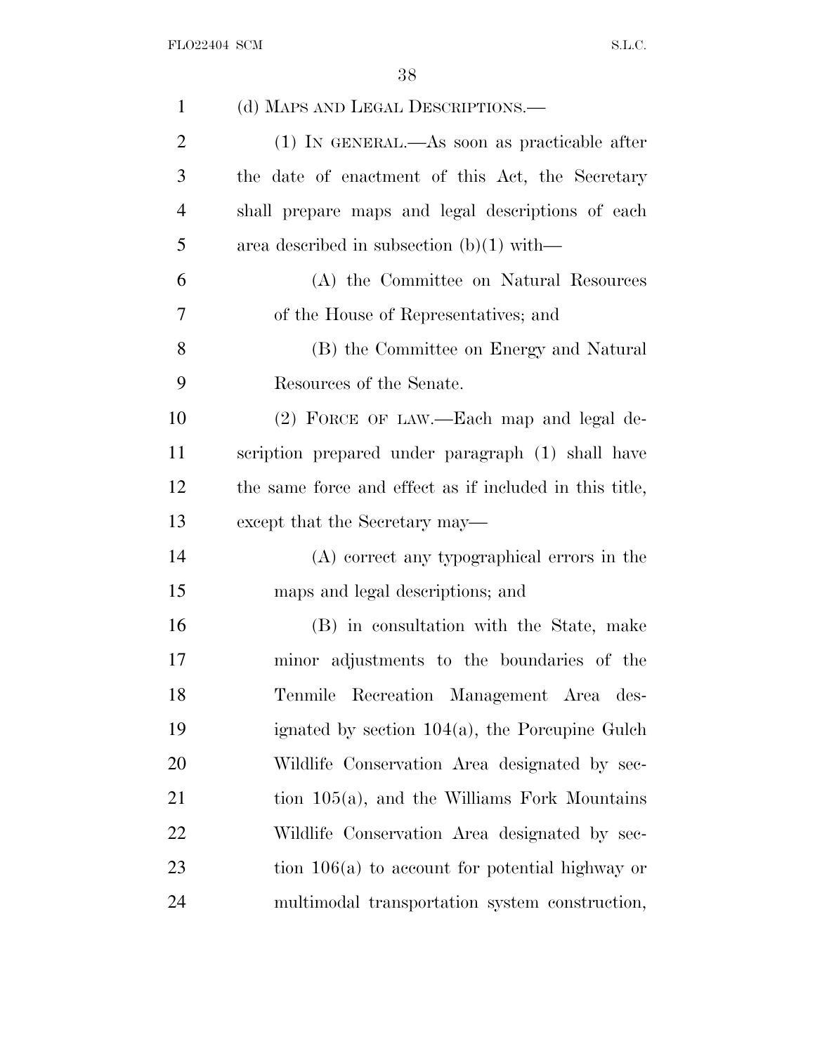(d) MAPS AND LEGAL DESCRIPTIONS.—

(1) IN GENERAL.—As soon as practicable after the date of enactment of this Act, the Secretary shall prepare maps and legal descriptions of each area described in subsection (b)(1) with—

(A) the Committee on Natural Resources of the House of Representatives; and

(B) the Committee on Energy and Natural Resources of the Senate.

(2) FORCE OF LAW.—Each map and legal description prepared under paragraph (1) shall have the same force and effect as if included in this title, except that the Secretary may—

(A) correct any typographical errors in the maps and legal descriptions; and

(B) in consultation with the State, make minor adjustments to the boundaries of the Tenmile Recreation Management Area designated by section 104(a), the Porcupine Gulch Wildlife Conservation Area designated by section 105(a), and the Williams Fork Mountains Wildlife Conservation Area designated by section 106(a) to account for potential highway or multimodal transportation system construction,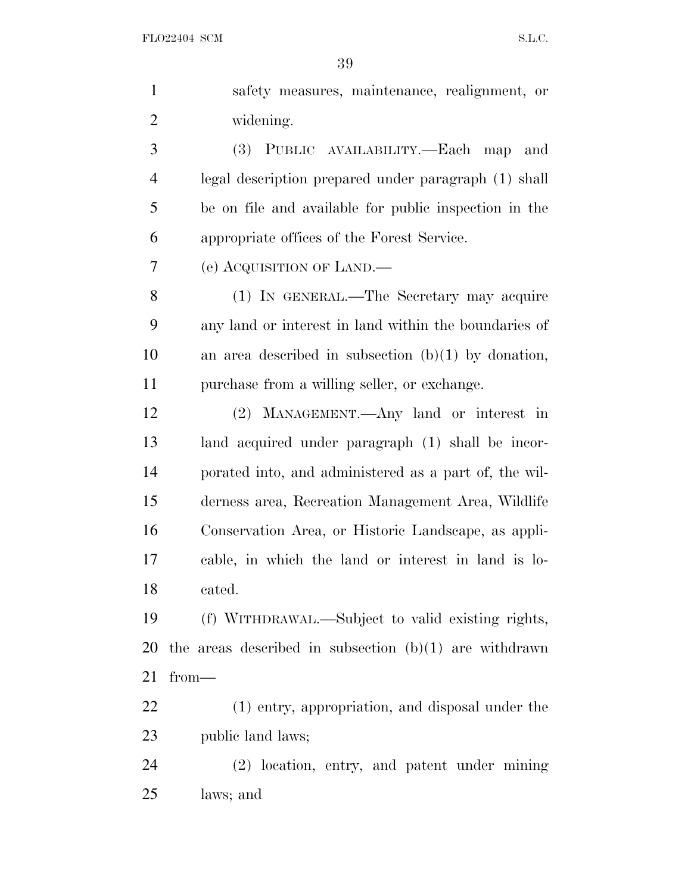safety measures, maintenance, realignment, or widening.

(3) PUBLIC AVAILABILITY.—Each map and legal description prepared under paragraph (1) shall be on file and available for public inspection in the appropriate offices of the Forest Service.

(e) ACQUISITION OF LAND.—

(1) IN GENERAL.—The Secretary may acquire any land or interest in land within the boundaries of an area described in subsection (b)(1) by donation, purchase from a willing seller, or exchange.

(2) MANAGEMENT.—Any land or interest in land acquired under paragraph (1) shall be incorporated into, and administered as a part of, the wilderness area, Recreation Management Area, Wildlife Conservation Area, or Historic Landscape, as applicable, in which the land or interest in land is located.

(f) WITHDRAWAL.—Subject to valid existing rights, the areas described in subsection (b)(1) are withdrawn from—

(1) entry, appropriation, and disposal under the public land laws;

(2) location, entry, and patent under mining laws; and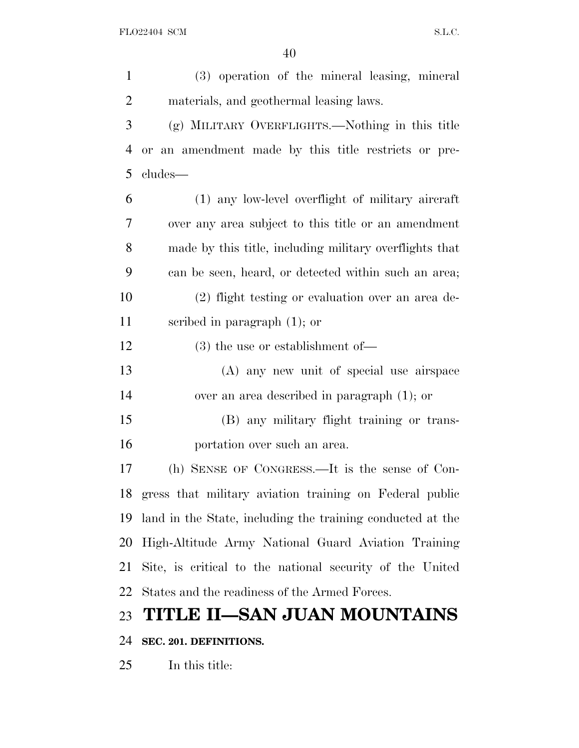(3) operation of the mineral leasing, mineral materials, and geothermal leasing laws.

(g) MILITARY OVERFLIGHTS.—Nothing in this title or an amendment made by this title restricts or precludes—

(1) any low-level overflight of military aircraft over any area subject to this title or an amendment made by this title, including military overflights that can be seen, heard, or detected within such an area;

(2) flight testing or evaluation over an area described in paragraph (1); or

(3) the use or establishment of—

(A) any new unit of special use airspace over an area described in paragraph (1); or

(B) any military flight training or transportation over such an area.

(h) SENSE OF CONGRESS.—It is the sense of Congress that military aviation training on Federal public land in the State, including the training conducted at the High-Altitude Army National Guard Aviation Training Site, is critical to the national security of the United States and the readiness of the Armed Forces.

# TITLE II—SAN JUAN MOUNTAINS

**SEC. 201. DEFINITIONS.**

In this title: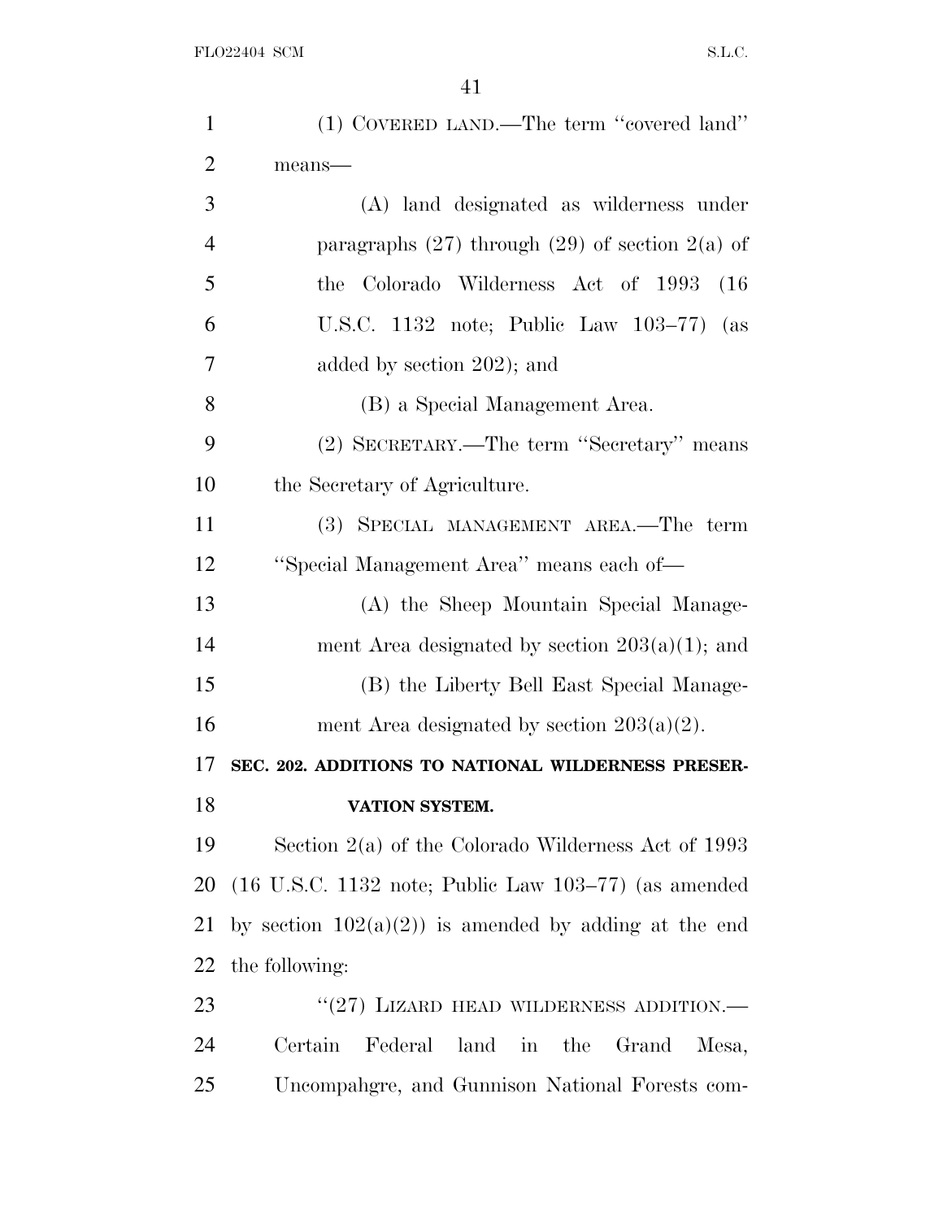(1) COVERED LAND.—The term ''covered land'' means—

(A) land designated as wilderness under paragraphs (27) through (29) of section 2(a) of the Colorado Wilderness Act of 1993 (16 U.S.C. 1132 note; Public Law 103–77) (as added by section 202); and

(B) a Special Management Area.

(2) SECRETARY.—The term ''Secretary'' means the Secretary of Agriculture.

(3) SPECIAL MANAGEMENT AREA.—The term ''Special Management Area'' means each of—

(A) the Sheep Mountain Special Management Area designated by section 203(a)(1); and

(B) the Liberty Bell East Special Management Area designated by section 203(a)(2).

**SEC. 202. ADDITIONS TO NATIONAL WILDERNESS PRESERVATION SYSTEM.**

Section 2(a) of the Colorado Wilderness Act of 1993 (16 U.S.C. 1132 note; Public Law 103–77) (as amended by section 102(a)(2)) is amended by adding at the end the following:

''(27) LIZARD HEAD WILDERNESS ADDITION.—Certain Federal land in the Grand Mesa, Uncompahgre, and Gunnison National Forests com-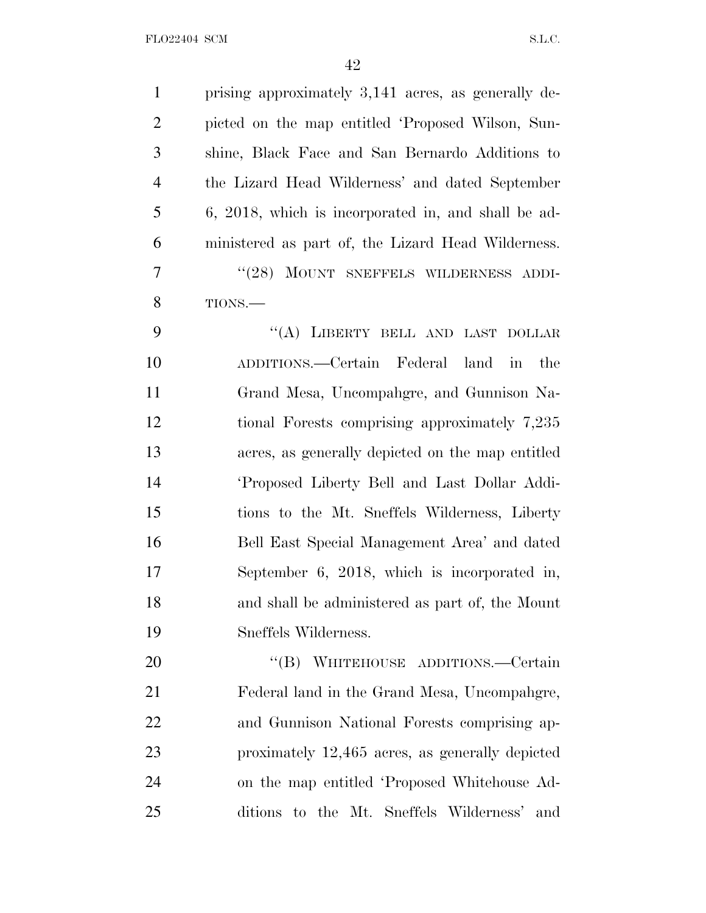prising approximately 3,141 acres, as generally depicted on the map entitled 'Proposed Wilson, Sunshine, Black Face and San Bernardo Additions to the Lizard Head Wilderness' and dated September 6, 2018, which is incorporated in, and shall be administered as part of, the Lizard Head Wilderness.

"(28) MOUNT SNEFFELS WILDERNESS ADDITIONS.—

"(A) LIBERTY BELL AND LAST DOLLAR ADDITIONS.—Certain Federal land in the Grand Mesa, Uncompahgre, and Gunnison National Forests comprising approximately 7,235 acres, as generally depicted on the map entitled 'Proposed Liberty Bell and Last Dollar Additions to the Mt. Sneffels Wilderness, Liberty Bell East Special Management Area' and dated September 6, 2018, which is incorporated in, and shall be administered as part of, the Mount Sneffels Wilderness.

"(B) WHITEHOUSE ADDITIONS.—Certain Federal land in the Grand Mesa, Uncompahgre, and Gunnison National Forests comprising approximately 12,465 acres, as generally depicted on the map entitled 'Proposed Whitehouse Additions to the Mt. Sneffels Wilderness' and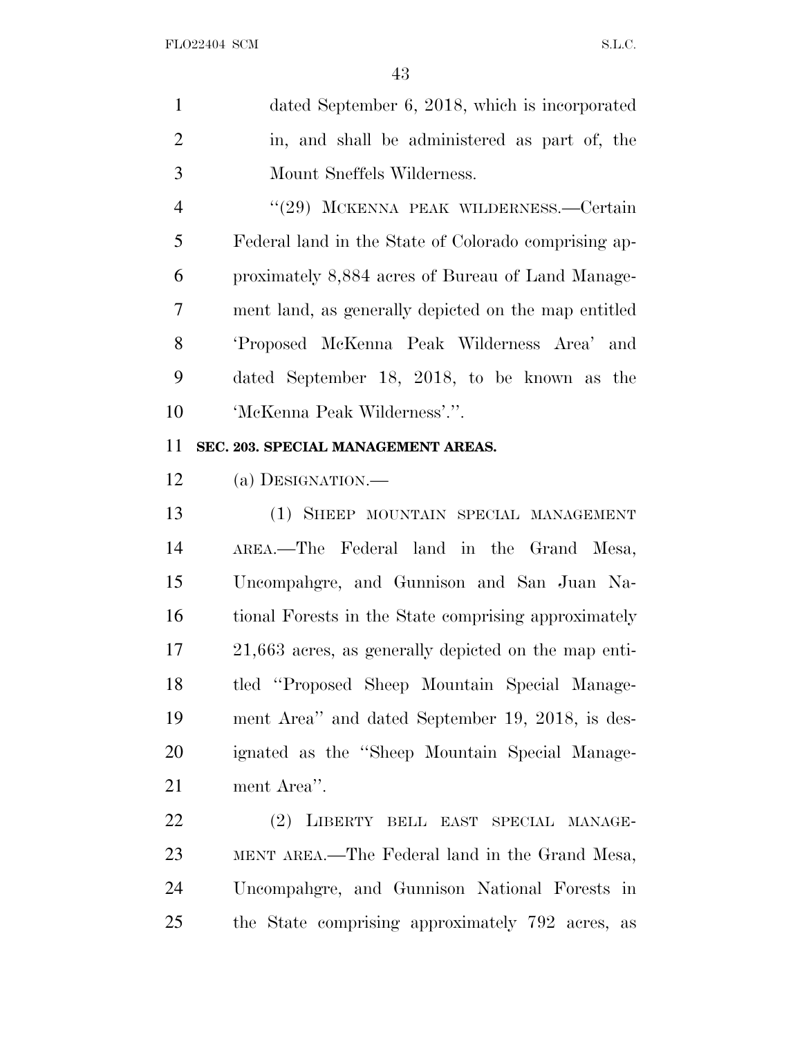dated September 6, 2018, which is incorporated in, and shall be administered as part of, the Mount Sneffels Wilderness.

''(29) MCKENNA PEAK WILDERNESS.—Certain Federal land in the State of Colorado comprising approximately 8,884 acres of Bureau of Land Management land, as generally depicted on the map entitled 'Proposed McKenna Peak Wilderness Area' and dated September 18, 2018, to be known as the 'McKenna Peak Wilderness'.''.

**SEC. 203. SPECIAL MANAGEMENT AREAS.**

(a) DESIGNATION.—

(1) SHEEP MOUNTAIN SPECIAL MANAGEMENT AREA.—The Federal land in the Grand Mesa, Uncompahgre, and Gunnison and San Juan National Forests in the State comprising approximately 21,663 acres, as generally depicted on the map entitled ''Proposed Sheep Mountain Special Management Area'' and dated September 19, 2018, is designated as the ''Sheep Mountain Special Management Area''.

(2) LIBERTY BELL EAST SPECIAL MANAGEMENT AREA.—The Federal land in the Grand Mesa, Uncompahgre, and Gunnison National Forests in the State comprising approximately 792 acres, as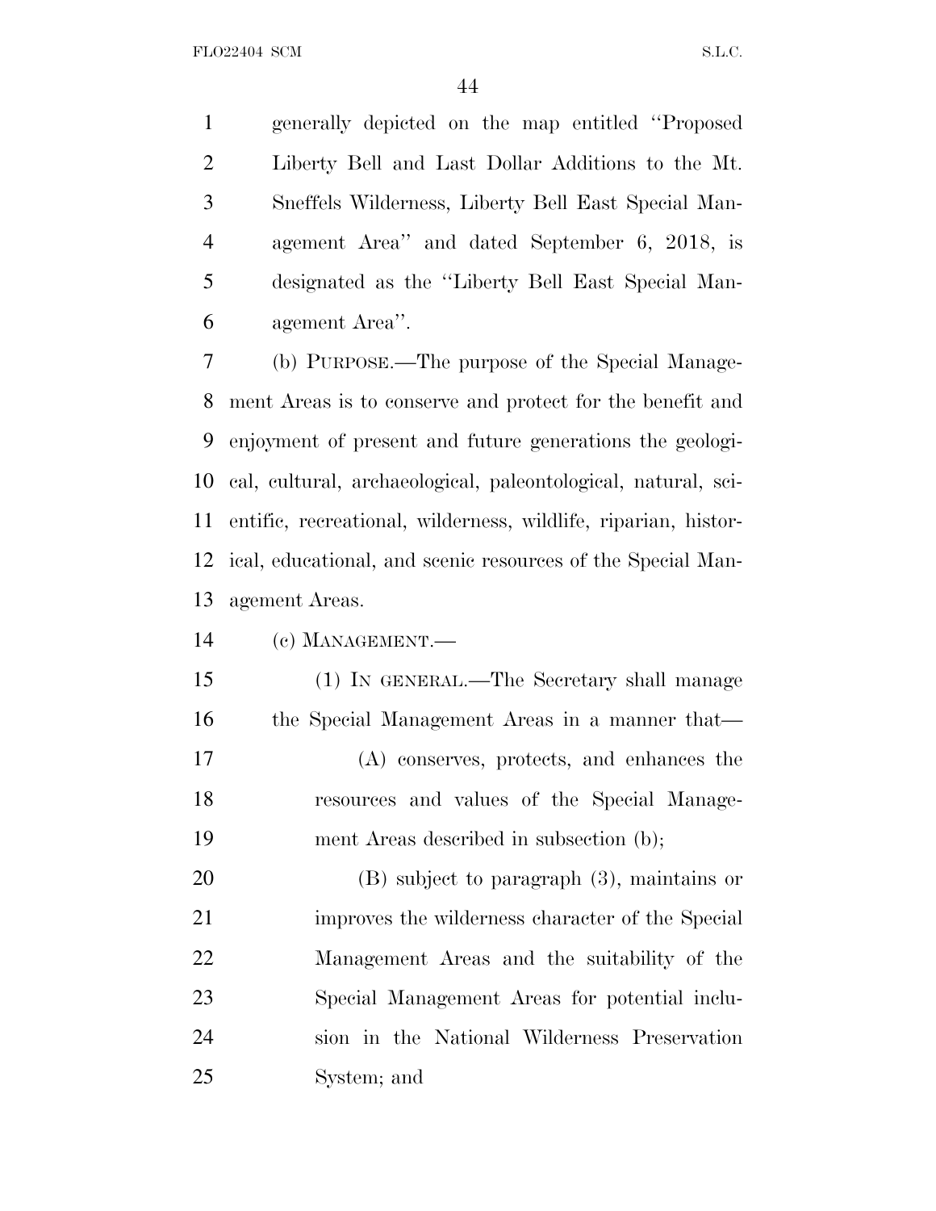generally depicted on the map entitled ''Proposed Liberty Bell and Last Dollar Additions to the Mt. Sneffels Wilderness, Liberty Bell East Special Management Area'' and dated September 6, 2018, is designated as the ''Liberty Bell East Special Management Area''.

(b) PURPOSE.—The purpose of the Special Management Areas is to conserve and protect for the benefit and enjoyment of present and future generations the geological, cultural, archaeological, paleontological, natural, scientific, recreational, wilderness, wildlife, riparian, historical, educational, and scenic resources of the Special Management Areas.

(c) MANAGEMENT.—

(1) IN GENERAL.—The Secretary shall manage the Special Management Areas in a manner that—

(A) conserves, protects, and enhances the resources and values of the Special Management Areas described in subsection (b);

(B) subject to paragraph (3), maintains or improves the wilderness character of the Special Management Areas and the suitability of the Special Management Areas for potential inclusion in the National Wilderness Preservation System; and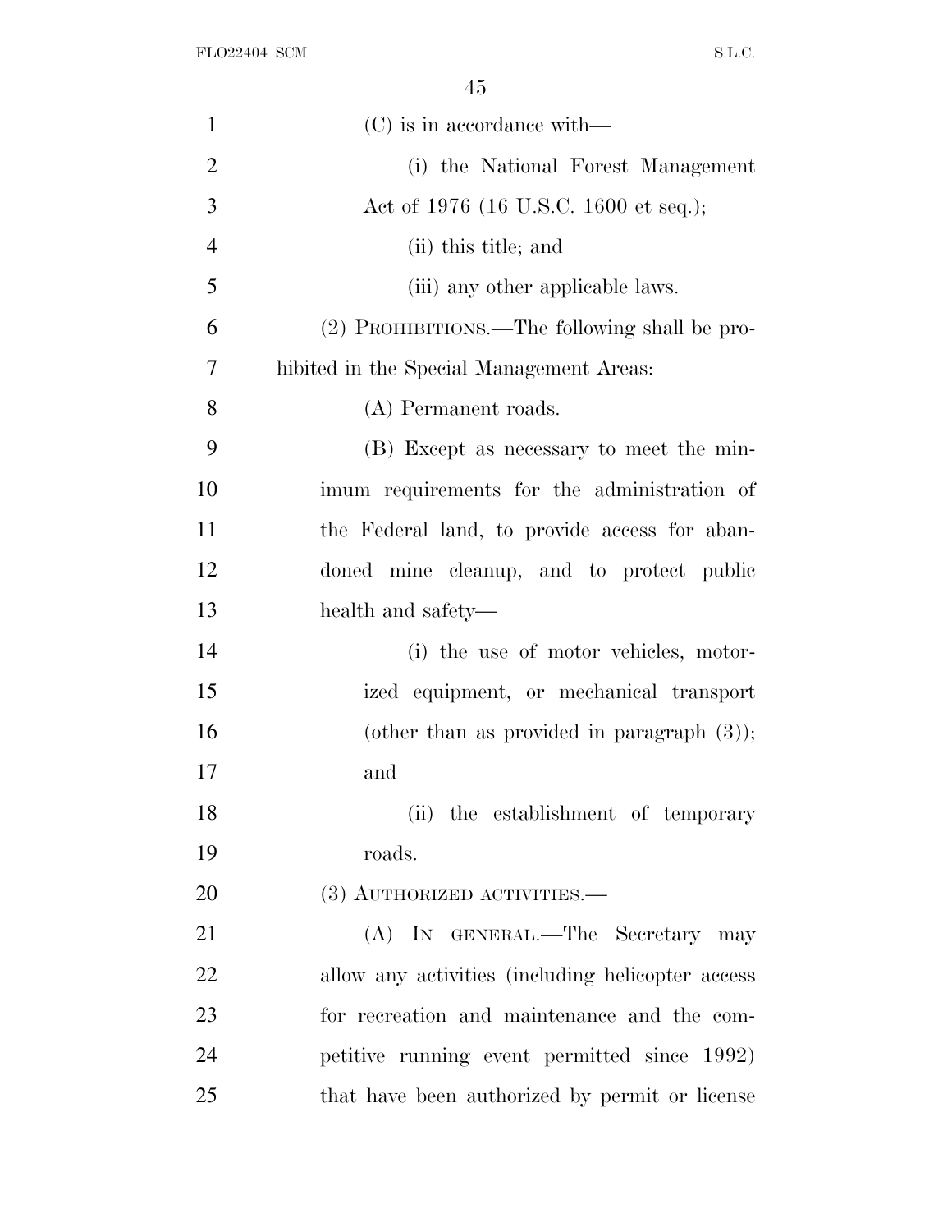(C) is in accordance with—

(i) the National Forest Management Act of 1976 (16 U.S.C. 1600 et seq.);

(ii) this title; and

(iii) any other applicable laws.

(2) PROHIBITIONS.—The following shall be prohibited in the Special Management Areas:

(A) Permanent roads.

(B) Except as necessary to meet the minimum requirements for the administration of the Federal land, to provide access for abandoned mine cleanup, and to protect public health and safety—

(i) the use of motor vehicles, motorized equipment, or mechanical transport (other than as provided in paragraph (3)); and

(ii) the establishment of temporary roads.

(3) AUTHORIZED ACTIVITIES.—

(A) IN GENERAL.—The Secretary may allow any activities (including helicopter access for recreation and maintenance and the competitive running event permitted since 1992) that have been authorized by permit or license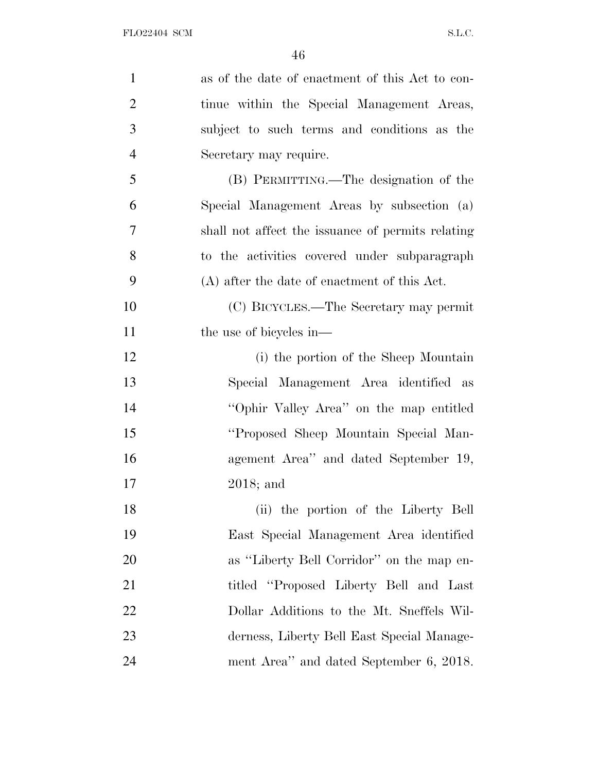as of the date of enactment of this Act to continue within the Special Management Areas, subject to such terms and conditions as the Secretary may require.

(B) PERMITTING.—The designation of the Special Management Areas by subsection (a) shall not affect the issuance of permits relating to the activities covered under subparagraph (A) after the date of enactment of this Act.

(C) BICYCLES.—The Secretary may permit the use of bicycles in—

(i) the portion of the Sheep Mountain Special Management Area identified as ''Ophir Valley Area'' on the map entitled ''Proposed Sheep Mountain Special Management Area'' and dated September 19, 2018; and

(ii) the portion of the Liberty Bell East Special Management Area identified as ''Liberty Bell Corridor'' on the map entitled ''Proposed Liberty Bell and Last Dollar Additions to the Mt. Sneffels Wilderness, Liberty Bell East Special Management Area'' and dated September 6, 2018.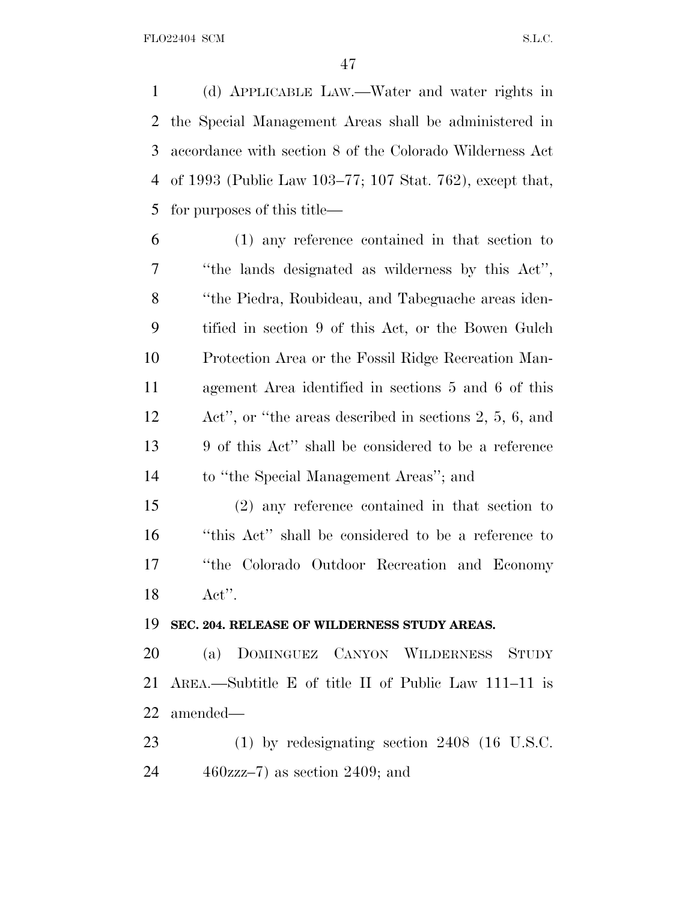(d) APPLICABLE LAW.—Water and water rights in the Special Management Areas shall be administered in accordance with section 8 of the Colorado Wilderness Act of 1993 (Public Law 103–77; 107 Stat. 762), except that, for purposes of this title—

(1) any reference contained in that section to ''the lands designated as wilderness by this Act'', ''the Piedra, Roubideau, and Tabeguache areas identified in section 9 of this Act, or the Bowen Gulch Protection Area or the Fossil Ridge Recreation Management Area identified in sections 5 and 6 of this Act'', or ''the areas described in sections 2, 5, 6, and 9 of this Act'' shall be considered to be a reference to ''the Special Management Areas''; and

(2) any reference contained in that section to ''this Act'' shall be considered to be a reference to ''the Colorado Outdoor Recreation and Economy Act''.

**SEC. 204. RELEASE OF WILDERNESS STUDY AREAS.**

(a) DOMINGUEZ CANYON WILDERNESS STUDY AREA.—Subtitle E of title II of Public Law 111–11 is amended—

(1) by redesignating section 2408 (16 U.S.C. 460zzz–7) as section 2409; and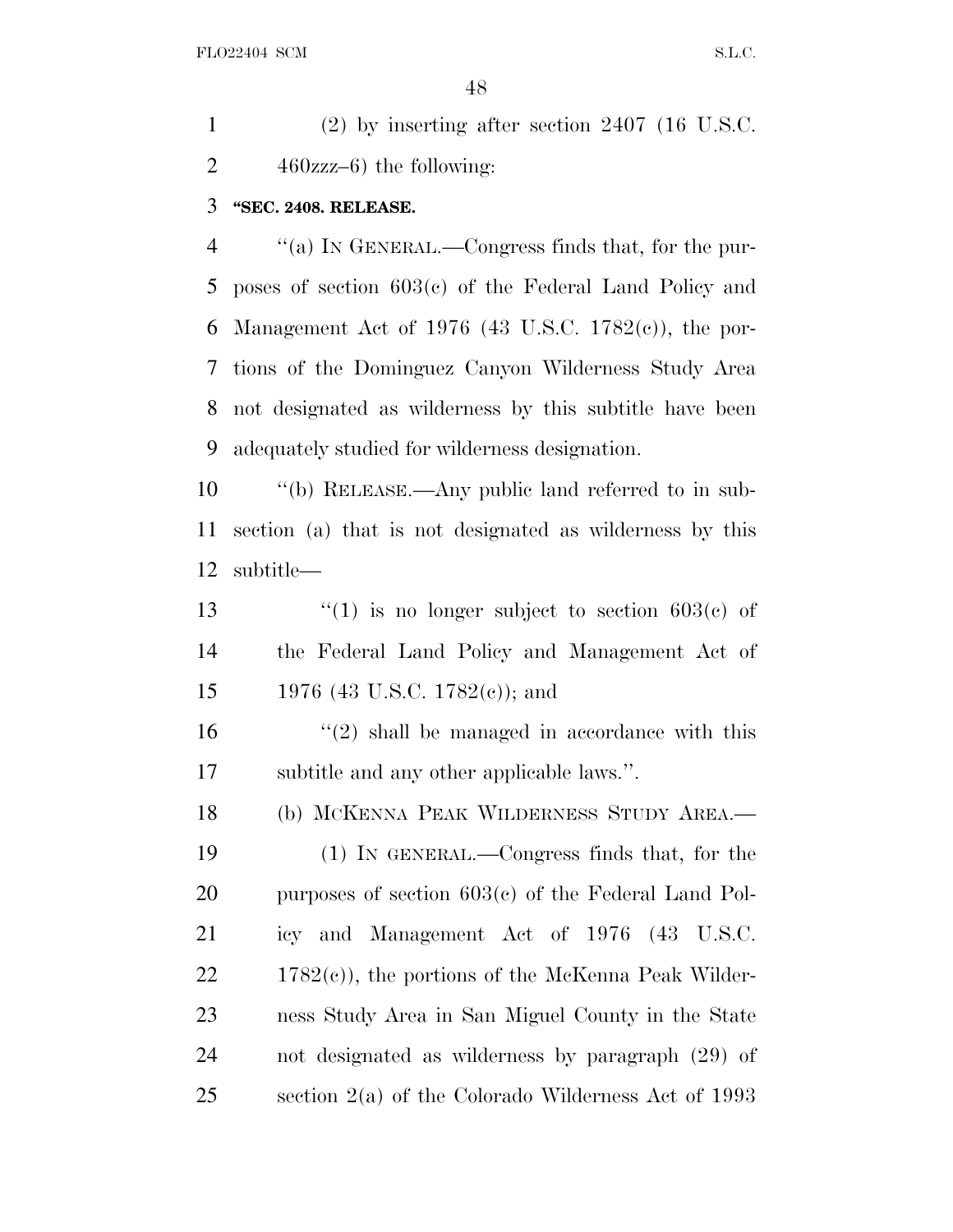(2) by inserting after section 2407 (16 U.S.C. 460zzz–6) the following:

**"SEC. 2408. RELEASE.**

"(a) IN GENERAL.—Congress finds that, for the purposes of section 603(c) of the Federal Land Policy and Management Act of 1976 (43 U.S.C. 1782(c)), the portions of the Dominguez Canyon Wilderness Study Area not designated as wilderness by this subtitle have been adequately studied for wilderness designation.

"(b) RELEASE.—Any public land referred to in subsection (a) that is not designated as wilderness by this subtitle—

"(1) is no longer subject to section 603(c) of the Federal Land Policy and Management Act of 1976 (43 U.S.C. 1782(c)); and

"(2) shall be managed in accordance with this subtitle and any other applicable laws.".

(b) MCKENNA PEAK WILDERNESS STUDY AREA.—

(1) IN GENERAL.—Congress finds that, for the purposes of section 603(c) of the Federal Land Policy and Management Act of 1976 (43 U.S.C. 1782(c)), the portions of the McKenna Peak Wilderness Study Area in San Miguel County in the State not designated as wilderness by paragraph (29) of section 2(a) of the Colorado Wilderness Act of 1993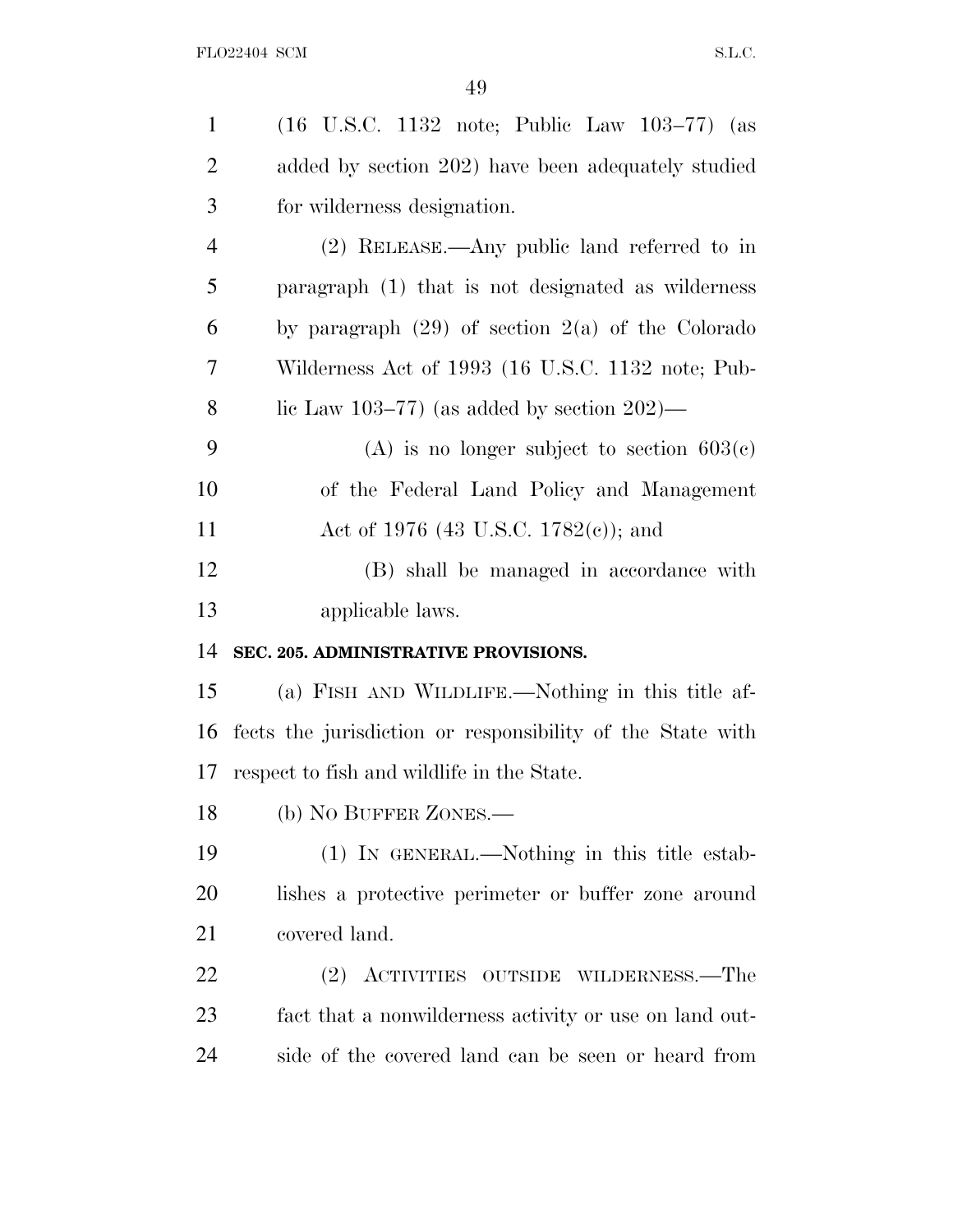(16 U.S.C. 1132 note; Public Law 103–77) (as added by section 202) have been adequately studied for wilderness designation.

(2) RELEASE.—Any public land referred to in paragraph (1) that is not designated as wilderness by paragraph (29) of section 2(a) of the Colorado Wilderness Act of 1993 (16 U.S.C. 1132 note; Public Law 103–77) (as added by section 202)—

(A) is no longer subject to section 603(c) of the Federal Land Policy and Management Act of 1976 (43 U.S.C. 1782(c)); and

(B) shall be managed in accordance with applicable laws.

**SEC. 205. ADMINISTRATIVE PROVISIONS.**

(a) FISH AND WILDLIFE.—Nothing in this title affects the jurisdiction or responsibility of the State with respect to fish and wildlife in the State.

(b) NO BUFFER ZONES.—

(1) IN GENERAL.—Nothing in this title establishes a protective perimeter or buffer zone around covered land.

(2) ACTIVITIES OUTSIDE WILDERNESS.—The fact that a nonwilderness activity or use on land outside of the covered land can be seen or heard from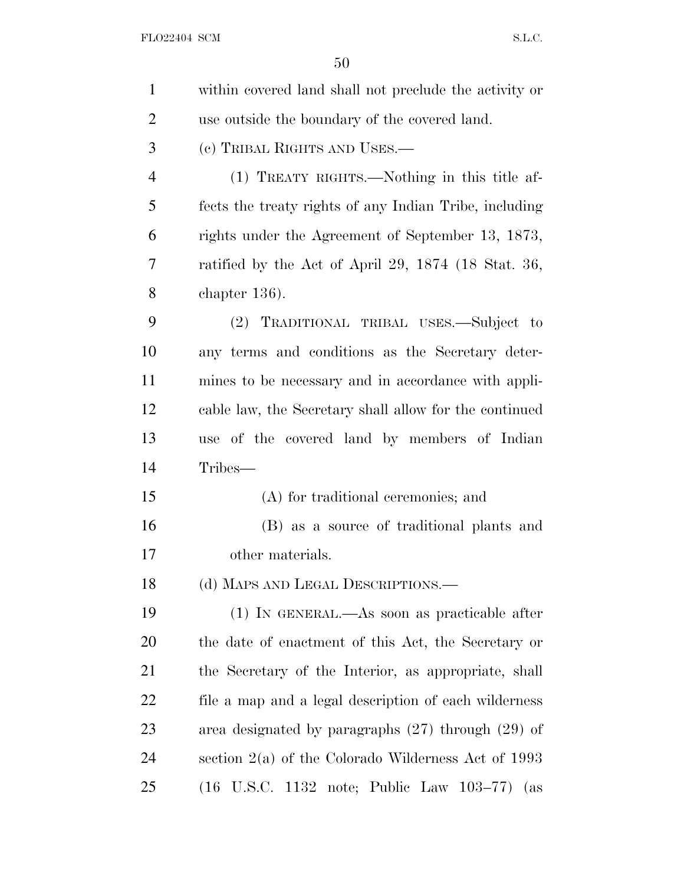within covered land shall not preclude the activity or use outside the boundary of the covered land.

(c) TRIBAL RIGHTS AND USES.—

(1) TREATY RIGHTS.—Nothing in this title affects the treaty rights of any Indian Tribe, including rights under the Agreement of September 13, 1873, ratified by the Act of April 29, 1874 (18 Stat. 36, chapter 136).

(2) TRADITIONAL TRIBAL USES.—Subject to any terms and conditions as the Secretary determines to be necessary and in accordance with applicable law, the Secretary shall allow for the continued use of the covered land by members of Indian Tribes—

(A) for traditional ceremonies; and

(B) as a source of traditional plants and other materials.

(d) MAPS AND LEGAL DESCRIPTIONS.—

(1) IN GENERAL.—As soon as practicable after the date of enactment of this Act, the Secretary or the Secretary of the Interior, as appropriate, shall file a map and a legal description of each wilderness area designated by paragraphs (27) through (29) of section 2(a) of the Colorado Wilderness Act of 1993 (16 U.S.C. 1132 note; Public Law 103–77) (as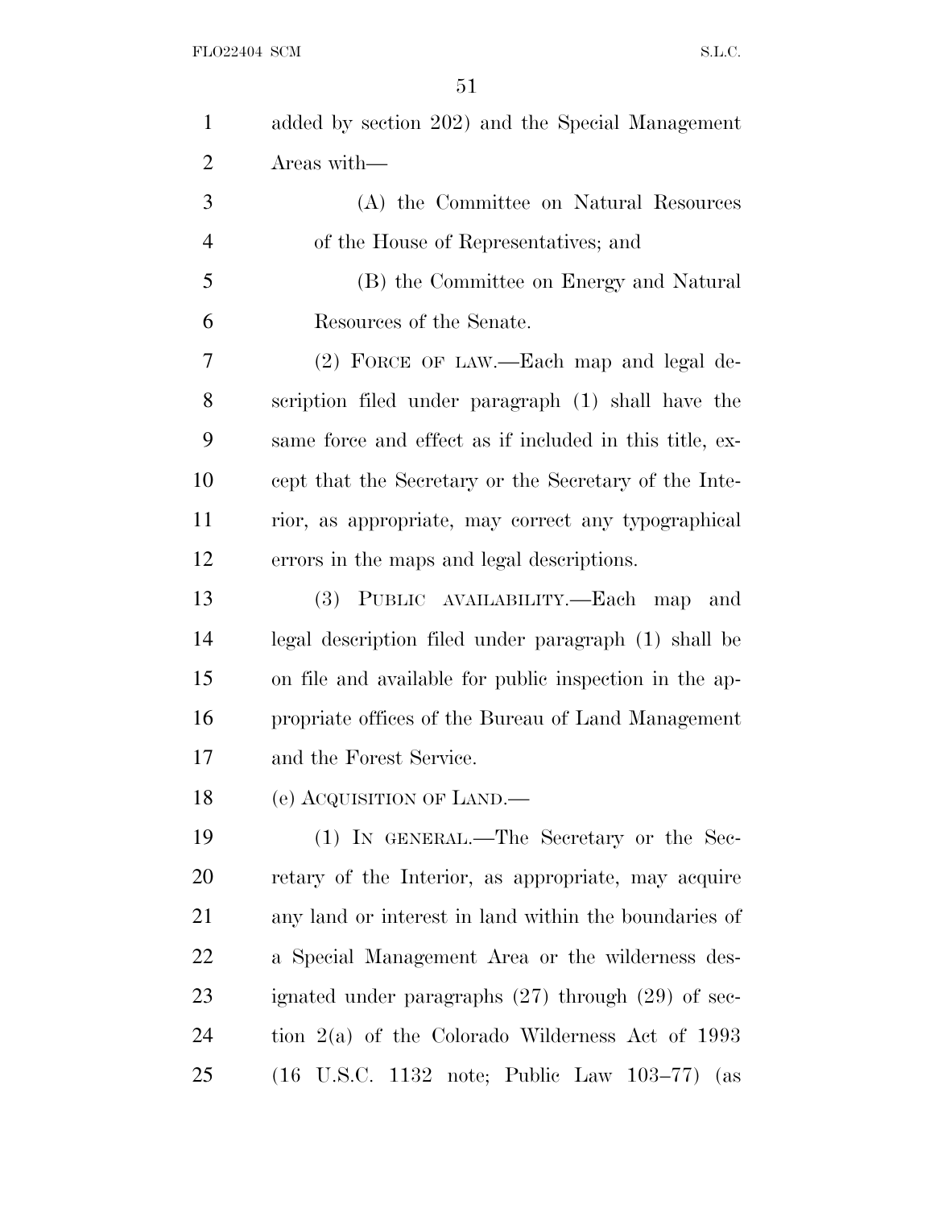added by section 202) and the Special Management Areas with—

(A) the Committee on Natural Resources of the House of Representatives; and

(B) the Committee on Energy and Natural Resources of the Senate.

(2) FORCE OF LAW.—Each map and legal description filed under paragraph (1) shall have the same force and effect as if included in this title, except that the Secretary or the Secretary of the Interior, as appropriate, may correct any typographical errors in the maps and legal descriptions.

(3) PUBLIC AVAILABILITY.—Each map and legal description filed under paragraph (1) shall be on file and available for public inspection in the appropriate offices of the Bureau of Land Management and the Forest Service.

(e) ACQUISITION OF LAND.—

(1) IN GENERAL.—The Secretary or the Secretary of the Interior, as appropriate, may acquire any land or interest in land within the boundaries of a Special Management Area or the wilderness designated under paragraphs (27) through (29) of section 2(a) of the Colorado Wilderness Act of 1993 (16 U.S.C. 1132 note; Public Law 103–77) (as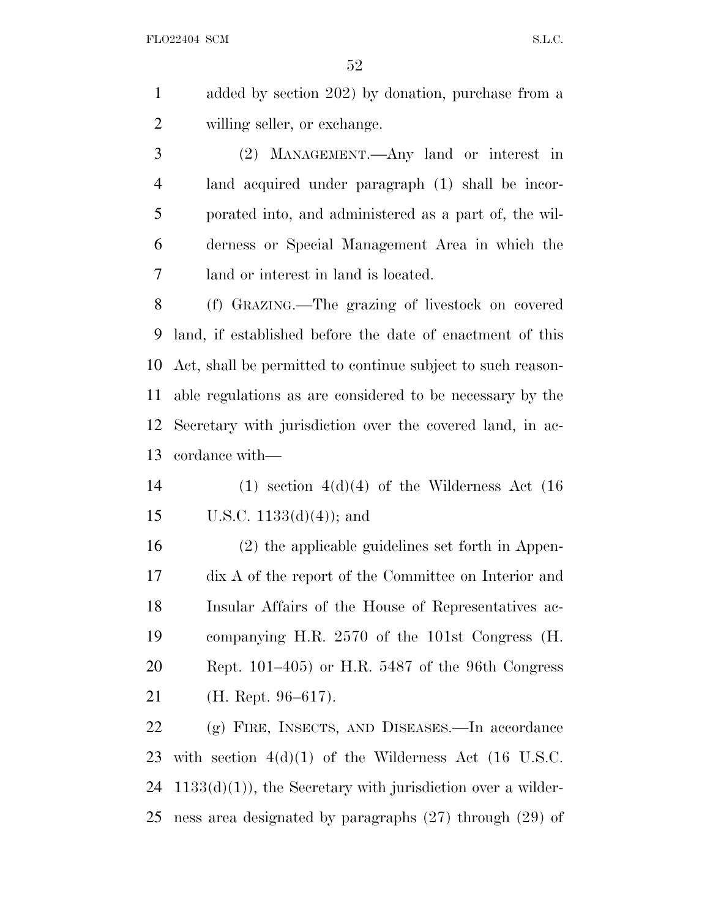added by section 202) by donation, purchase from a willing seller, or exchange.

(2) MANAGEMENT.—Any land or interest in land acquired under paragraph (1) shall be incorporated into, and administered as a part of, the wilderness or Special Management Area in which the land or interest in land is located.

(f) GRAZING.—The grazing of livestock on covered land, if established before the date of enactment of this Act, shall be permitted to continue subject to such reasonable regulations as are considered to be necessary by the Secretary with jurisdiction over the covered land, in accordance with—

(1) section 4(d)(4) of the Wilderness Act (16 U.S.C. 1133(d)(4)); and

(2) the applicable guidelines set forth in Appendix A of the report of the Committee on Interior and Insular Affairs of the House of Representatives accompanying H.R. 2570 of the 101st Congress (H. Rept. 101–405) or H.R. 5487 of the 96th Congress (H. Rept. 96–617).

(g) FIRE, INSECTS, AND DISEASES.—In accordance with section 4(d)(1) of the Wilderness Act (16 U.S.C. 1133(d)(1)), the Secretary with jurisdiction over a wilderness area designated by paragraphs (27) through (29) of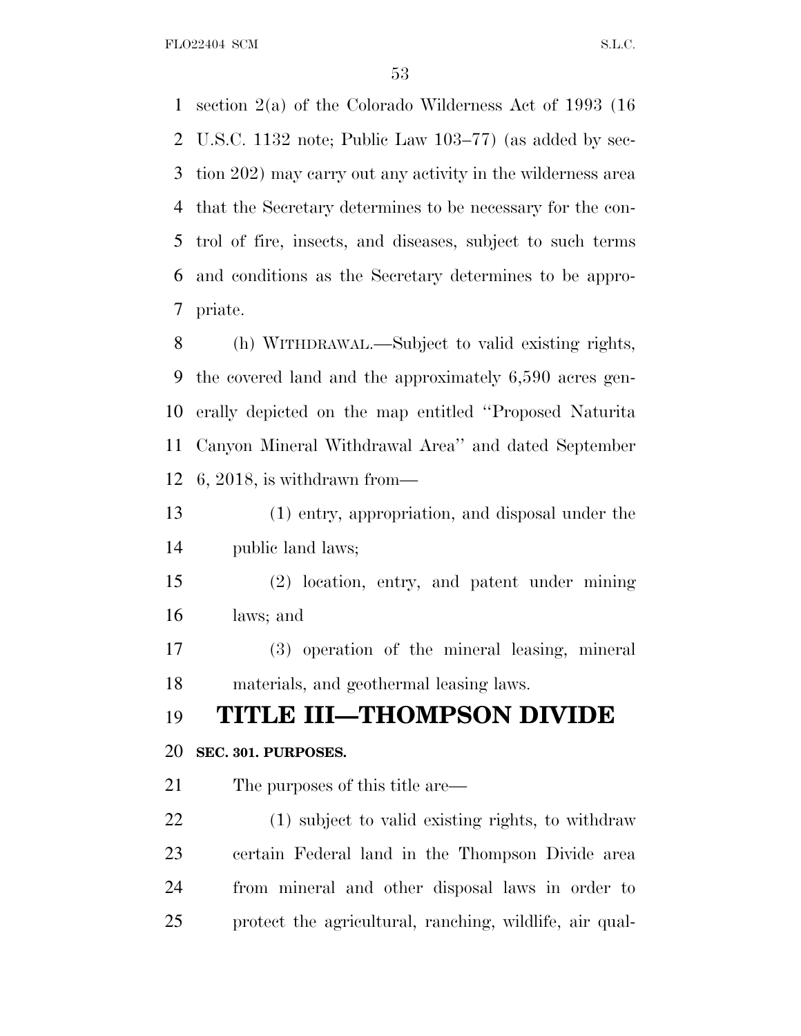section 2(a) of the Colorado Wilderness Act of 1993 (16 U.S.C. 1132 note; Public Law 103–77) (as added by section 202) may carry out any activity in the wilderness area that the Secretary determines to be necessary for the control of fire, insects, and diseases, subject to such terms and conditions as the Secretary determines to be appropriate.

(h) WITHDRAWAL.—Subject to valid existing rights, the covered land and the approximately 6,590 acres generally depicted on the map entitled ''Proposed Naturita Canyon Mineral Withdrawal Area'' and dated September 6, 2018, is withdrawn from—

(1) entry, appropriation, and disposal under the public land laws;

(2) location, entry, and patent under mining laws; and

(3) operation of the mineral leasing, mineral materials, and geothermal leasing laws.

# TITLE III—THOMPSON DIVIDE

**SEC. 301. PURPOSES.**

The purposes of this title are—

(1) subject to valid existing rights, to withdraw certain Federal land in the Thompson Divide area from mineral and other disposal laws in order to protect the agricultural, ranching, wildlife, air qual-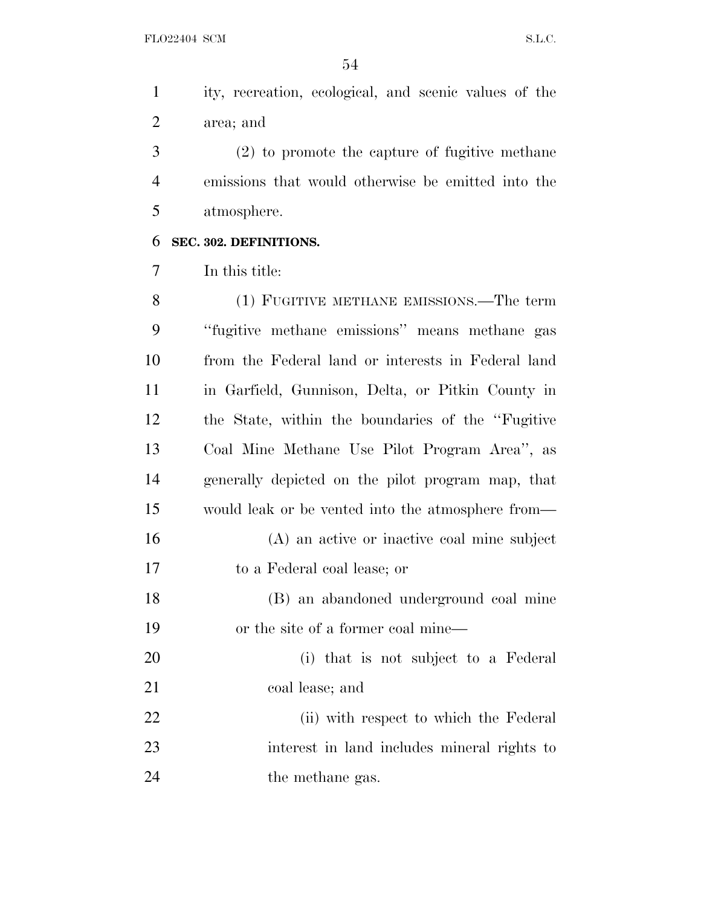ity, recreation, ecological, and scenic values of the area; and

(2) to promote the capture of fugitive methane emissions that would otherwise be emitted into the atmosphere.

**SEC. 302. DEFINITIONS.**

In this title:

(1) FUGITIVE METHANE EMISSIONS.—The term ''fugitive methane emissions'' means methane gas from the Federal land or interests in Federal land in Garfield, Gunnison, Delta, or Pitkin County in the State, within the boundaries of the ''Fugitive Coal Mine Methane Use Pilot Program Area'', as generally depicted on the pilot program map, that would leak or be vented into the atmosphere from—

(A) an active or inactive coal mine subject to a Federal coal lease; or

(B) an abandoned underground coal mine or the site of a former coal mine—

(i) that is not subject to a Federal coal lease; and

(ii) with respect to which the Federal interest in land includes mineral rights to the methane gas.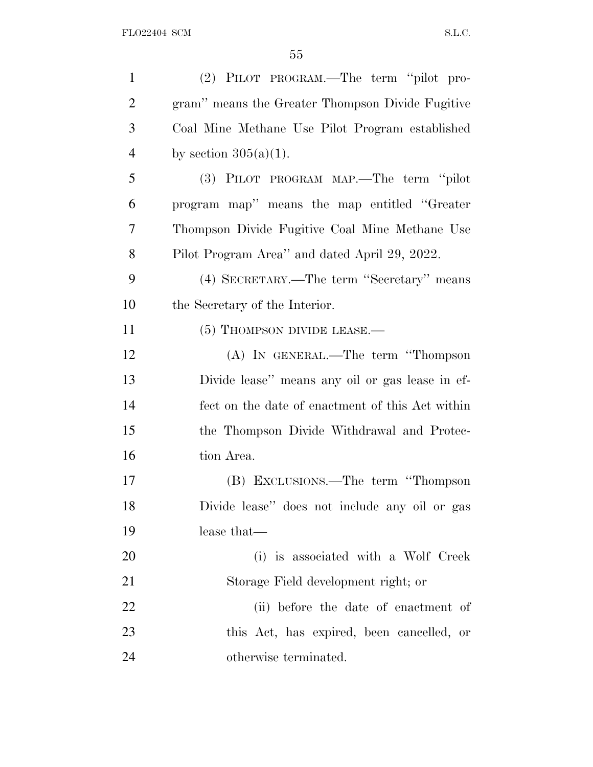(2) PILOT PROGRAM.—The term "pilot program" means the Greater Thompson Divide Fugitive Coal Mine Methane Use Pilot Program established by section 305(a)(1).

(3) PILOT PROGRAM MAP.—The term "pilot program map" means the map entitled "Greater Thompson Divide Fugitive Coal Mine Methane Use Pilot Program Area" and dated April 29, 2022.

(4) SECRETARY.—The term "Secretary" means the Secretary of the Interior.

(5) THOMPSON DIVIDE LEASE.—

(A) IN GENERAL.—The term "Thompson Divide lease" means any oil or gas lease in effect on the date of enactment of this Act within the Thompson Divide Withdrawal and Protection Area.

(B) EXCLUSIONS.—The term "Thompson Divide lease" does not include any oil or gas lease that—

(i) is associated with a Wolf Creek Storage Field development right; or

(ii) before the date of enactment of this Act, has expired, been cancelled, or otherwise terminated.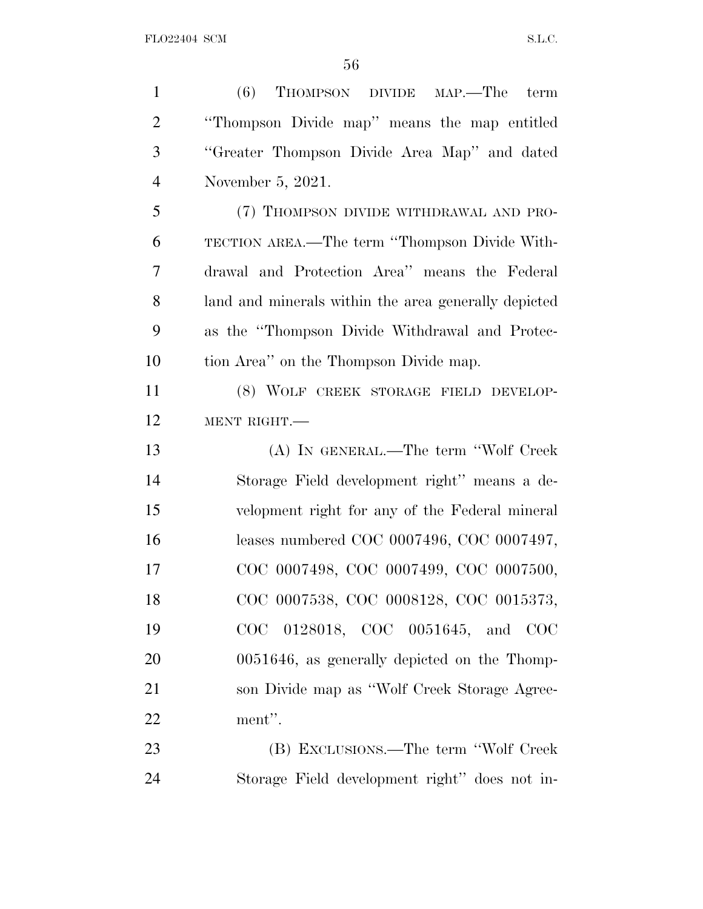(6) THOMPSON DIVIDE MAP.—The term "Thompson Divide map" means the map entitled "Greater Thompson Divide Area Map" and dated November 5, 2021.

(7) THOMPSON DIVIDE WITHDRAWAL AND PROTECTION AREA.—The term "Thompson Divide Withdrawal and Protection Area" means the Federal land and minerals within the area generally depicted as the "Thompson Divide Withdrawal and Protection Area" on the Thompson Divide map.

(8) WOLF CREEK STORAGE FIELD DEVELOPMENT RIGHT.—

(A) IN GENERAL.—The term "Wolf Creek Storage Field development right" means a development right for any of the Federal mineral leases numbered COC 0007496, COC 0007497, COC 0007498, COC 0007499, COC 0007500, COC 0007538, COC 0008128, COC 0015373, COC 0128018, COC 0051645, and COC 0051646, as generally depicted on the Thompson Divide map as "Wolf Creek Storage Agreement".

(B) EXCLUSIONS.—The term "Wolf Creek Storage Field development right" does not in-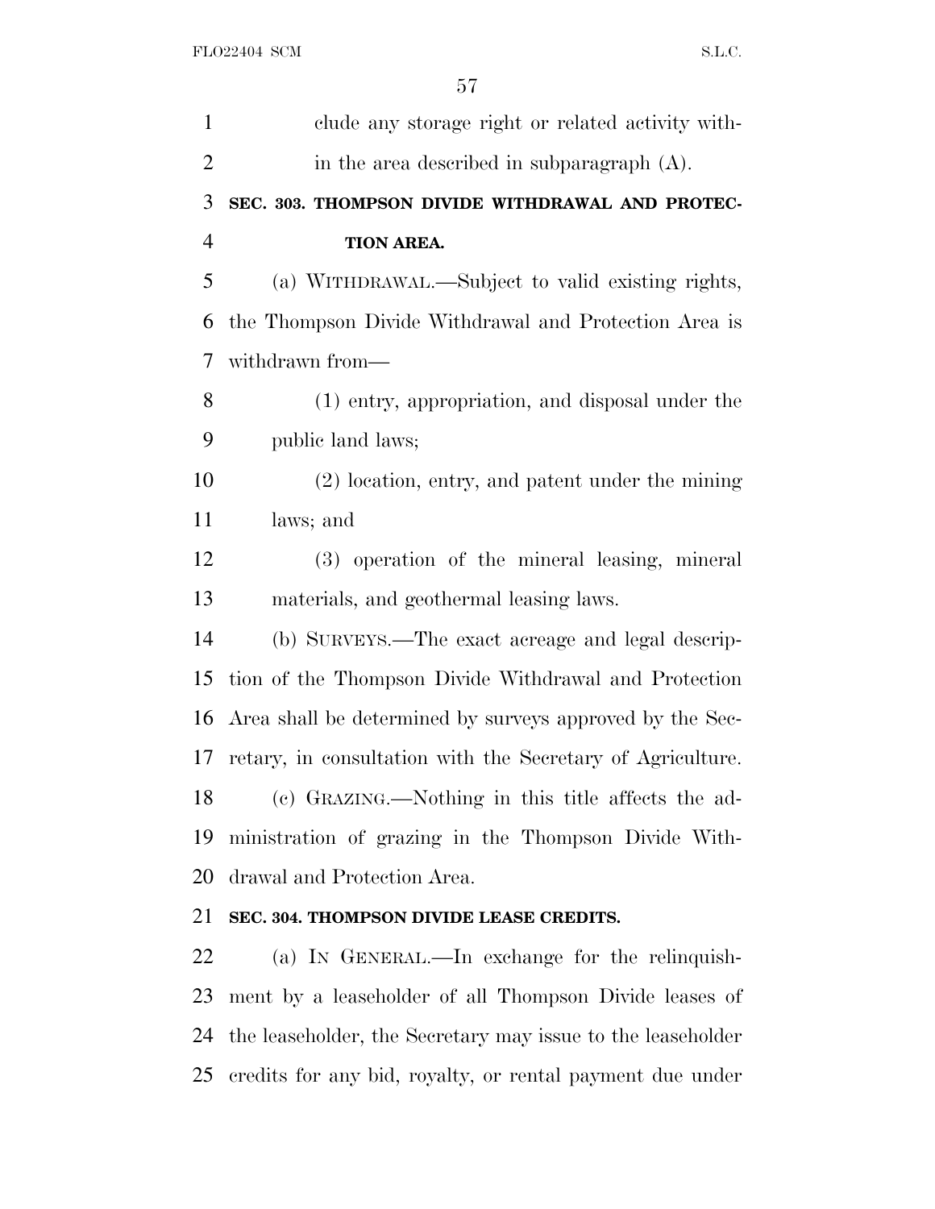clude any storage right or related activity within the area described in subparagraph (A).

### SEC. 303. THOMPSON DIVIDE WITHDRAWAL AND PROTECTION AREA.

(a) WITHDRAWAL.—Subject to valid existing rights, the Thompson Divide Withdrawal and Protection Area is withdrawn from—

(1) entry, appropriation, and disposal under the public land laws;

(2) location, entry, and patent under the mining laws; and

(3) operation of the mineral leasing, mineral materials, and geothermal leasing laws.

(b) SURVEYS.—The exact acreage and legal description of the Thompson Divide Withdrawal and Protection Area shall be determined by surveys approved by the Secretary, in consultation with the Secretary of Agriculture.

(c) GRAZING.—Nothing in this title affects the administration of grazing in the Thompson Divide Withdrawal and Protection Area.

### SEC. 304. THOMPSON DIVIDE LEASE CREDITS.

(a) IN GENERAL.—In exchange for the relinquishment by a leaseholder of all Thompson Divide leases of the leaseholder, the Secretary may issue to the leaseholder credits for any bid, royalty, or rental payment due under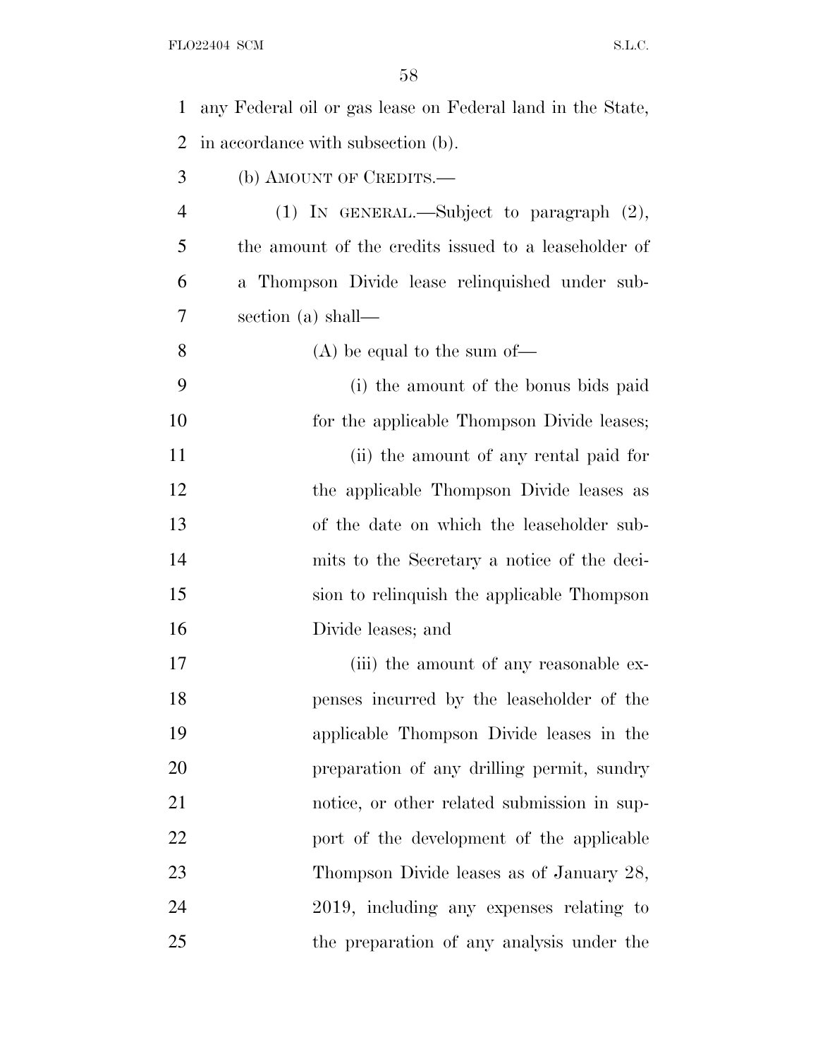any Federal oil or gas lease on Federal land in the State, in accordance with subsection (b).

(b) AMOUNT OF CREDITS.—

(1) IN GENERAL.—Subject to paragraph (2), the amount of the credits issued to a leaseholder of a Thompson Divide lease relinquished under subsection (a) shall—

(A) be equal to the sum of—

(i) the amount of the bonus bids paid for the applicable Thompson Divide leases;

(ii) the amount of any rental paid for the applicable Thompson Divide leases as of the date on which the leaseholder submits to the Secretary a notice of the decision to relinquish the applicable Thompson Divide leases; and

(iii) the amount of any reasonable expenses incurred by the leaseholder of the applicable Thompson Divide leases in the preparation of any drilling permit, sundry notice, or other related submission in support of the development of the applicable Thompson Divide leases as of January 28, 2019, including any expenses relating to the preparation of any analysis under the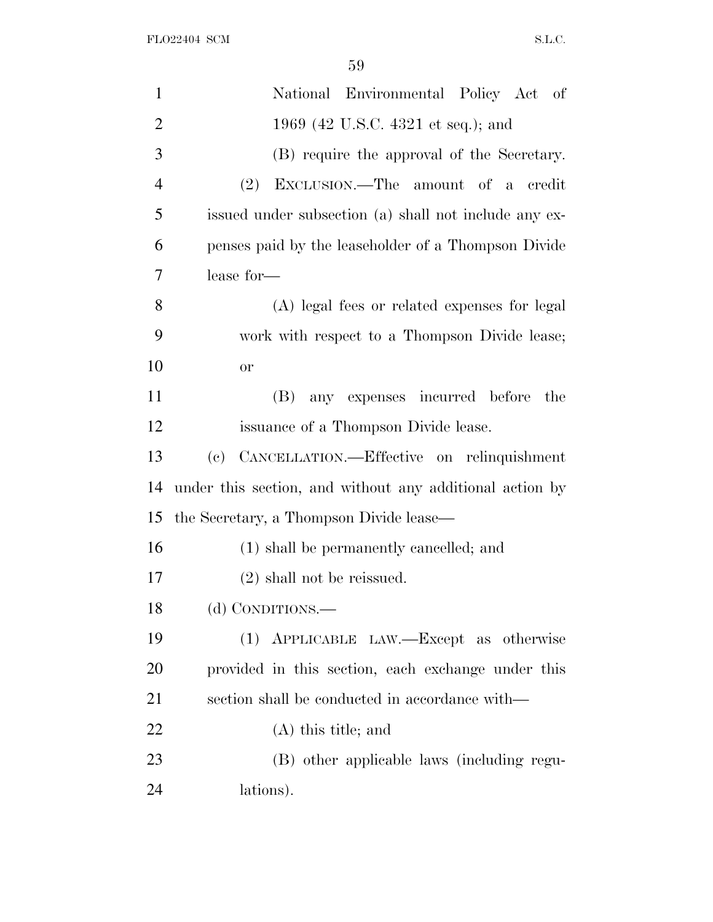National Environmental Policy Act of 1969 (42 U.S.C. 4321 et seq.); and

(B) require the approval of the Secretary.

(2) EXCLUSION.—The amount of a credit issued under subsection (a) shall not include any expenses paid by the leaseholder of a Thompson Divide lease for—

(A) legal fees or related expenses for legal work with respect to a Thompson Divide lease; or

(B) any expenses incurred before the issuance of a Thompson Divide lease.

(c) CANCELLATION.—Effective on relinquishment under this section, and without any additional action by the Secretary, a Thompson Divide lease—

(1) shall be permanently cancelled; and

(2) shall not be reissued.

(d) CONDITIONS.—

(1) APPLICABLE LAW.—Except as otherwise provided in this section, each exchange under this section shall be conducted in accordance with—

(A) this title; and

(B) other applicable laws (including regulations).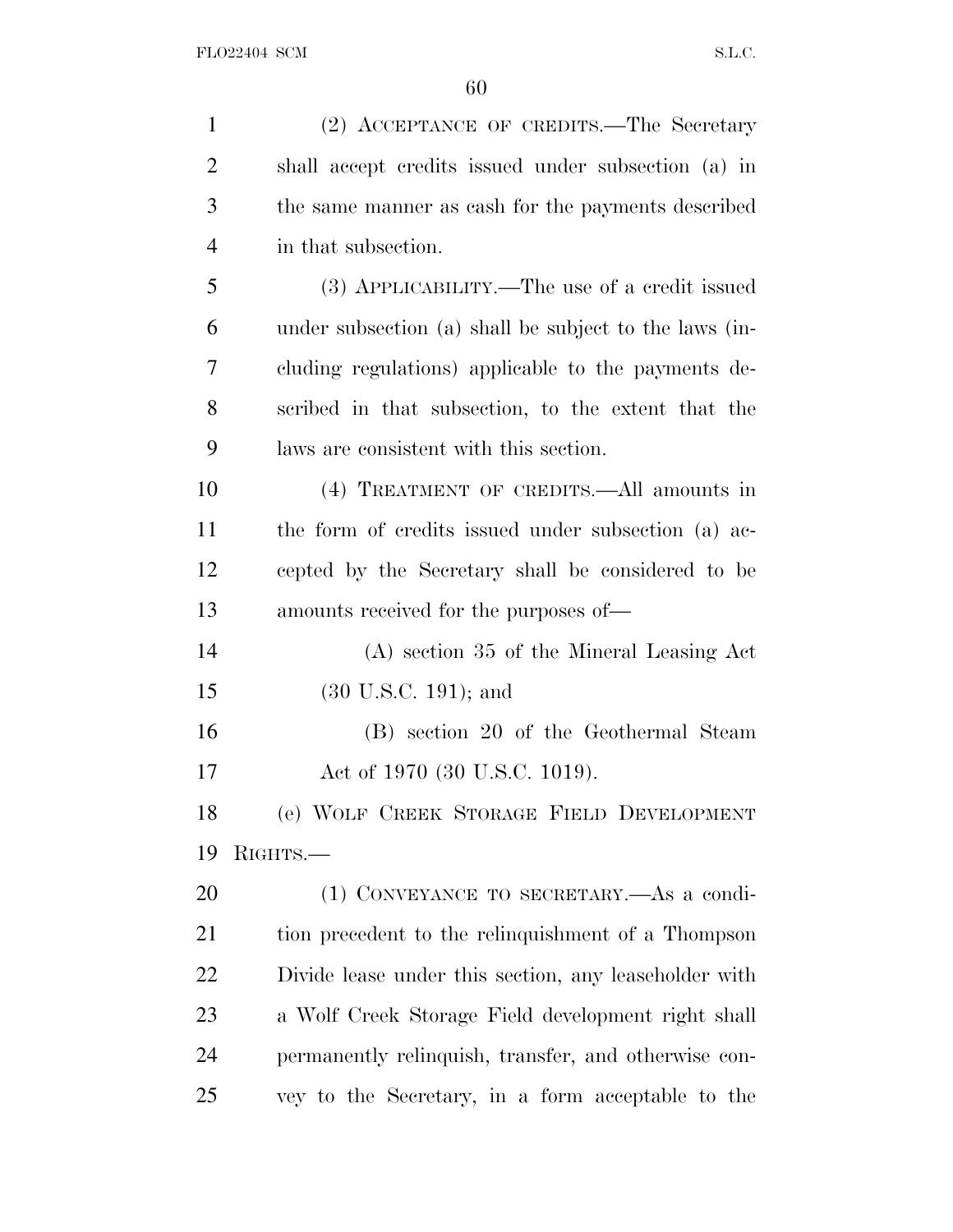(2) ACCEPTANCE OF CREDITS.—The Secretary shall accept credits issued under subsection (a) in the same manner as cash for the payments described in that subsection.

(3) APPLICABILITY.—The use of a credit issued under subsection (a) shall be subject to the laws (including regulations) applicable to the payments described in that subsection, to the extent that the laws are consistent with this section.

(4) TREATMENT OF CREDITS.—All amounts in the form of credits issued under subsection (a) accepted by the Secretary shall be considered to be amounts received for the purposes of—

(A) section 35 of the Mineral Leasing Act (30 U.S.C. 191); and

(B) section 20 of the Geothermal Steam Act of 1970 (30 U.S.C. 1019).

(e) WOLF CREEK STORAGE FIELD DEVELOPMENT RIGHTS.—

(1) CONVEYANCE TO SECRETARY.—As a condition precedent to the relinquishment of a Thompson Divide lease under this section, any leaseholder with a Wolf Creek Storage Field development right shall permanently relinquish, transfer, and otherwise convey to the Secretary, in a form acceptable to the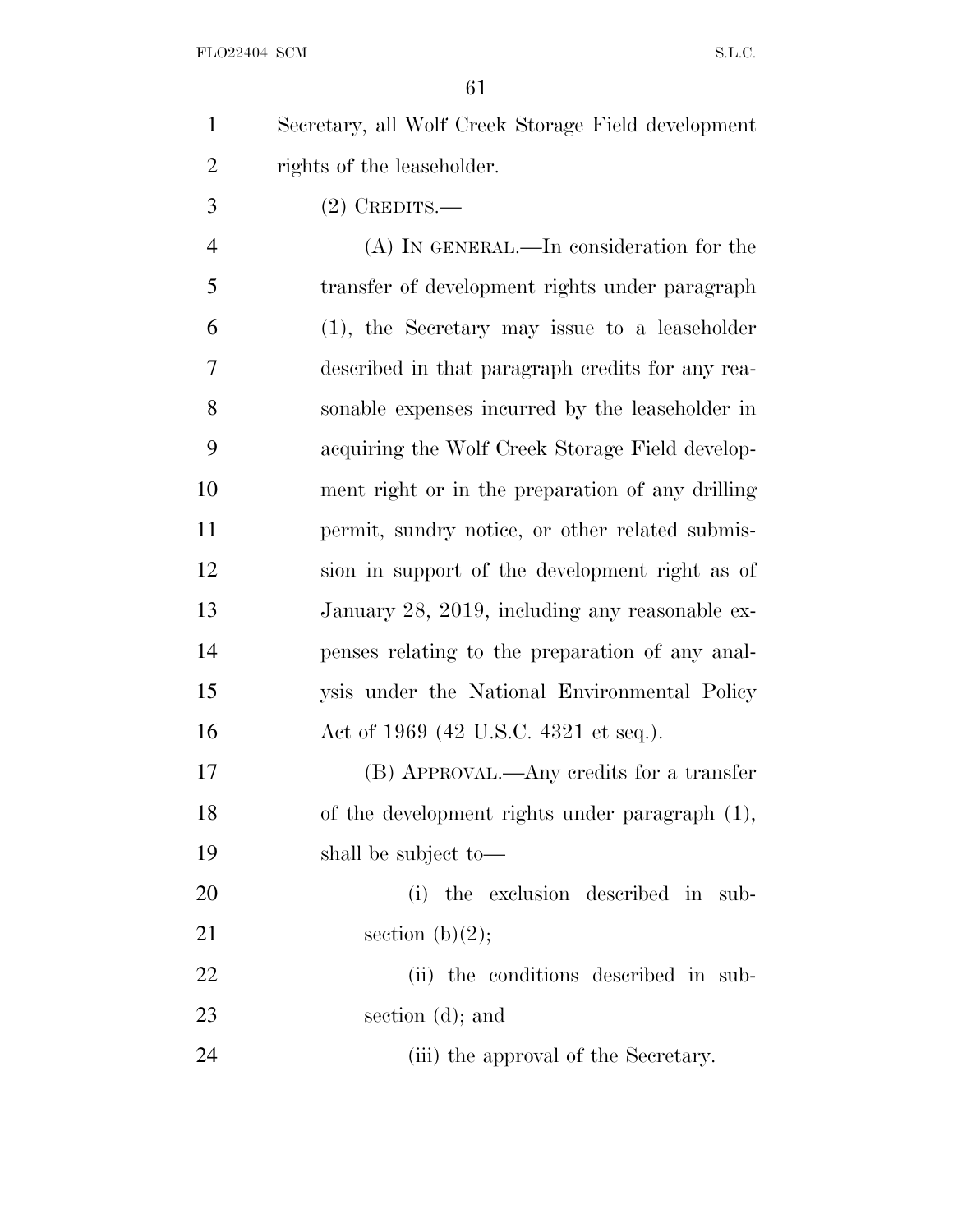Secretary, all Wolf Creek Storage Field development rights of the leaseholder.

(2) CREDITS.—

(A) IN GENERAL.—In consideration for the transfer of development rights under paragraph (1), the Secretary may issue to a leaseholder described in that paragraph credits for any reasonable expenses incurred by the leaseholder in acquiring the Wolf Creek Storage Field development right or in the preparation of any drilling permit, sundry notice, or other related submission in support of the development right as of January 28, 2019, including any reasonable expenses relating to the preparation of any analysis under the National Environmental Policy Act of 1969 (42 U.S.C. 4321 et seq.).

(B) APPROVAL.—Any credits for a transfer of the development rights under paragraph (1), shall be subject to—

(i) the exclusion described in subsection (b)(2);

(ii) the conditions described in subsection (d); and

(iii) the approval of the Secretary.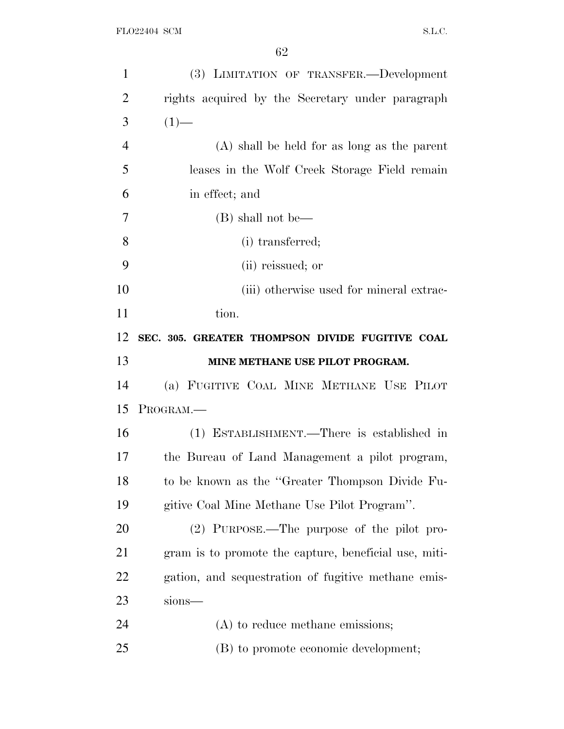(3) LIMITATION OF TRANSFER.—Development rights acquired by the Secretary under paragraph (1)—

(A) shall be held for as long as the parent leases in the Wolf Creek Storage Field remain in effect; and

(B) shall not be—

(i) transferred;

(ii) reissued; or

(iii) otherwise used for mineral extraction.

**SEC. 305. GREATER THOMPSON DIVIDE FUGITIVE COAL MINE METHANE USE PILOT PROGRAM.**

(a) FUGITIVE COAL MINE METHANE USE PILOT PROGRAM.—

(1) ESTABLISHMENT.—There is established in the Bureau of Land Management a pilot program, to be known as the "Greater Thompson Divide Fugitive Coal Mine Methane Use Pilot Program".

(2) PURPOSE.—The purpose of the pilot program is to promote the capture, beneficial use, mitigation, and sequestration of fugitive methane emissions—

(A) to reduce methane emissions;

(B) to promote economic development;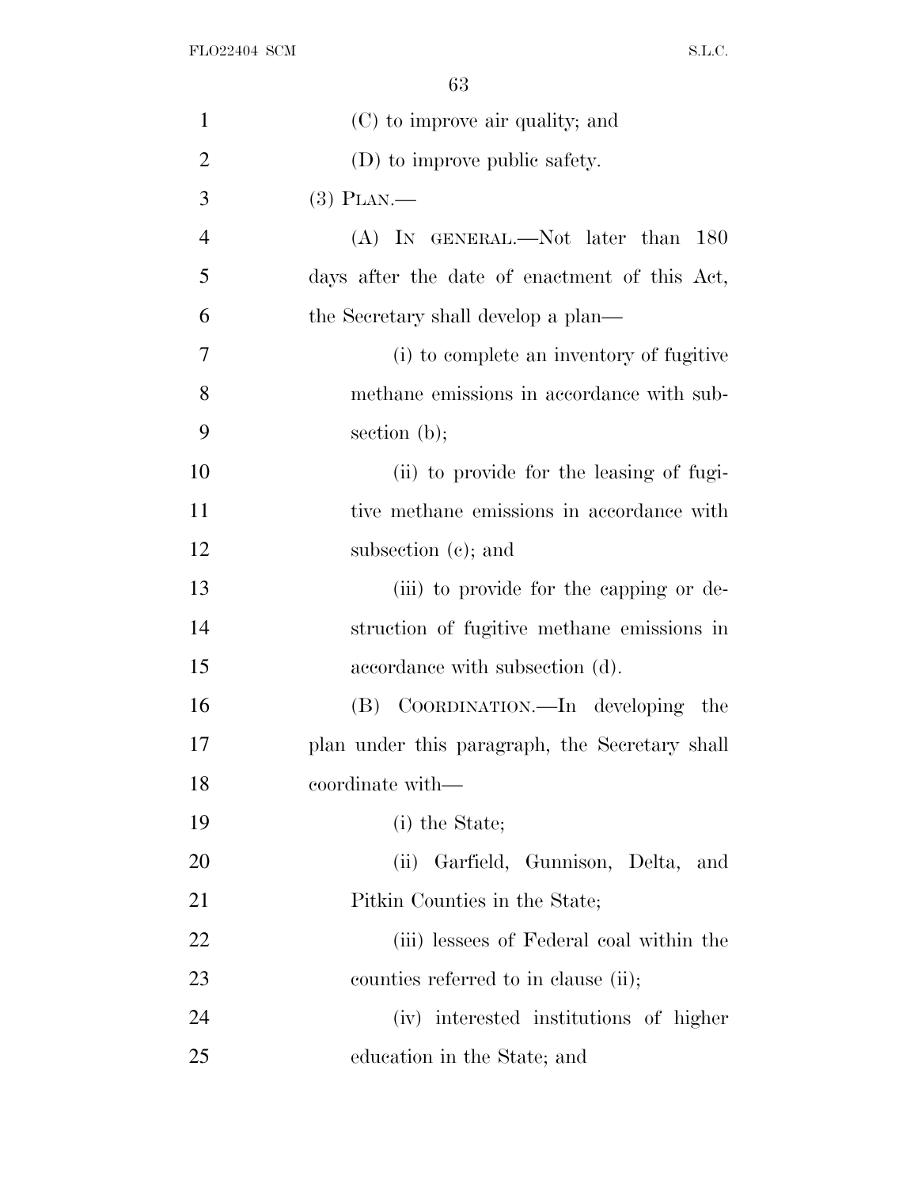(C) to improve air quality; and

(D) to improve public safety.

(3) PLAN.—

(A) IN GENERAL.—Not later than 180 days after the date of enactment of this Act, the Secretary shall develop a plan—

(i) to complete an inventory of fugitive methane emissions in accordance with subsection (b);

(ii) to provide for the leasing of fugitive methane emissions in accordance with subsection (c); and

(iii) to provide for the capping or destruction of fugitive methane emissions in accordance with subsection (d).

(B) COORDINATION.—In developing the plan under this paragraph, the Secretary shall coordinate with—

(i) the State;

(ii) Garfield, Gunnison, Delta, and Pitkin Counties in the State;

(iii) lessees of Federal coal within the counties referred to in clause (ii);

(iv) interested institutions of higher education in the State; and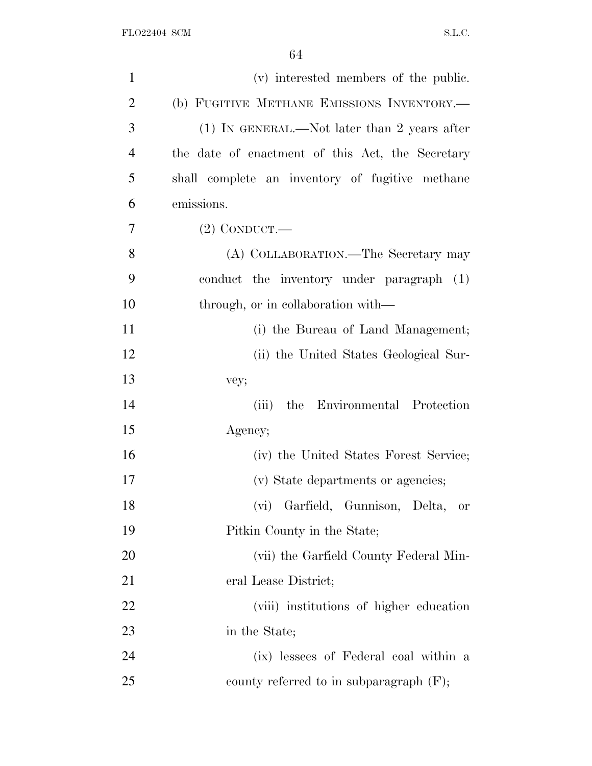(v) interested members of the public.

(b) FUGITIVE METHANE EMISSIONS INVENTORY.—

(1) IN GENERAL.—Not later than 2 years after the date of enactment of this Act, the Secretary shall complete an inventory of fugitive methane emissions.

(2) CONDUCT.—

(A) COLLABORATION.—The Secretary may conduct the inventory under paragraph (1) through, or in collaboration with—

(i) the Bureau of Land Management;

(ii) the United States Geological Survey;

(iii) the Environmental Protection Agency;

(iv) the United States Forest Service;

(v) State departments or agencies;

(vi) Garfield, Gunnison, Delta, or Pitkin County in the State;

(vii) the Garfield County Federal Mineral Lease District;

(viii) institutions of higher education in the State;

(ix) lessees of Federal coal within a county referred to in subparagraph (F);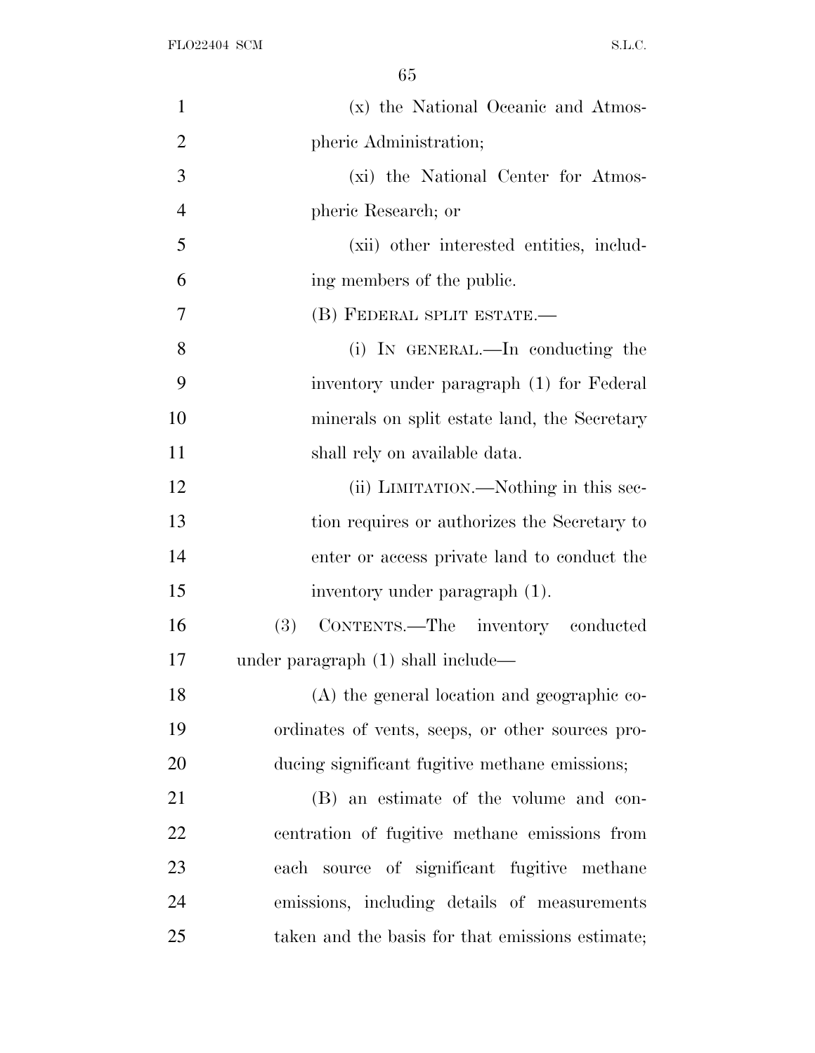(x) the National Oceanic and Atmospheric Administration;

(xi) the National Center for Atmospheric Research; or

(xii) other interested entities, including members of the public.

(B) FEDERAL SPLIT ESTATE.—

(i) IN GENERAL.—In conducting the inventory under paragraph (1) for Federal minerals on split estate land, the Secretary shall rely on available data.

(ii) LIMITATION.—Nothing in this section requires or authorizes the Secretary to enter or access private land to conduct the inventory under paragraph (1).

(3) CONTENTS.—The inventory conducted under paragraph (1) shall include—

(A) the general location and geographic coordinates of vents, seeps, or other sources producing significant fugitive methane emissions;

(B) an estimate of the volume and concentration of fugitive methane emissions from each source of significant fugitive methane emissions, including details of measurements taken and the basis for that emissions estimate;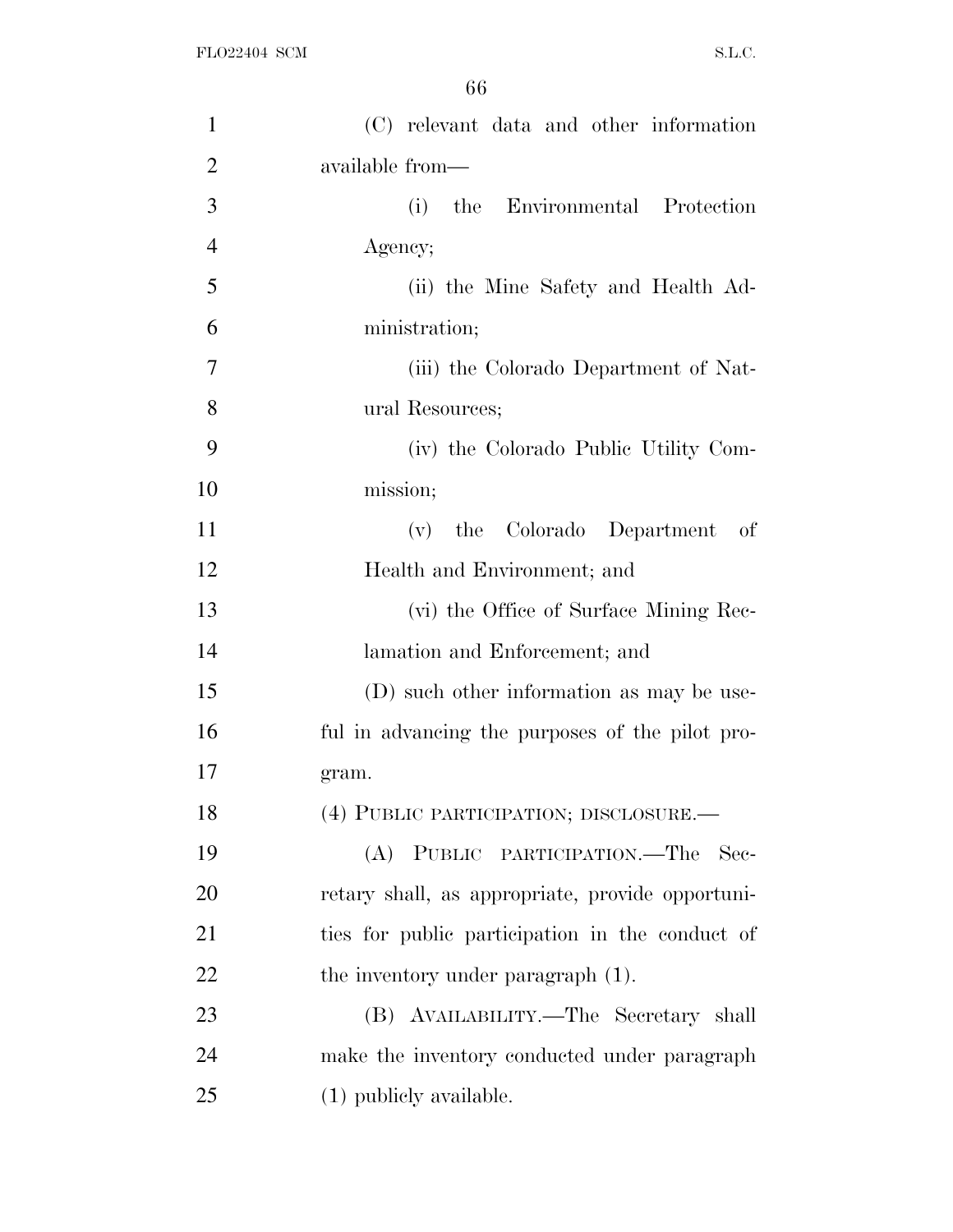(C) relevant data and other information available from—

(i) the Environmental Protection Agency;

(ii) the Mine Safety and Health Administration;

(iii) the Colorado Department of Natural Resources;

(iv) the Colorado Public Utility Commission;

(v) the Colorado Department of Health and Environment; and

(vi) the Office of Surface Mining Reclamation and Enforcement; and

(D) such other information as may be useful in advancing the purposes of the pilot program.

(4) PUBLIC PARTICIPATION; DISCLOSURE.—

(A) PUBLIC PARTICIPATION.—The Secretary shall, as appropriate, provide opportunities for public participation in the conduct of the inventory under paragraph (1).

(B) AVAILABILITY.—The Secretary shall make the inventory conducted under paragraph (1) publicly available.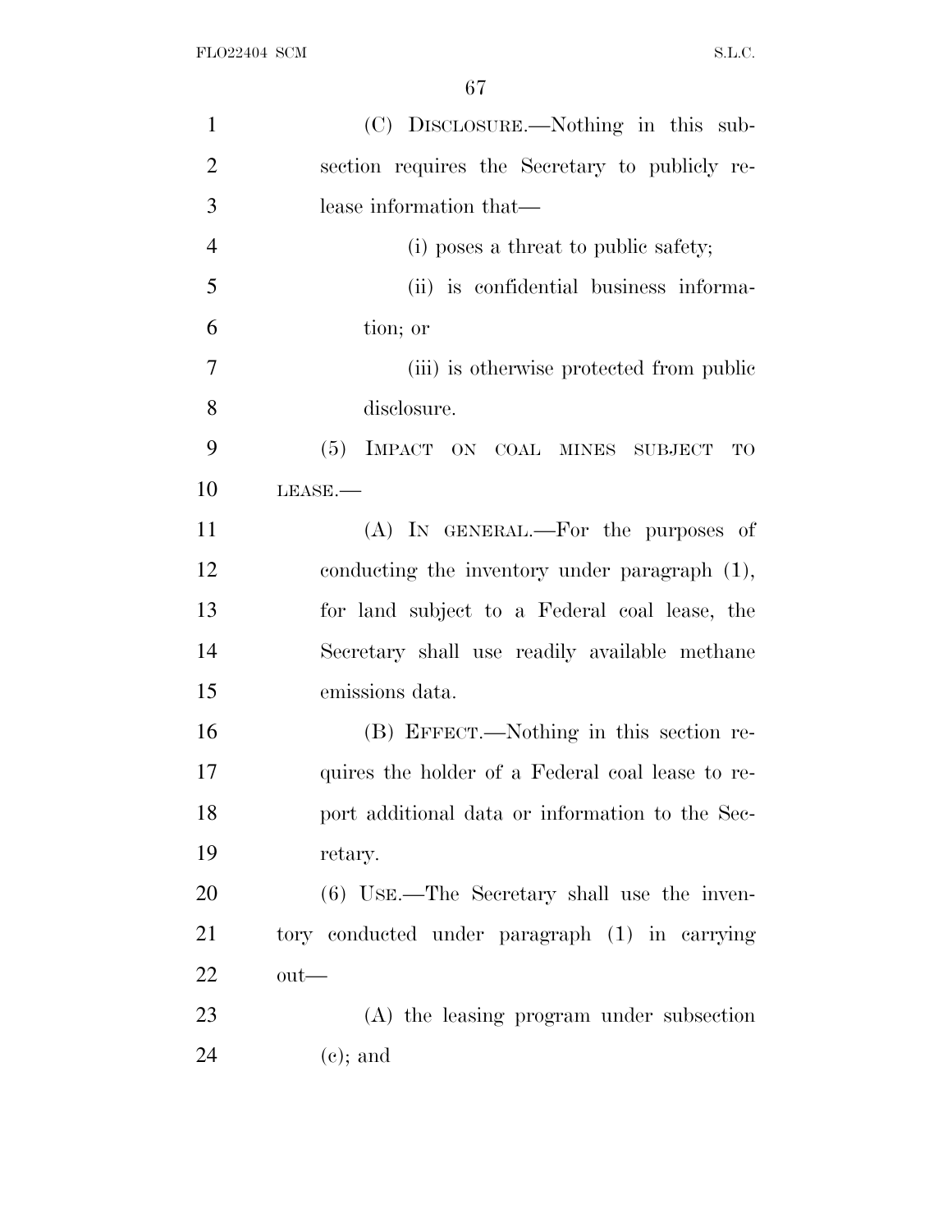(C) DISCLOSURE.—Nothing in this subsection requires the Secretary to publicly release information that—

(i) poses a threat to public safety;

(ii) is confidential business information; or

(iii) is otherwise protected from public disclosure.

(5) IMPACT ON COAL MINES SUBJECT TO LEASE.—

(A) IN GENERAL.—For the purposes of conducting the inventory under paragraph (1), for land subject to a Federal coal lease, the Secretary shall use readily available methane emissions data.

(B) EFFECT.—Nothing in this section requires the holder of a Federal coal lease to report additional data or information to the Secretary.

(6) USE.—The Secretary shall use the inventory conducted under paragraph (1) in carrying out—

(A) the leasing program under subsection (c); and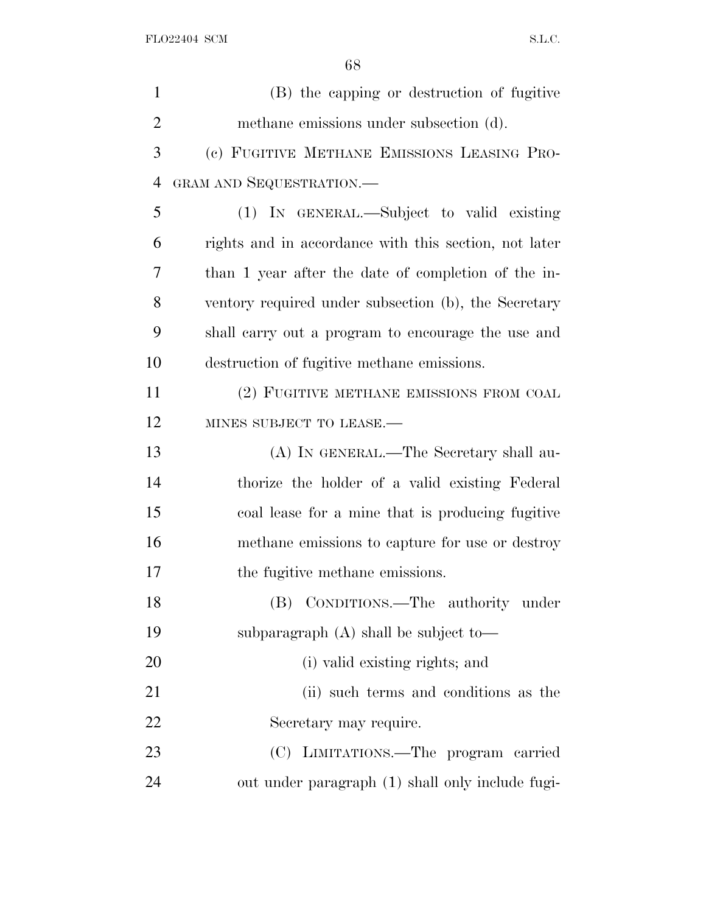(B) the capping or destruction of fugitive methane emissions under subsection (d).

(c) FUGITIVE METHANE EMISSIONS LEASING PROGRAM AND SEQUESTRATION.—

(1) IN GENERAL.—Subject to valid existing rights and in accordance with this section, not later than 1 year after the date of completion of the inventory required under subsection (b), the Secretary shall carry out a program to encourage the use and destruction of fugitive methane emissions.

(2) FUGITIVE METHANE EMISSIONS FROM COAL MINES SUBJECT TO LEASE.—

(A) IN GENERAL.—The Secretary shall authorize the holder of a valid existing Federal coal lease for a mine that is producing fugitive methane emissions to capture for use or destroy the fugitive methane emissions.

(B) CONDITIONS.—The authority under subparagraph (A) shall be subject to—

(i) valid existing rights; and

(ii) such terms and conditions as the Secretary may require.

(C) LIMITATIONS.—The program carried out under paragraph (1) shall only include fugi-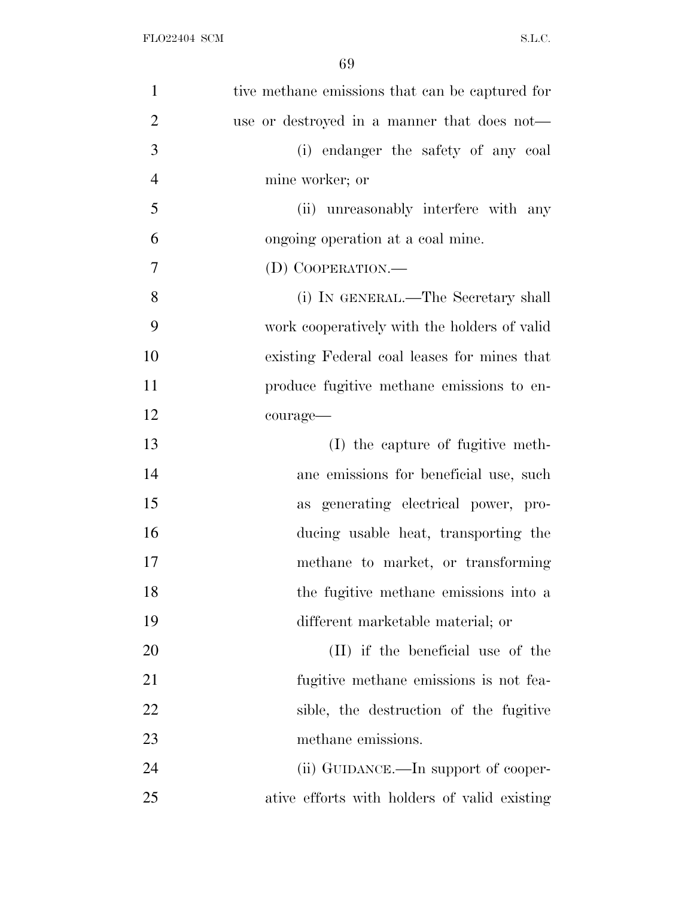tive methane emissions that can be captured for use or destroyed in a manner that does not—

(i) endanger the safety of any coal mine worker; or

(ii) unreasonably interfere with any ongoing operation at a coal mine.

(D) COOPERATION.—

(i) IN GENERAL.—The Secretary shall work cooperatively with the holders of valid existing Federal coal leases for mines that produce fugitive methane emissions to encourage—

(I) the capture of fugitive methane emissions for beneficial use, such as generating electrical power, producing usable heat, transporting the methane to market, or transforming the fugitive methane emissions into a different marketable material; or

(II) if the beneficial use of the fugitive methane emissions is not feasible, the destruction of the fugitive methane emissions.

(ii) GUIDANCE.—In support of cooperative efforts with holders of valid existing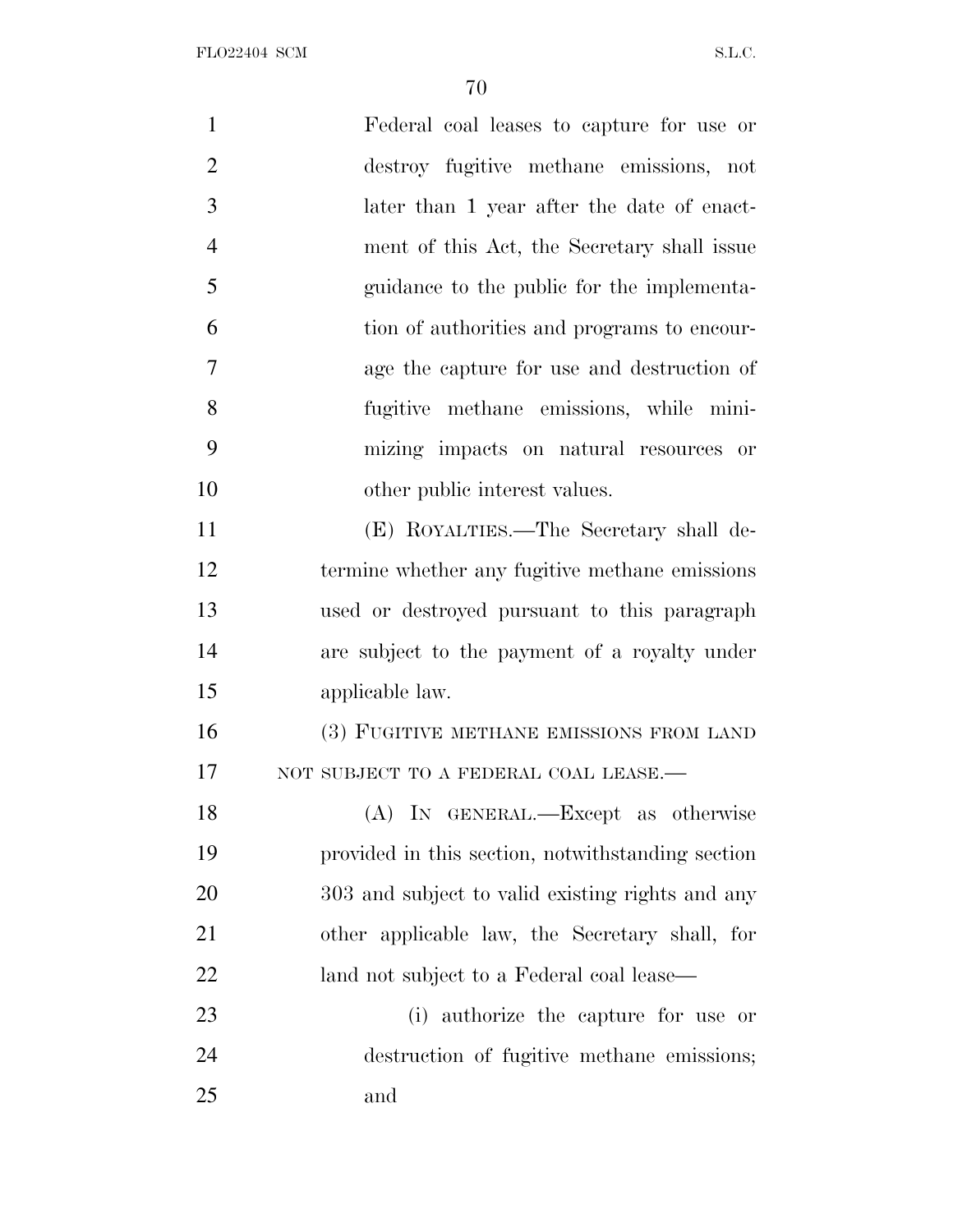Federal coal leases to capture for use or destroy fugitive methane emissions, not later than 1 year after the date of enactment of this Act, the Secretary shall issue guidance to the public for the implementation of authorities and programs to encourage the capture for use and destruction of fugitive methane emissions, while minimizing impacts on natural resources or other public interest values.

(E) ROYALTIES.—The Secretary shall determine whether any fugitive methane emissions used or destroyed pursuant to this paragraph are subject to the payment of a royalty under applicable law.

(3) FUGITIVE METHANE EMISSIONS FROM LAND NOT SUBJECT TO A FEDERAL COAL LEASE.—

(A) IN GENERAL.—Except as otherwise provided in this section, notwithstanding section 303 and subject to valid existing rights and any other applicable law, the Secretary shall, for land not subject to a Federal coal lease—

(i) authorize the capture for use or destruction of fugitive methane emissions; and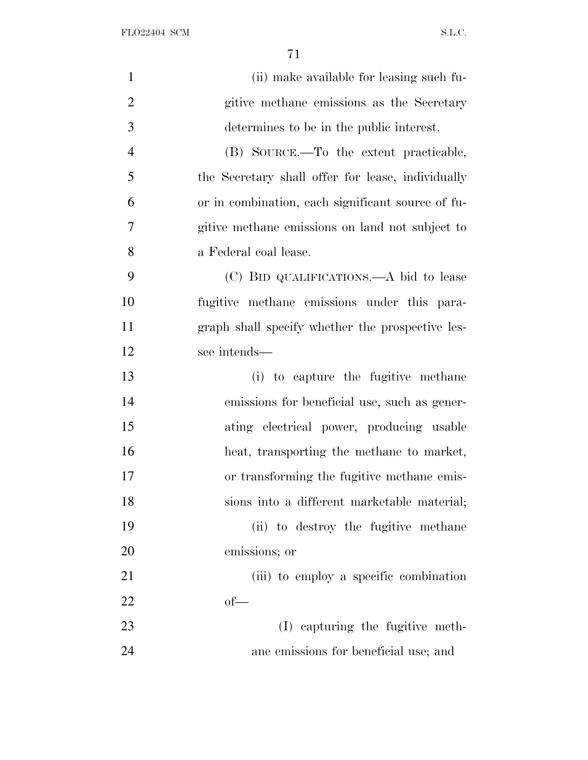(ii) make available for leasing such fugitive methane emissions as the Secretary determines to be in the public interest.

(B) SOURCE.—To the extent practicable, the Secretary shall offer for lease, individually or in combination, each significant source of fugitive methane emissions on land not subject to a Federal coal lease.

(C) BID QUALIFICATIONS.—A bid to lease fugitive methane emissions under this paragraph shall specify whether the prospective lessee intends—

(i) to capture the fugitive methane emissions for beneficial use, such as generating electrical power, producing usable heat, transporting the methane to market, or transforming the fugitive methane emissions into a different marketable material;

(ii) to destroy the fugitive methane emissions; or

(iii) to employ a specific combination of—

(I) capturing the fugitive methane emissions for beneficial use; and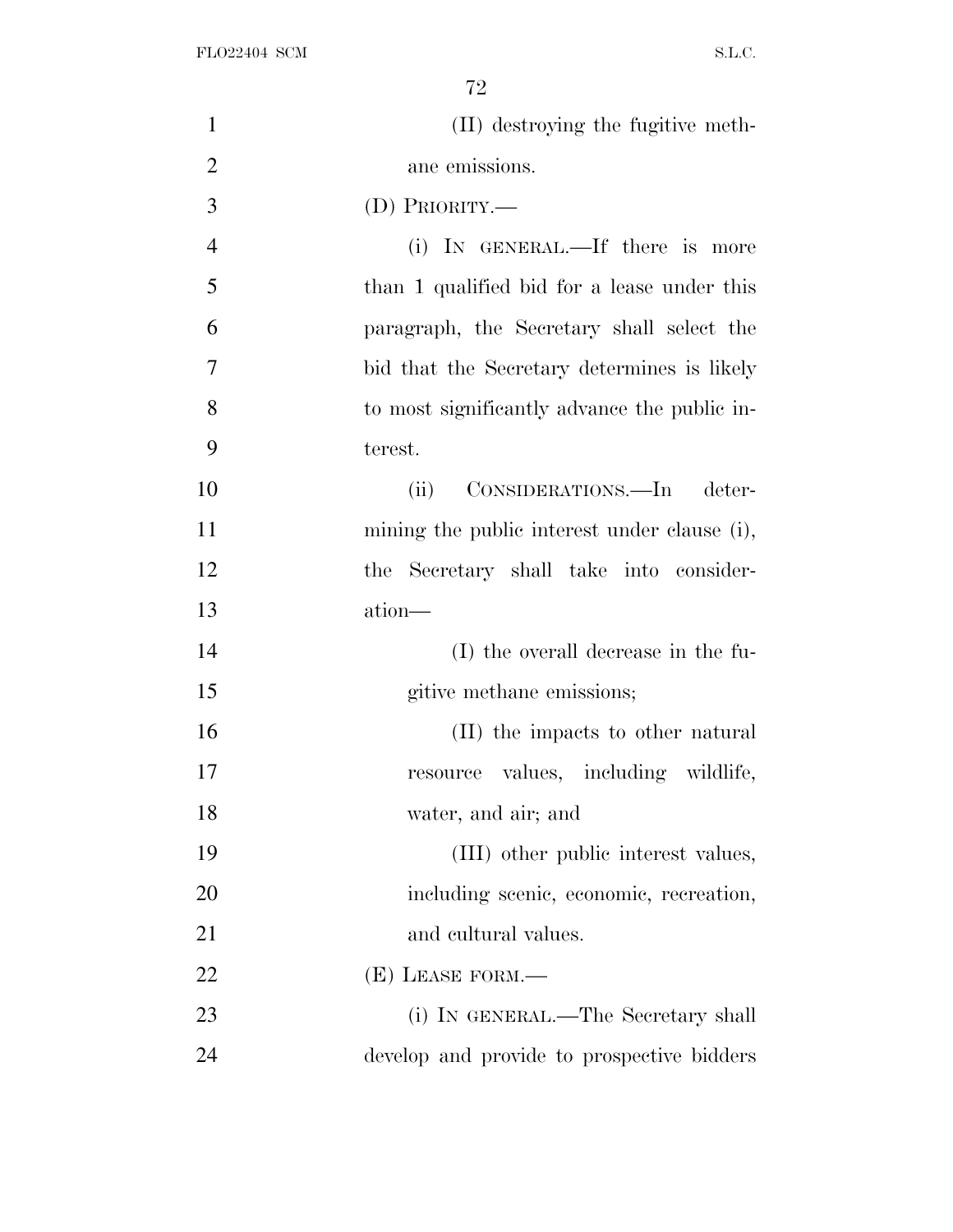(II) destroying the fugitive methane emissions.

(D) PRIORITY.—

(i) IN GENERAL.—If there is more than 1 qualified bid for a lease under this paragraph, the Secretary shall select the bid that the Secretary determines is likely to most significantly advance the public interest.

(ii) CONSIDERATIONS.—In determining the public interest under clause (i), the Secretary shall take into consideration—

(I) the overall decrease in the fugitive methane emissions;

(II) the impacts to other natural resource values, including wildlife, water, and air; and

(III) other public interest values, including scenic, economic, recreation, and cultural values.

(E) LEASE FORM.—

(i) IN GENERAL.—The Secretary shall develop and provide to prospective bidders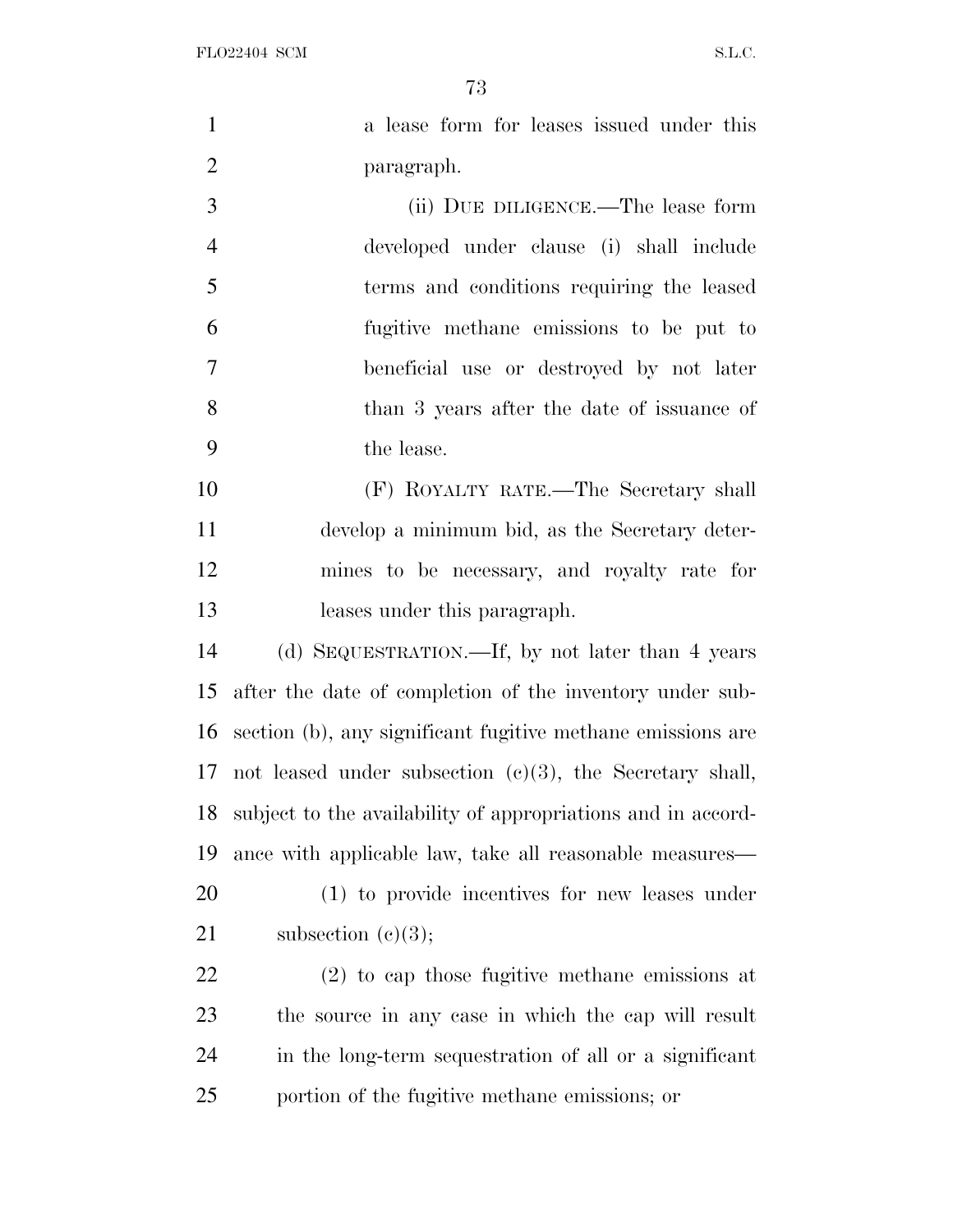a lease form for leases issued under this paragraph.

(ii) DUE DILIGENCE.—The lease form developed under clause (i) shall include terms and conditions requiring the leased fugitive methane emissions to be put to beneficial use or destroyed by not later than 3 years after the date of issuance of the lease.

(F) ROYALTY RATE.—The Secretary shall develop a minimum bid, as the Secretary determines to be necessary, and royalty rate for leases under this paragraph.

(d) SEQUESTRATION.—If, by not later than 4 years after the date of completion of the inventory under subsection (b), any significant fugitive methane emissions are not leased under subsection (c)(3), the Secretary shall, subject to the availability of appropriations and in accordance with applicable law, take all reasonable measures—

(1) to provide incentives for new leases under subsection (c)(3);

(2) to cap those fugitive methane emissions at the source in any case in which the cap will result in the long-term sequestration of all or a significant portion of the fugitive methane emissions; or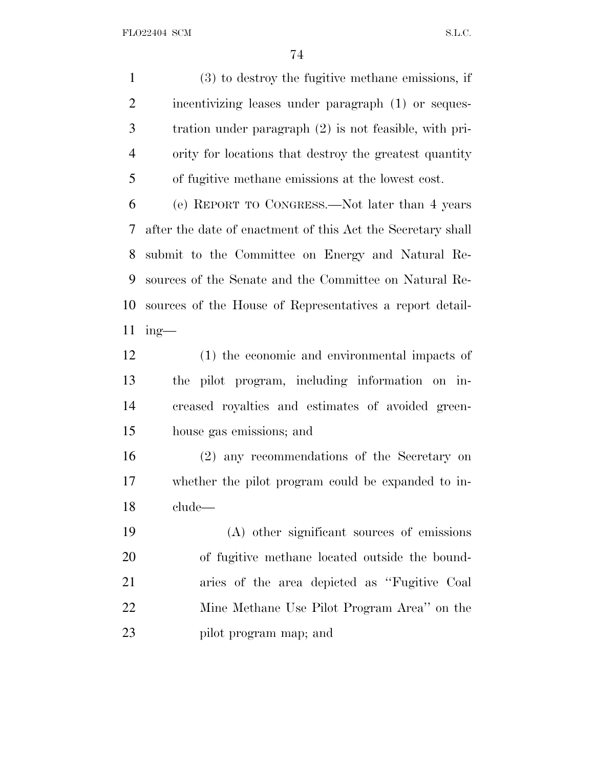(3) to destroy the fugitive methane emissions, if incentivizing leases under paragraph (1) or sequestration under paragraph (2) is not feasible, with priority for locations that destroy the greatest quantity of fugitive methane emissions at the lowest cost.

(e) REPORT TO CONGRESS.—Not later than 4 years after the date of enactment of this Act the Secretary shall submit to the Committee on Energy and Natural Resources of the Senate and the Committee on Natural Resources of the House of Representatives a report detailing—

(1) the economic and environmental impacts of the pilot program, including information on increased royalties and estimates of avoided greenhouse gas emissions; and

(2) any recommendations of the Secretary on whether the pilot program could be expanded to include—

(A) other significant sources of emissions of fugitive methane located outside the boundaries of the area depicted as ''Fugitive Coal Mine Methane Use Pilot Program Area'' on the pilot program map; and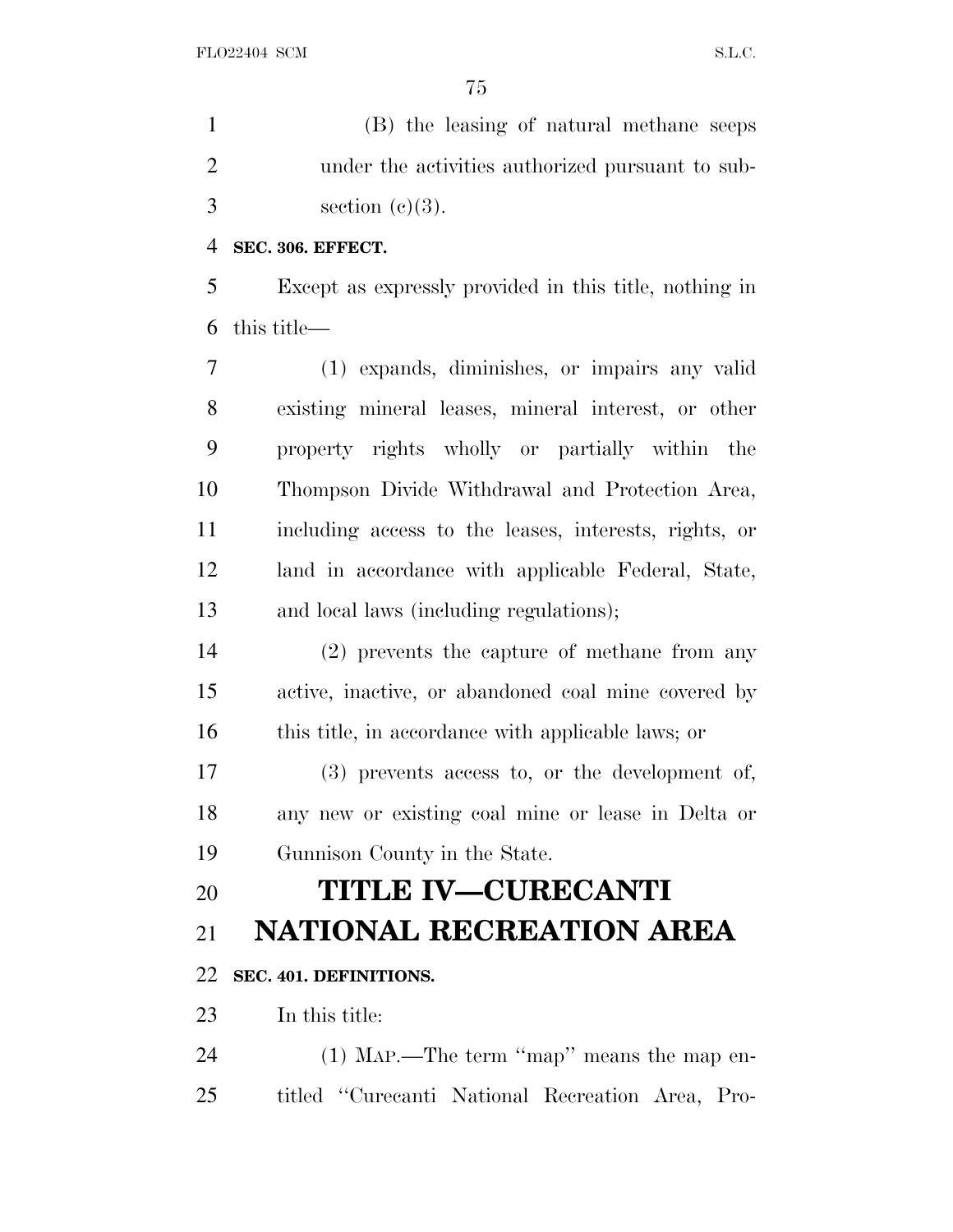(B) the leasing of natural methane seeps under the activities authorized pursuant to subsection (c)(3).

**SEC. 306. EFFECT.**

Except as expressly provided in this title, nothing in this title—

(1) expands, diminishes, or impairs any valid existing mineral leases, mineral interest, or other property rights wholly or partially within the Thompson Divide Withdrawal and Protection Area, including access to the leases, interests, rights, or land in accordance with applicable Federal, State, and local laws (including regulations);

(2) prevents the capture of methane from any active, inactive, or abandoned coal mine covered by this title, in accordance with applicable laws; or

(3) prevents access to, or the development of, any new or existing coal mine or lease in Delta or Gunnison County in the State.

# TITLE IV—CURECANTI NATIONAL RECREATION AREA

**SEC. 401. DEFINITIONS.**

In this title:

(1) MAP.—The term "map" means the map entitled "Curecanti National Recreation Area, Pro-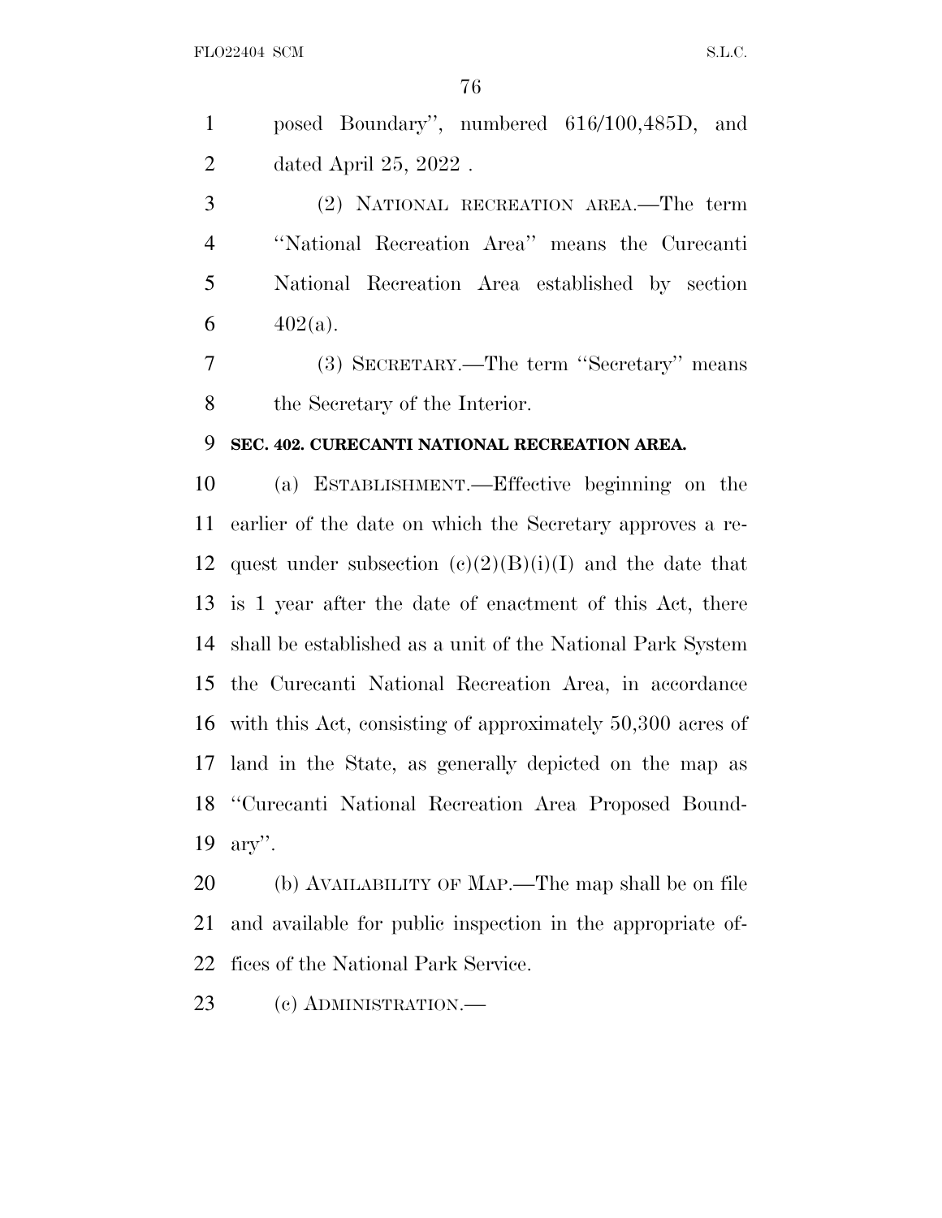posed Boundary'', numbered 616/100,485D, and dated April 25, 2022 .

(2) NATIONAL RECREATION AREA.—The term ''National Recreation Area'' means the Curecanti National Recreation Area established by section 402(a).

(3) SECRETARY.—The term ''Secretary'' means the Secretary of the Interior.

**SEC. 402. CURECANTI NATIONAL RECREATION AREA.**

(a) ESTABLISHMENT.—Effective beginning on the earlier of the date on which the Secretary approves a request under subsection (c)(2)(B)(i)(I) and the date that is 1 year after the date of enactment of this Act, there shall be established as a unit of the National Park System the Curecanti National Recreation Area, in accordance with this Act, consisting of approximately 50,300 acres of land in the State, as generally depicted on the map as ''Curecanti National Recreation Area Proposed Boundary''.

(b) AVAILABILITY OF MAP.—The map shall be on file and available for public inspection in the appropriate offices of the National Park Service.

(c) ADMINISTRATION.—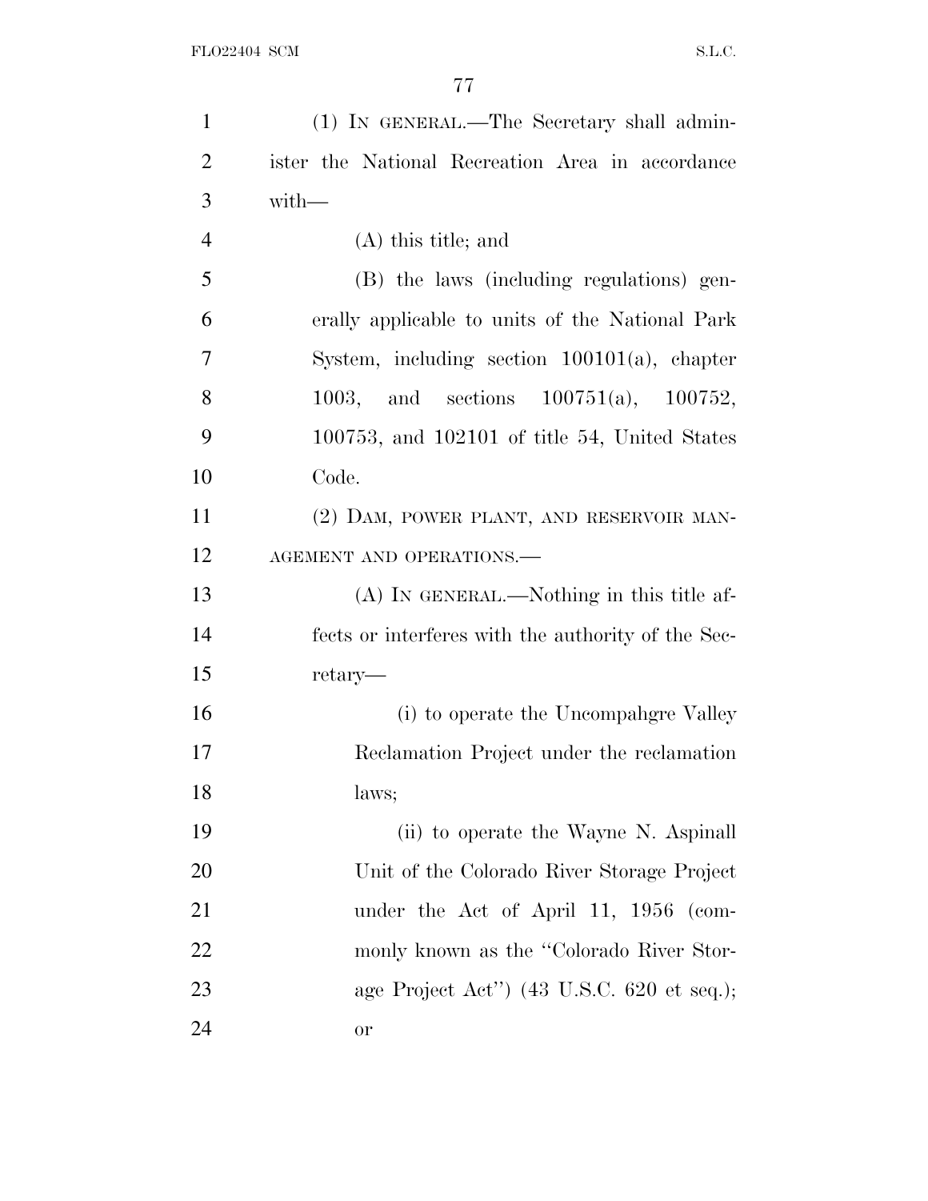(1) IN GENERAL.—The Secretary shall administer the National Recreation Area in accordance with—

(A) this title; and

(B) the laws (including regulations) generally applicable to units of the National Park System, including section 100101(a), chapter 1003, and sections 100751(a), 100752, 100753, and 102101 of title 54, United States Code.

(2) DAM, POWER PLANT, AND RESERVOIR MANAGEMENT AND OPERATIONS.—

(A) IN GENERAL.—Nothing in this title affects or interferes with the authority of the Secretary—

(i) to operate the Uncompahgre Valley Reclamation Project under the reclamation laws;

(ii) to operate the Wayne N. Aspinall Unit of the Colorado River Storage Project under the Act of April 11, 1956 (commonly known as the "Colorado River Storage Project Act") (43 U.S.C. 620 et seq.); or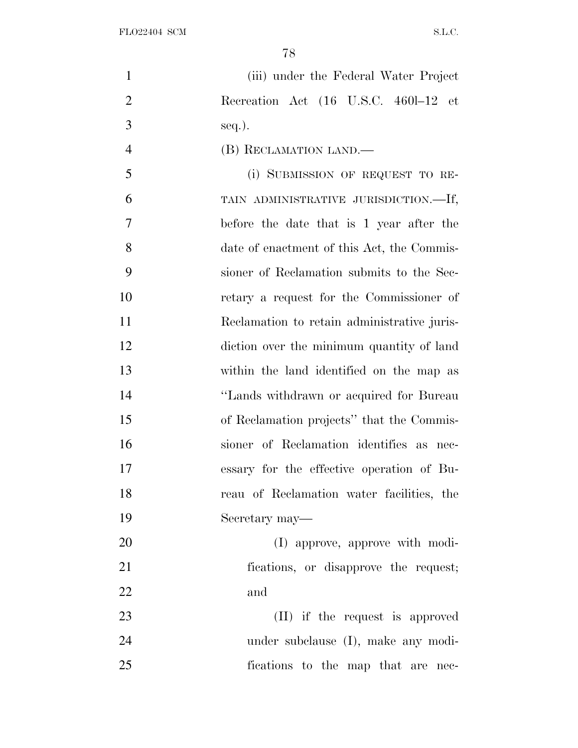(iii) under the Federal Water Project Recreation Act (16 U.S.C. 460l–12 et seq.).

(B) RECLAMATION LAND.—

(i) SUBMISSION OF REQUEST TO RETAIN ADMINISTRATIVE JURISDICTION.—If, before the date that is 1 year after the date of enactment of this Act, the Commissioner of Reclamation submits to the Secretary a request for the Commissioner of Reclamation to retain administrative jurisdiction over the minimum quantity of land within the land identified on the map as "Lands withdrawn or acquired for Bureau of Reclamation projects" that the Commissioner of Reclamation identifies as necessary for the effective operation of Bureau of Reclamation water facilities, the Secretary may—

(I) approve, approve with modifications, or disapprove the request; and

(II) if the request is approved under subclause (I), make any modifications to the map that are nec-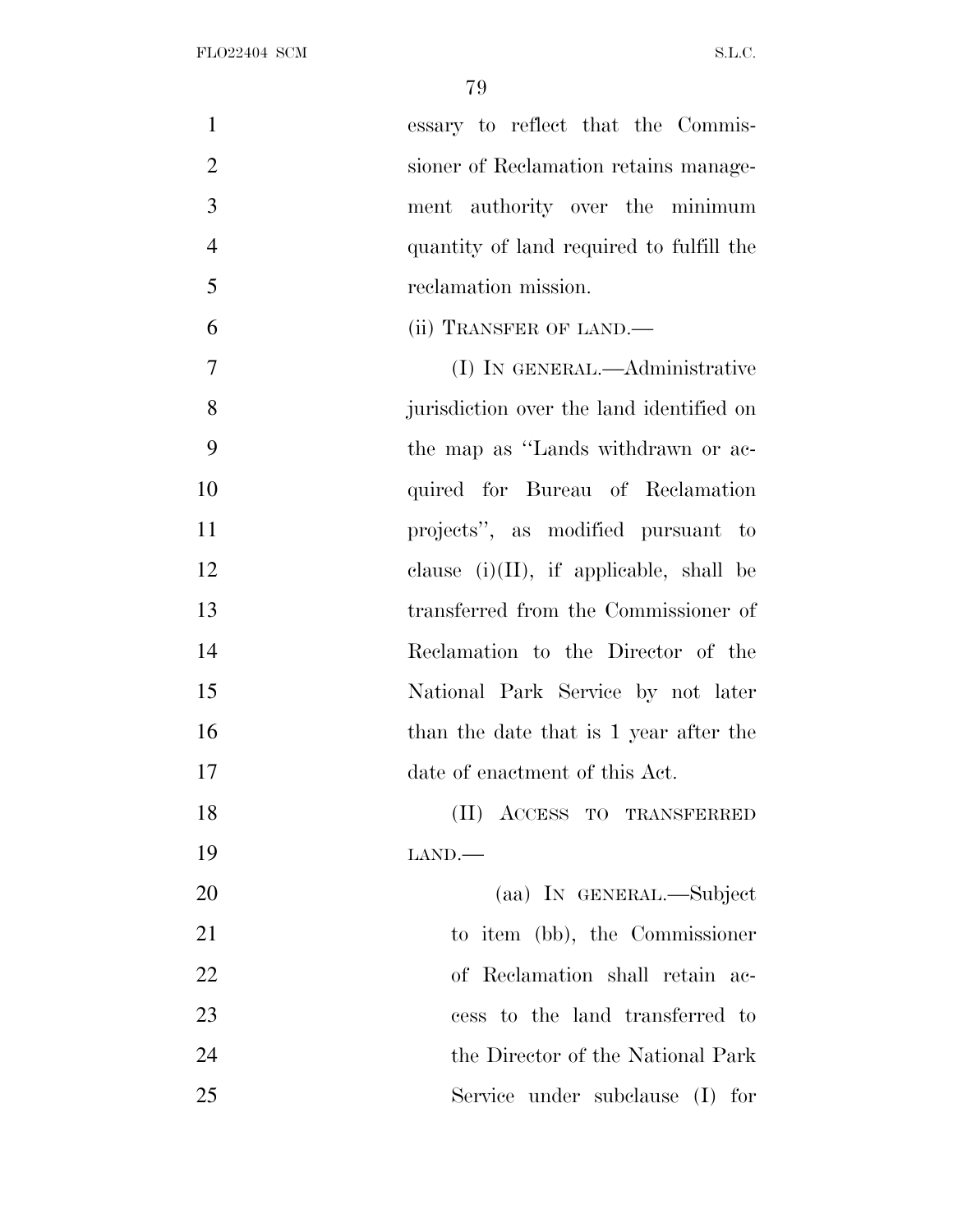essary to reflect that the Commissioner of Reclamation retains management authority over the minimum quantity of land required to fulfill the reclamation mission.

(ii) TRANSFER OF LAND.—

(I) IN GENERAL.—Administrative jurisdiction over the land identified on the map as "Lands withdrawn or acquired for Bureau of Reclamation projects", as modified pursuant to clause (i)(II), if applicable, shall be transferred from the Commissioner of Reclamation to the Director of the National Park Service by not later than the date that is 1 year after the date of enactment of this Act.

(II) ACCESS TO TRANSFERRED LAND.—

(aa) IN GENERAL.—Subject to item (bb), the Commissioner of Reclamation shall retain access to the land transferred to the Director of the National Park Service under subclause (I) for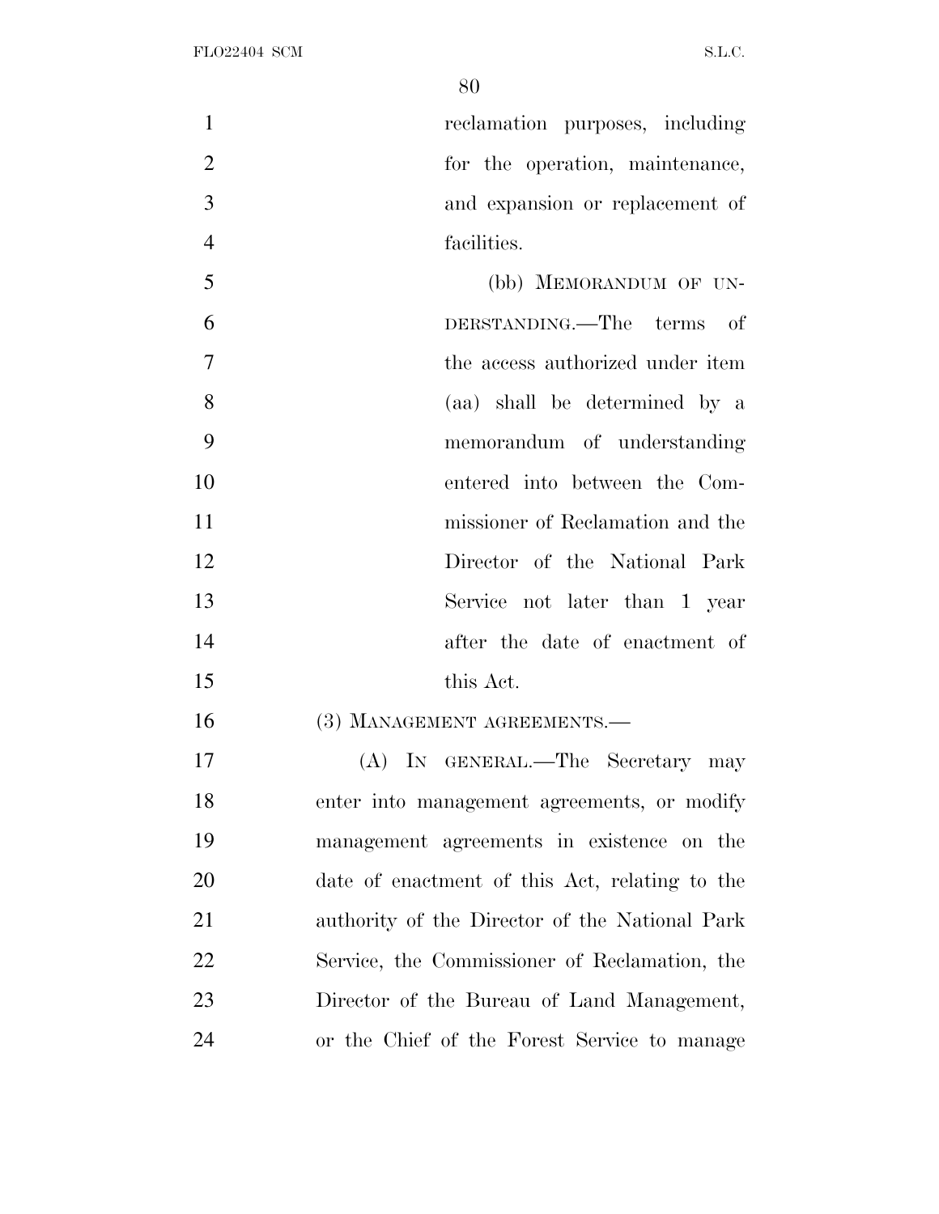reclamation purposes, including for the operation, maintenance, and expansion or replacement of facilities.

(bb) MEMORANDUM OF UNDERSTANDING.—The terms of the access authorized under item (aa) shall be determined by a memorandum of understanding entered into between the Commissioner of Reclamation and the Director of the National Park Service not later than 1 year after the date of enactment of this Act.

(3) MANAGEMENT AGREEMENTS.—

(A) IN GENERAL.—The Secretary may enter into management agreements, or modify management agreements in existence on the date of enactment of this Act, relating to the authority of the Director of the National Park Service, the Commissioner of Reclamation, the Director of the Bureau of Land Management, or the Chief of the Forest Service to manage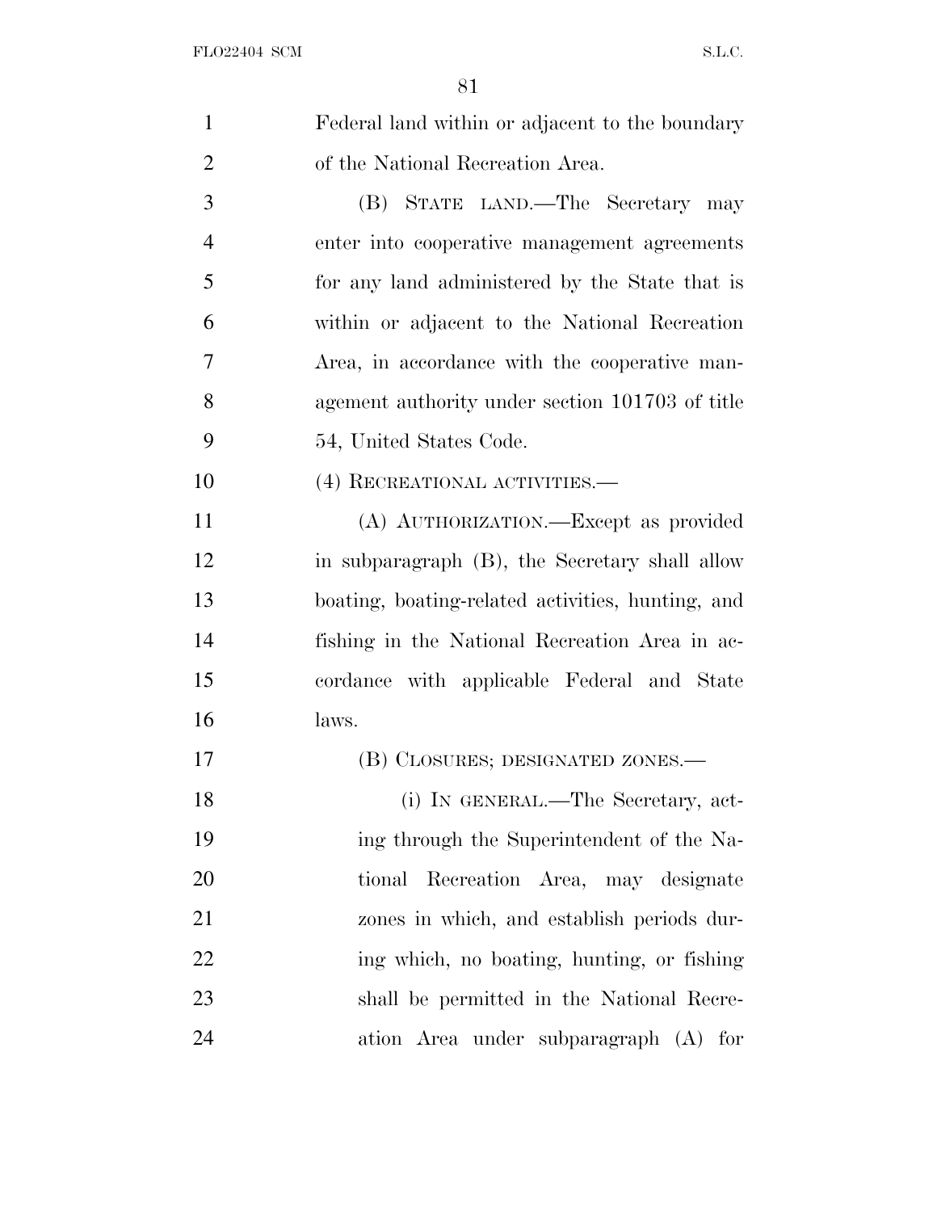Federal land within or adjacent to the boundary of the National Recreation Area.

(B) STATE LAND.—The Secretary may enter into cooperative management agreements for any land administered by the State that is within or adjacent to the National Recreation Area, in accordance with the cooperative management authority under section 101703 of title 54, United States Code.

(4) RECREATIONAL ACTIVITIES.—

(A) AUTHORIZATION.—Except as provided in subparagraph (B), the Secretary shall allow boating, boating-related activities, hunting, and fishing in the National Recreation Area in accordance with applicable Federal and State laws.

(B) CLOSURES; DESIGNATED ZONES.—

(i) IN GENERAL.—The Secretary, acting through the Superintendent of the National Recreation Area, may designate zones in which, and establish periods during which, no boating, hunting, or fishing shall be permitted in the National Recreation Area under subparagraph (A) for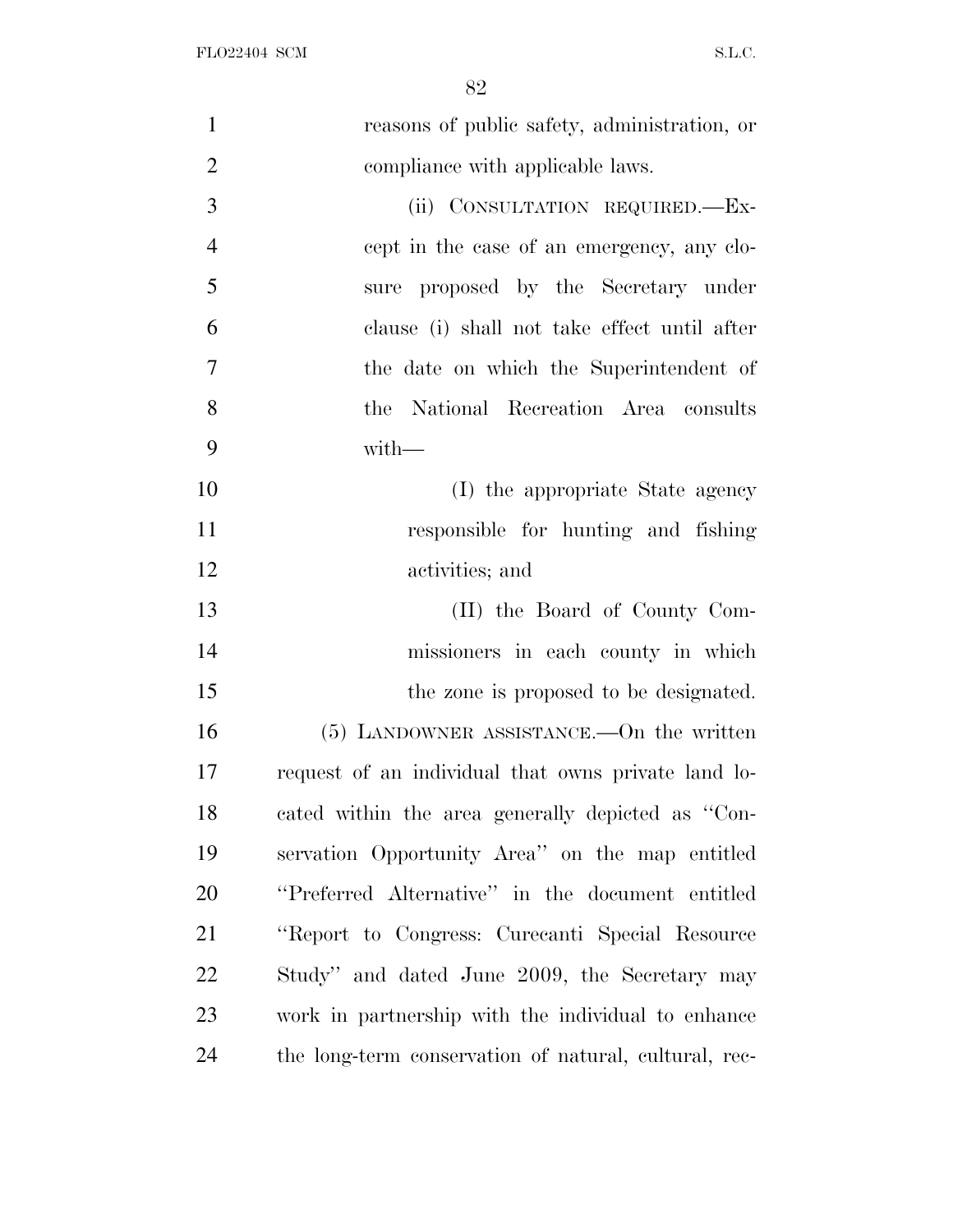reasons of public safety, administration, or compliance with applicable laws.

(ii) CONSULTATION REQUIRED.—Except in the case of an emergency, any closure proposed by the Secretary under clause (i) shall not take effect until after the date on which the Superintendent of the National Recreation Area consults with—

(I) the appropriate State agency responsible for hunting and fishing activities; and

(II) the Board of County Commissioners in each county in which the zone is proposed to be designated.

(5) LANDOWNER ASSISTANCE.—On the written request of an individual that owns private land located within the area generally depicted as ''Conservation Opportunity Area'' on the map entitled ''Preferred Alternative'' in the document entitled ''Report to Congress: Curecanti Special Resource Study'' and dated June 2009, the Secretary may work in partnership with the individual to enhance the long-term conservation of natural, cultural, rec-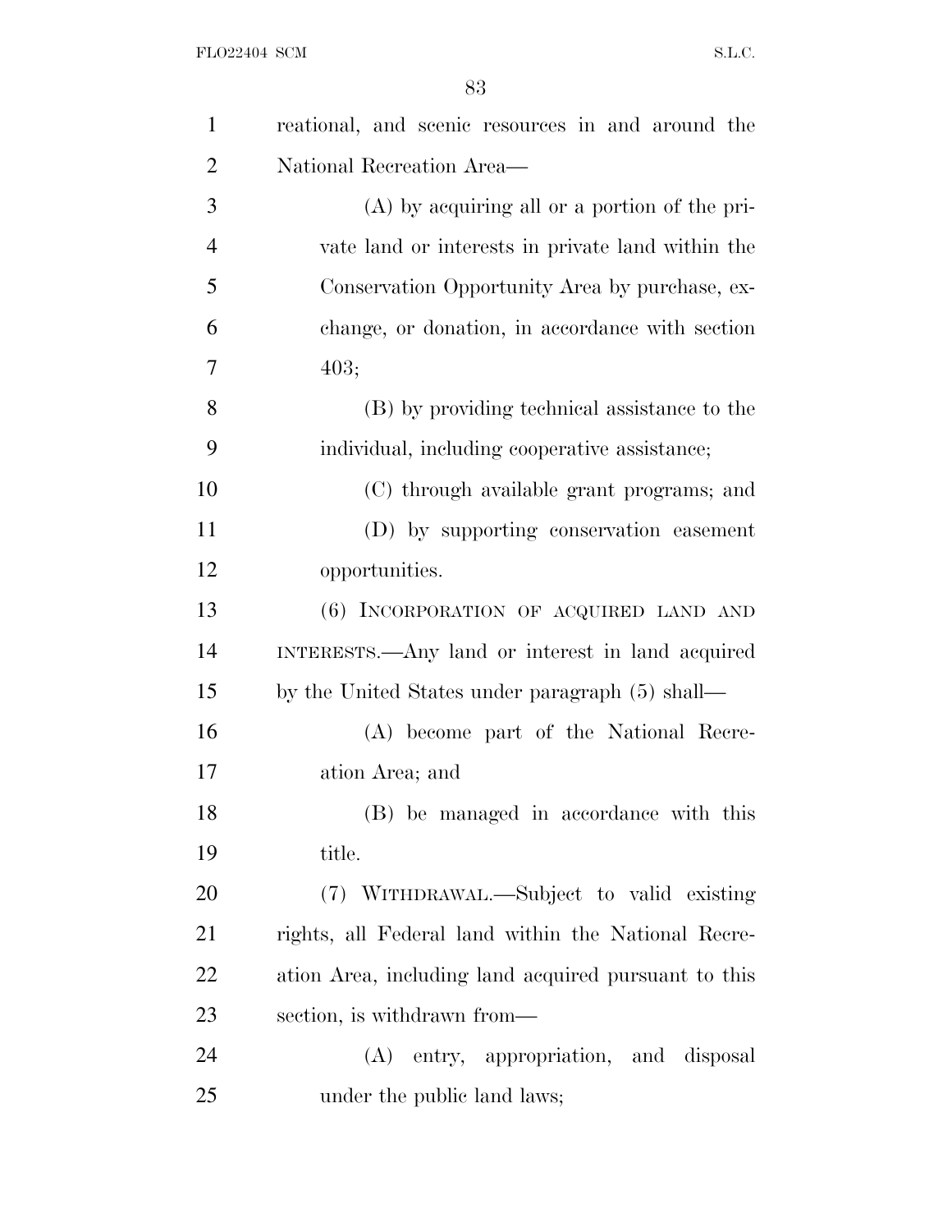reational, and scenic resources in and around the National Recreation Area—

(A) by acquiring all or a portion of the private land or interests in private land within the Conservation Opportunity Area by purchase, exchange, or donation, in accordance with section 403;

(B) by providing technical assistance to the individual, including cooperative assistance;

(C) through available grant programs; and

(D) by supporting conservation easement opportunities.

(6) INCORPORATION OF ACQUIRED LAND AND INTERESTS.—Any land or interest in land acquired by the United States under paragraph (5) shall—

(A) become part of the National Recreation Area; and

(B) be managed in accordance with this title.

(7) WITHDRAWAL.—Subject to valid existing rights, all Federal land within the National Recreation Area, including land acquired pursuant to this section, is withdrawn from—

(A) entry, appropriation, and disposal under the public land laws;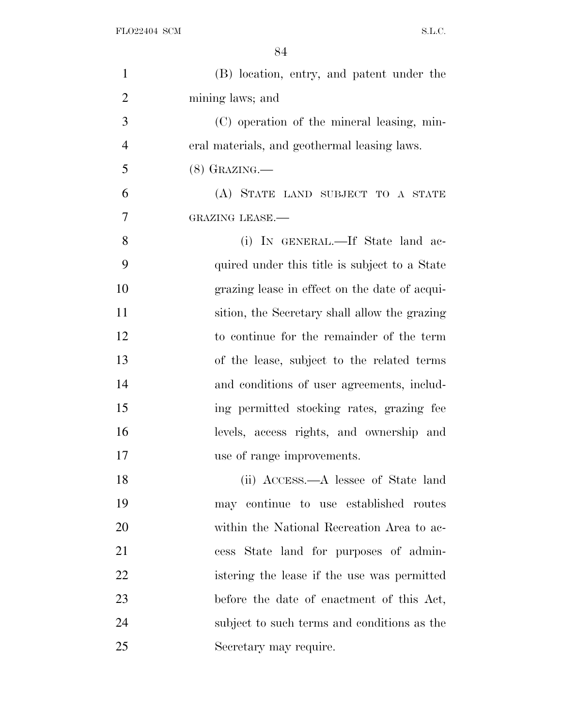(B) location, entry, and patent under the mining laws; and

(C) operation of the mineral leasing, mineral materials, and geothermal leasing laws.

(8) GRAZING.—

(A) STATE LAND SUBJECT TO A STATE GRAZING LEASE.—

(i) IN GENERAL.—If State land acquired under this title is subject to a State grazing lease in effect on the date of acquisition, the Secretary shall allow the grazing to continue for the remainder of the term of the lease, subject to the related terms and conditions of user agreements, including permitted stocking rates, grazing fee levels, access rights, and ownership and use of range improvements.

(ii) ACCESS.—A lessee of State land may continue to use established routes within the National Recreation Area to access State land for purposes of administering the lease if the use was permitted before the date of enactment of this Act, subject to such terms and conditions as the Secretary may require.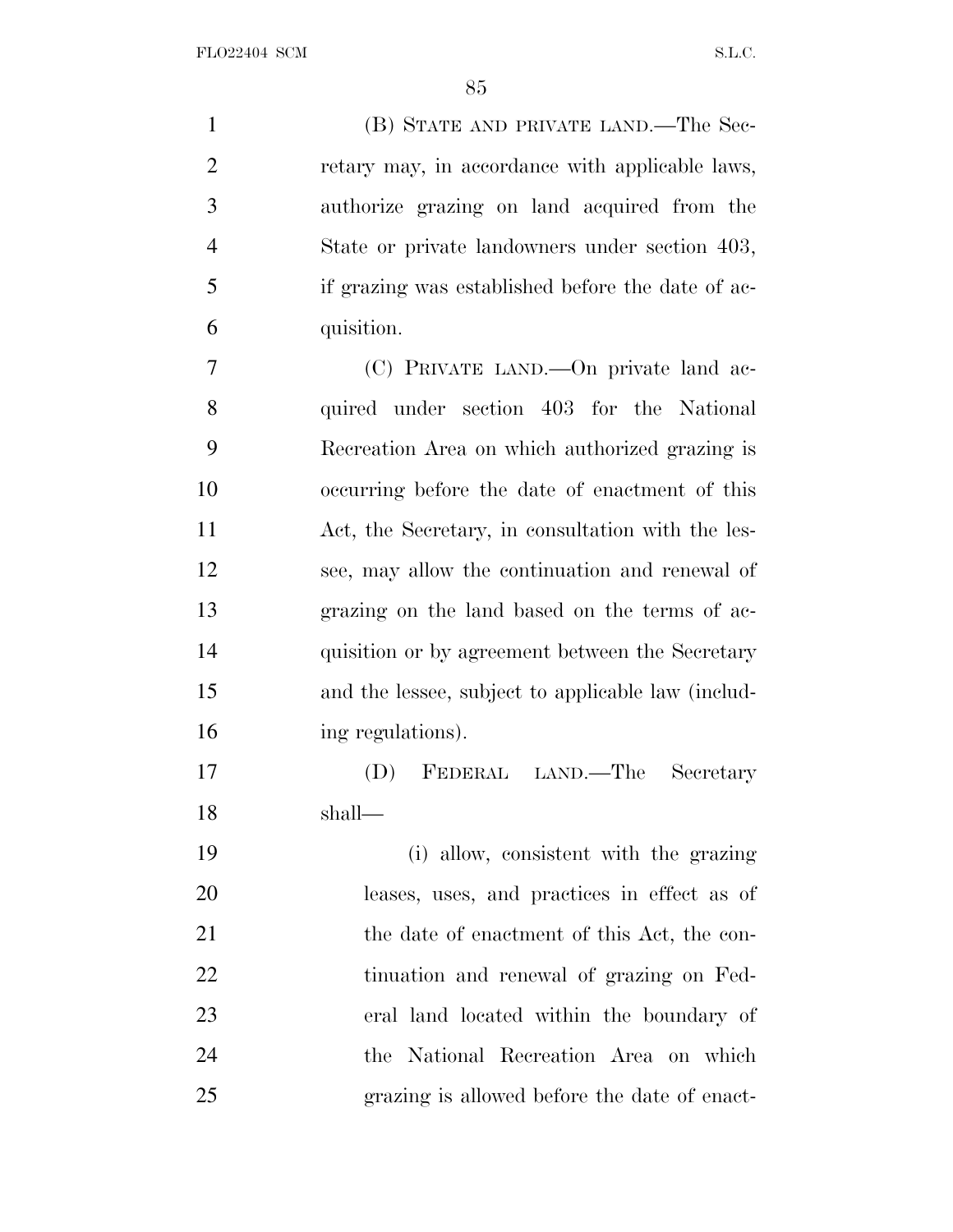(B) STATE AND PRIVATE LAND.—The Secretary may, in accordance with applicable laws, authorize grazing on land acquired from the State or private landowners under section 403, if grazing was established before the date of acquisition.

(C) PRIVATE LAND.—On private land acquired under section 403 for the National Recreation Area on which authorized grazing is occurring before the date of enactment of this Act, the Secretary, in consultation with the lessee, may allow the continuation and renewal of grazing on the land based on the terms of acquisition or by agreement between the Secretary and the lessee, subject to applicable law (including regulations).

(D) FEDERAL LAND.—The Secretary shall—

(i) allow, consistent with the grazing leases, uses, and practices in effect as of the date of enactment of this Act, the continuation and renewal of grazing on Federal land located within the boundary of the National Recreation Area on which grazing is allowed before the date of enact-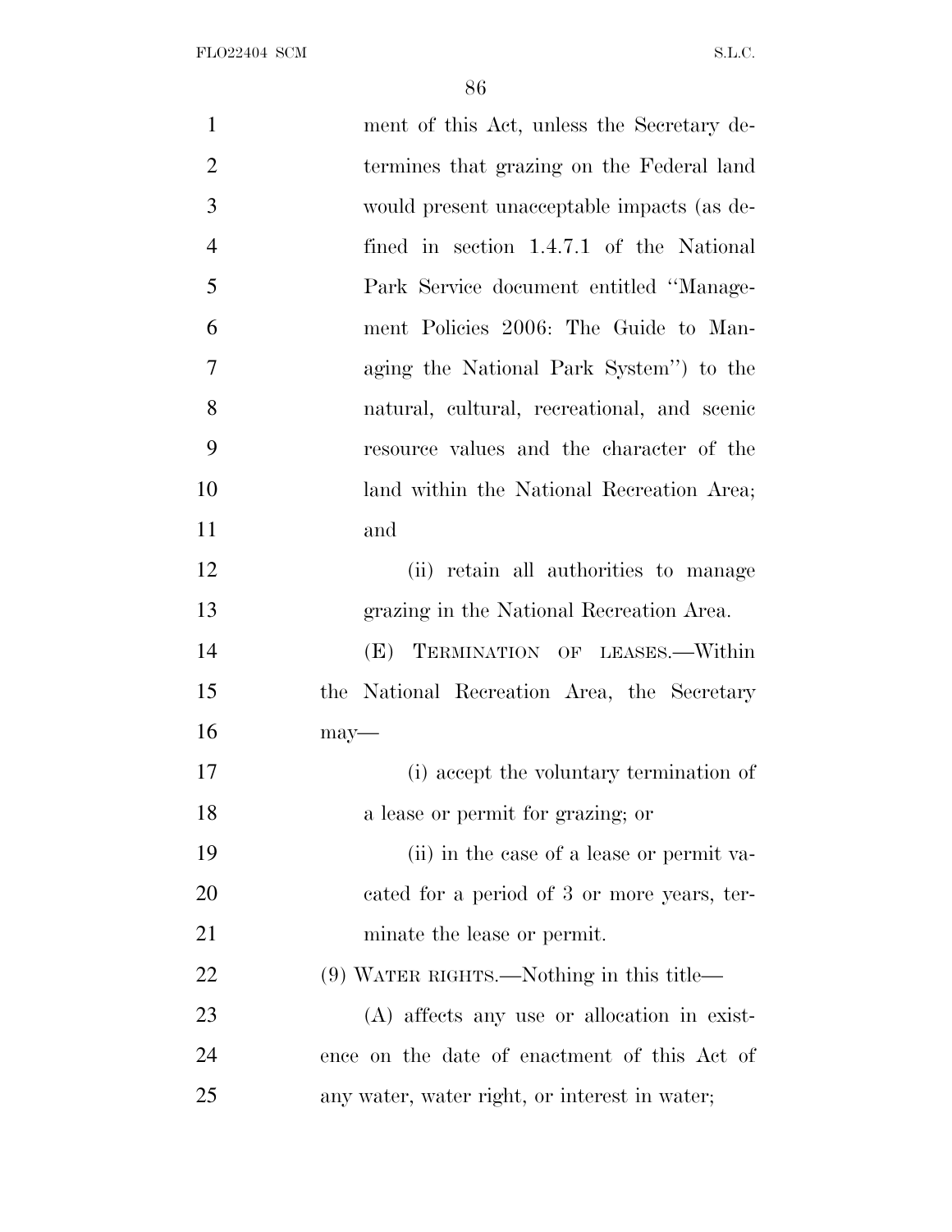ment of this Act, unless the Secretary determines that grazing on the Federal land would present unacceptable impacts (as defined in section 1.4.7.1 of the National Park Service document entitled ''Management Policies 2006: The Guide to Managing the National Park System'') to the natural, cultural, recreational, and scenic resource values and the character of the land within the National Recreation Area; and

(ii) retain all authorities to manage grazing in the National Recreation Area.

(E) TERMINATION OF LEASES.—Within the National Recreation Area, the Secretary may—

(i) accept the voluntary termination of a lease or permit for grazing; or

(ii) in the case of a lease or permit vacated for a period of 3 or more years, terminate the lease or permit.

(9) WATER RIGHTS.—Nothing in this title—

(A) affects any use or allocation in existence on the date of enactment of this Act of any water, water right, or interest in water;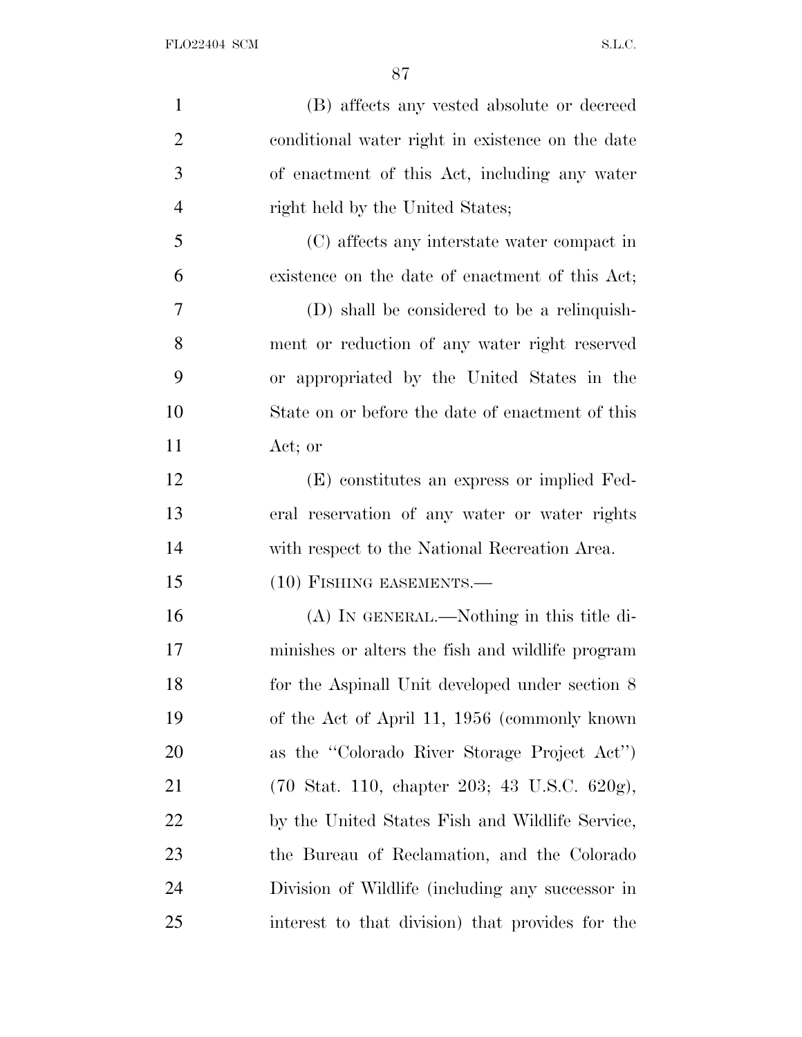(B) affects any vested absolute or decreed conditional water right in existence on the date of enactment of this Act, including any water right held by the United States;

(C) affects any interstate water compact in existence on the date of enactment of this Act;

(D) shall be considered to be a relinquishment or reduction of any water right reserved or appropriated by the United States in the State on or before the date of enactment of this Act; or

(E) constitutes an express or implied Federal reservation of any water or water rights with respect to the National Recreation Area.

(10) FISHING EASEMENTS.—

(A) IN GENERAL.—Nothing in this title diminishes or alters the fish and wildlife program for the Aspinall Unit developed under section 8 of the Act of April 11, 1956 (commonly known as the "Colorado River Storage Project Act") (70 Stat. 110, chapter 203; 43 U.S.C. 620g), by the United States Fish and Wildlife Service, the Bureau of Reclamation, and the Colorado Division of Wildlife (including any successor in interest to that division) that provides for the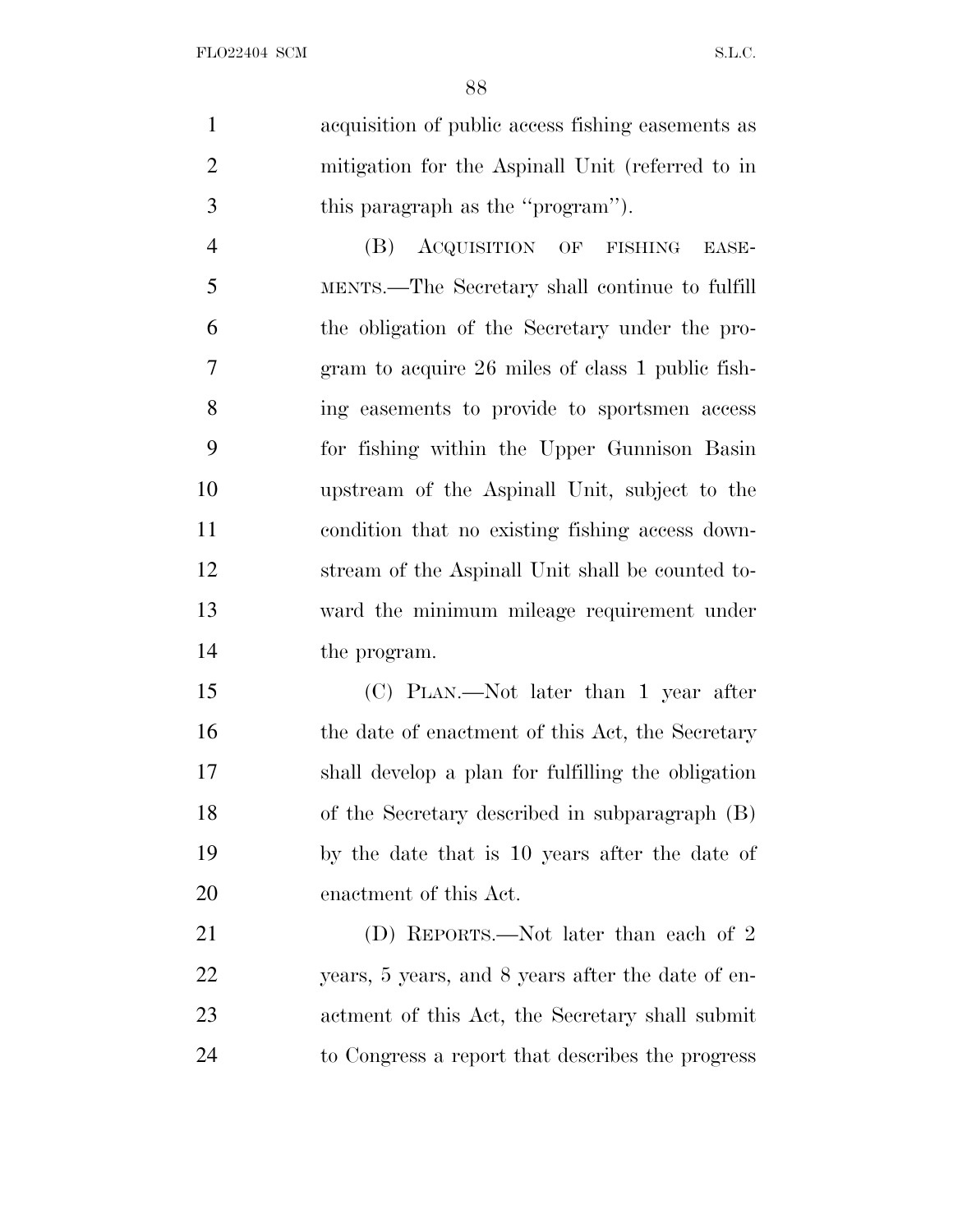acquisition of public access fishing easements as mitigation for the Aspinall Unit (referred to in this paragraph as the ''program'').

(B) ACQUISITION OF FISHING EASEMENTS.—The Secretary shall continue to fulfill the obligation of the Secretary under the program to acquire 26 miles of class 1 public fishing easements to provide to sportsmen access for fishing within the Upper Gunnison Basin upstream of the Aspinall Unit, subject to the condition that no existing fishing access downstream of the Aspinall Unit shall be counted toward the minimum mileage requirement under the program.

(C) PLAN.—Not later than 1 year after the date of enactment of this Act, the Secretary shall develop a plan for fulfilling the obligation of the Secretary described in subparagraph (B) by the date that is 10 years after the date of enactment of this Act.

(D) REPORTS.—Not later than each of 2 years, 5 years, and 8 years after the date of enactment of this Act, the Secretary shall submit to Congress a report that describes the progress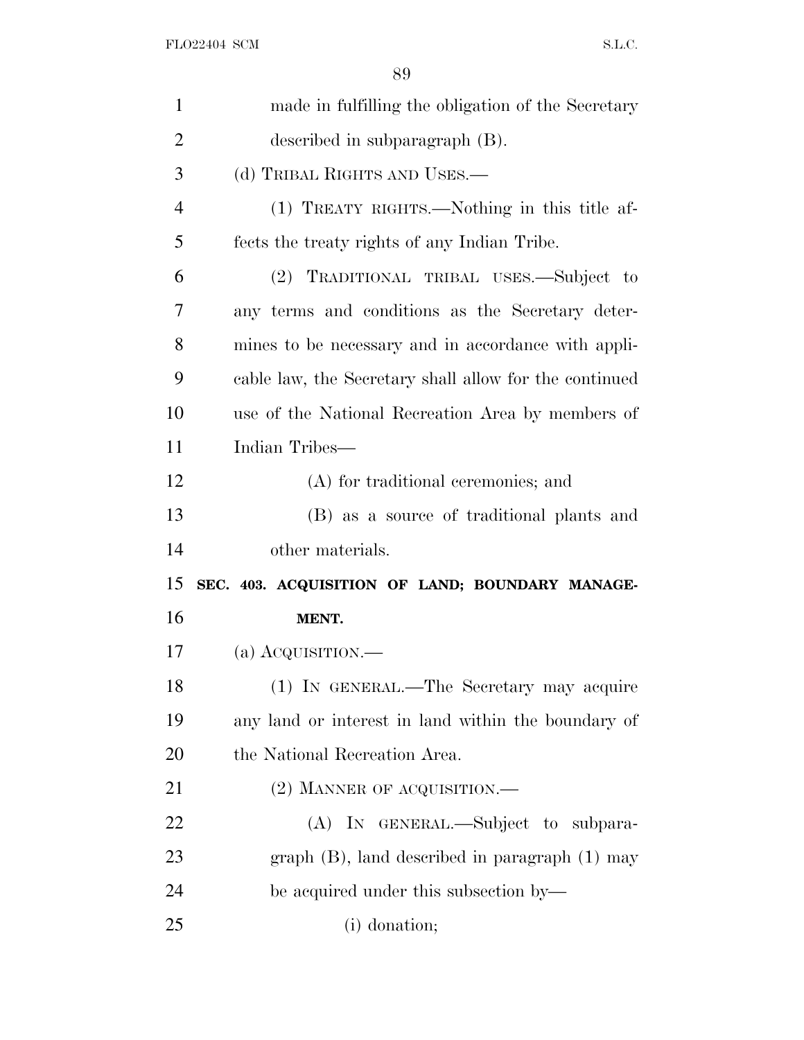made in fulfilling the obligation of the Secretary described in subparagraph (B).

(d) TRIBAL RIGHTS AND USES.—

(1) TREATY RIGHTS.—Nothing in this title affects the treaty rights of any Indian Tribe.

(2) TRADITIONAL TRIBAL USES.—Subject to any terms and conditions as the Secretary determines to be necessary and in accordance with applicable law, the Secretary shall allow for the continued use of the National Recreation Area by members of Indian Tribes—

(A) for traditional ceremonies; and

(B) as a source of traditional plants and other materials.

**SEC. 403. ACQUISITION OF LAND; BOUNDARY MANAGEMENT.**

(a) ACQUISITION.—

(1) IN GENERAL.—The Secretary may acquire any land or interest in land within the boundary of the National Recreation Area.

(2) MANNER OF ACQUISITION.—

(A) IN GENERAL.—Subject to subparagraph (B), land described in paragraph (1) may be acquired under this subsection by—

(i) donation;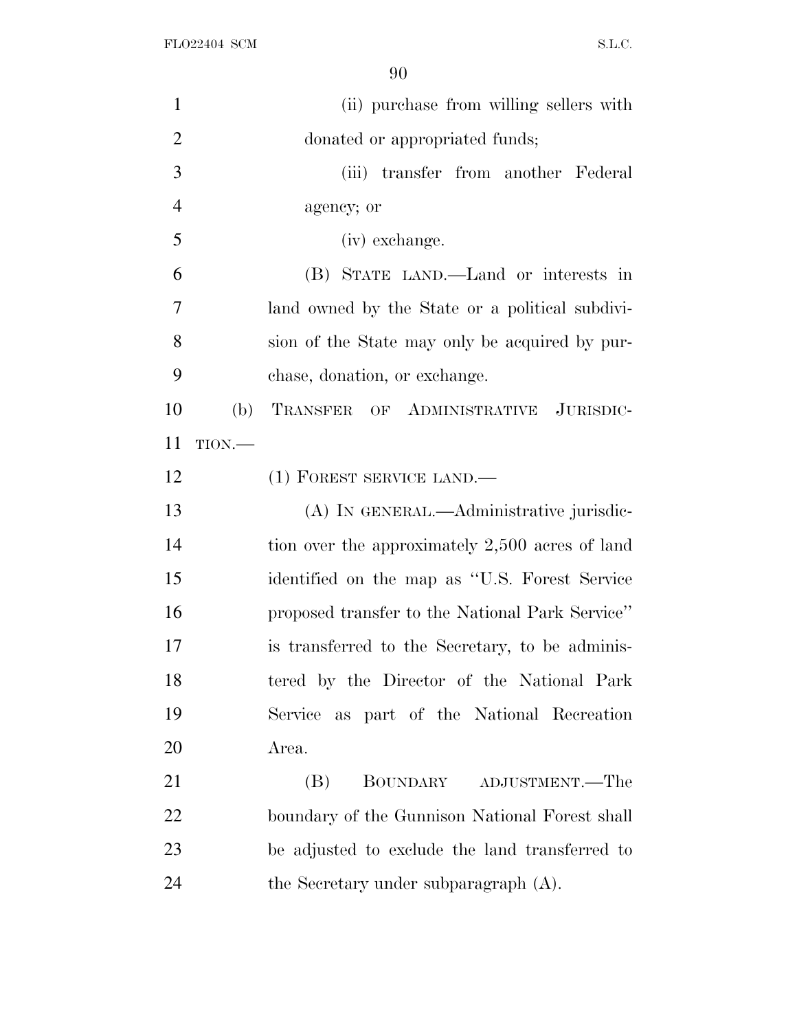(ii) purchase from willing sellers with donated or appropriated funds;

(iii) transfer from another Federal agency; or

(iv) exchange.

(B) STATE LAND.—Land or interests in land owned by the State or a political subdivision of the State may only be acquired by purchase, donation, or exchange.

(b) TRANSFER OF ADMINISTRATIVE JURISDICTION.—

(1) FOREST SERVICE LAND.—

(A) IN GENERAL.—Administrative jurisdiction over the approximately 2,500 acres of land identified on the map as ''U.S. Forest Service proposed transfer to the National Park Service'' is transferred to the Secretary, to be administered by the Director of the National Park Service as part of the National Recreation Area.

(B) BOUNDARY ADJUSTMENT.—The boundary of the Gunnison National Forest shall be adjusted to exclude the land transferred to the Secretary under subparagraph (A).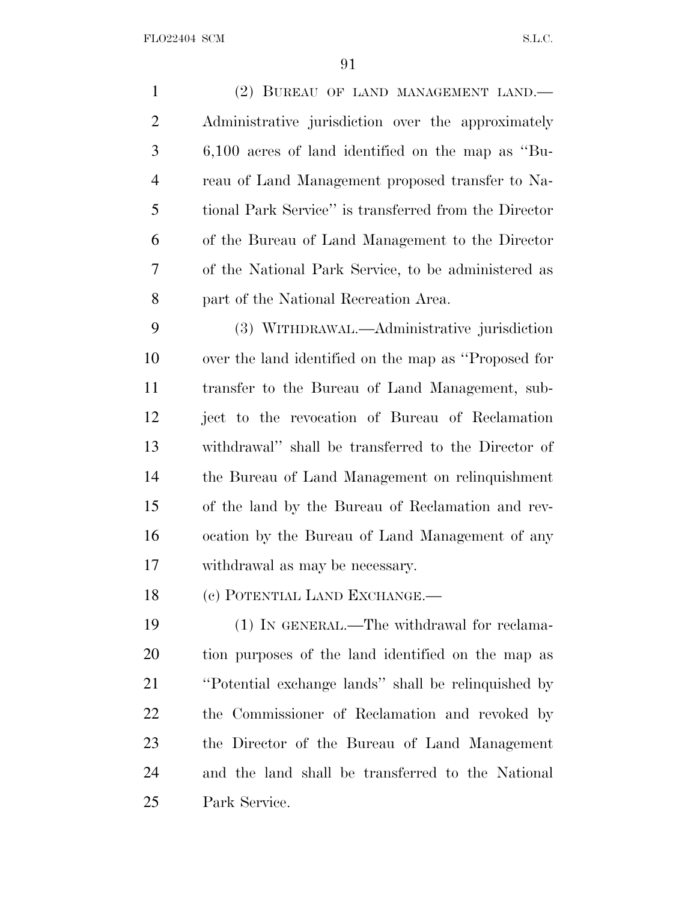(2) BUREAU OF LAND MANAGEMENT LAND.—Administrative jurisdiction over the approximately 6,100 acres of land identified on the map as "Bureau of Land Management proposed transfer to National Park Service" is transferred from the Director of the Bureau of Land Management to the Director of the National Park Service, to be administered as part of the National Recreation Area.

(3) WITHDRAWAL.—Administrative jurisdiction over the land identified on the map as "Proposed for transfer to the Bureau of Land Management, subject to the revocation of Bureau of Reclamation withdrawal" shall be transferred to the Director of the Bureau of Land Management on relinquishment of the land by the Bureau of Reclamation and revocation by the Bureau of Land Management of any withdrawal as may be necessary.

(c) POTENTIAL LAND EXCHANGE.—

(1) IN GENERAL.—The withdrawal for reclamation purposes of the land identified on the map as "Potential exchange lands" shall be relinquished by the Commissioner of Reclamation and revoked by the Director of the Bureau of Land Management and the land shall be transferred to the National Park Service.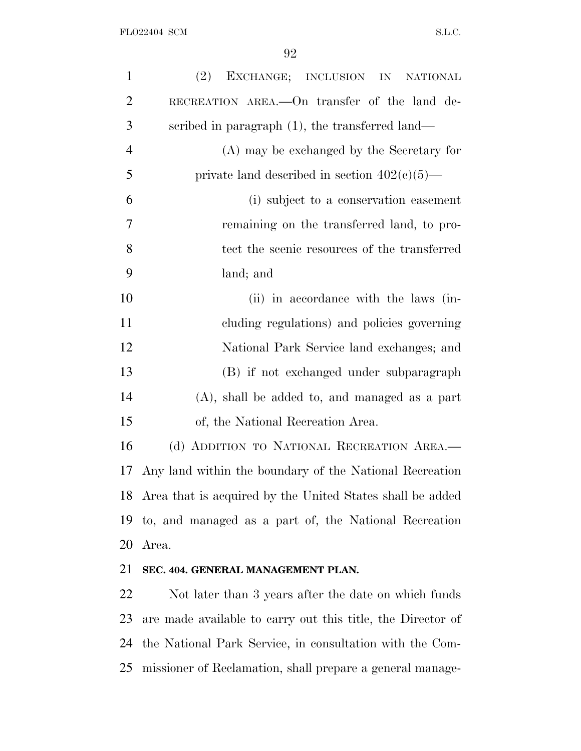(2) EXCHANGE; INCLUSION IN NATIONAL RECREATION AREA.—On transfer of the land described in paragraph (1), the transferred land—

(A) may be exchanged by the Secretary for private land described in section 402(c)(5)—

(i) subject to a conservation easement remaining on the transferred land, to protect the scenic resources of the transferred land; and

(ii) in accordance with the laws (including regulations) and policies governing National Park Service land exchanges; and

(B) if not exchanged under subparagraph (A), shall be added to, and managed as a part of, the National Recreation Area.

(d) ADDITION TO NATIONAL RECREATION AREA.—Any land within the boundary of the National Recreation Area that is acquired by the United States shall be added to, and managed as a part of, the National Recreation Area.

**SEC. 404. GENERAL MANAGEMENT PLAN.**

Not later than 3 years after the date on which funds are made available to carry out this title, the Director of the National Park Service, in consultation with the Commissioner of Reclamation, shall prepare a general manage-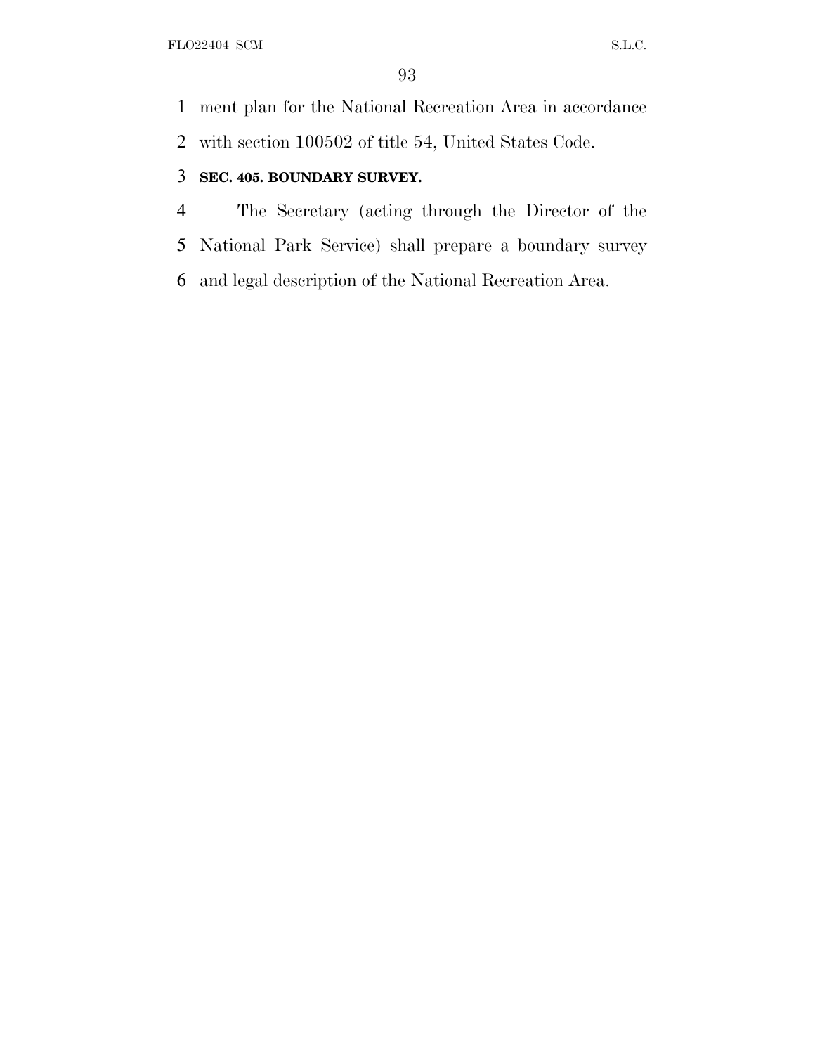ment plan for the National Recreation Area in accordance with section 100502 of title 54, United States Code.

### SEC. 405. BOUNDARY SURVEY.

The Secretary (acting through the Director of the National Park Service) shall prepare a boundary survey and legal description of the National Recreation Area.